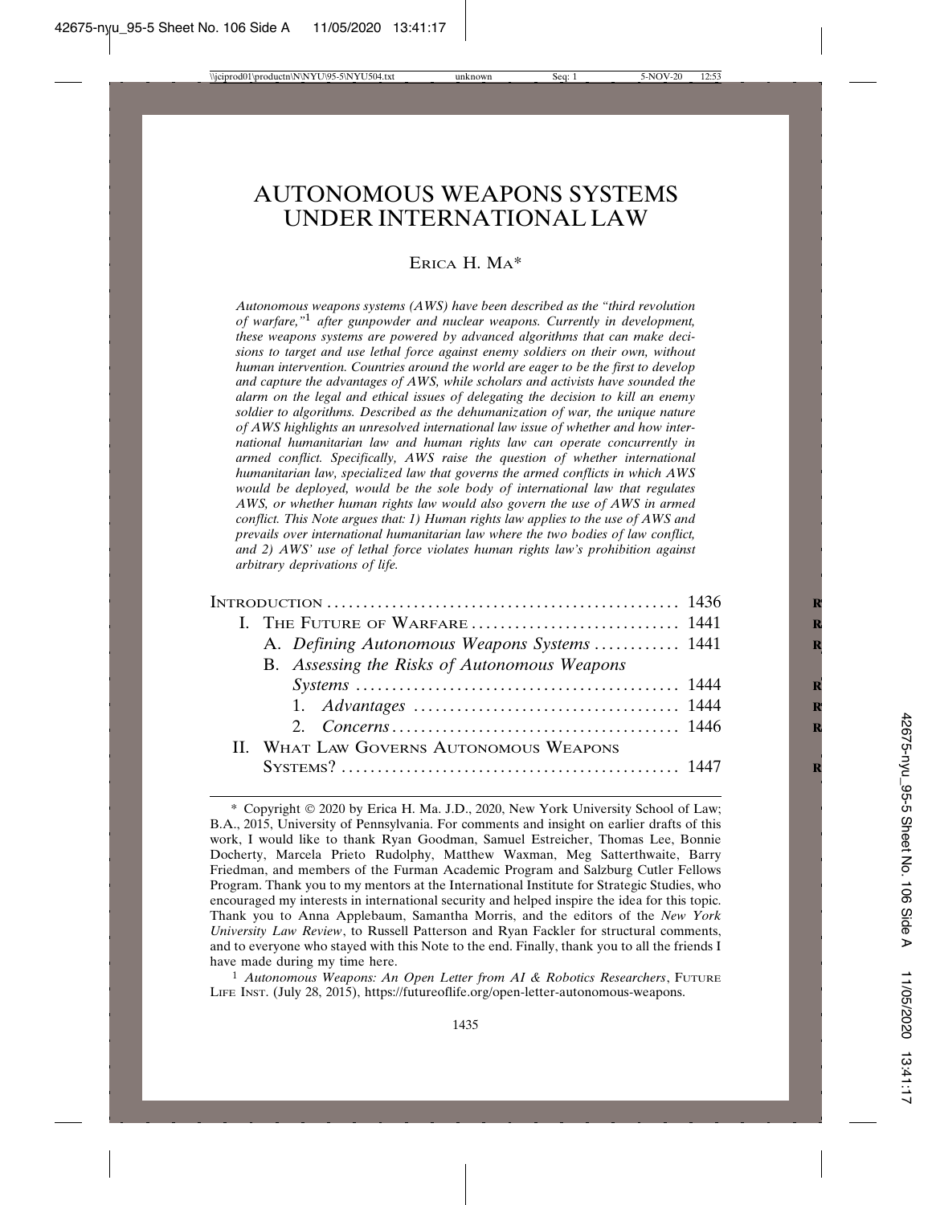# AUTONOMOUS WEAPONS SYSTEMS UNDER INTERNATIONAL LAW

ERICA H. MA*

*Autonomous weapons systems (AWS) have been described as the "third revolution of warfare,"[1] after gunpowder and nuclear weapons. Currently in development, these weapons systems are powered by advanced algorithms that can make decisions to target and use lethal force against enemy soldiers on their own, without human intervention. Countries around the world are eager to be the first to develop and capture the advantages of AWS, while scholars and activists have sounded the alarm on the legal and ethical issues of delegating the decision to kill an enemy soldier to algorithms. Described as the dehumanization of war, the unique nature of AWS highlights an unresolved international law issue of whether and how international humanitarian law and human rights law can operate concurrently in armed conflict. Specifically, AWS raise the question of whether international humanitarian law, specialized law that governs the armed conflicts in which AWS would be deployed, would be the sole body of international law that regulates AWS, or whether human rights law would also govern the use of AWS in armed conflict. This Note argues that: 1) Human rights law applies to the use of AWS and prevails over international humanitarian law where the two bodies of law conflict, and 2) AWS' use of lethal force violates human rights law's prohibition against arbitrary deprivations of life.*

| | |
|---|---|
| INTRODUCTION | 1436 |
| I. THE FUTURE OF WARFARE | 1441 |
| A. *Defining Autonomous Weapons Systems* | 1441 |
| B. *Assessing the Risks of Autonomous Weapons Systems* | 1444 |
| 1. *Advantages* | 1444 |
| 2. *Concerns* | 1446 |
| II. WHAT LAW GOVERNS AUTONOMOUS WEAPONS SYSTEMS? | 1447 |

\* Copyright © 2020 by Erica H. Ma. J.D., 2020, New York University School of Law; B.A., 2015, University of Pennsylvania. For comments and insight on earlier drafts of this work, I would like to thank Ryan Goodman, Samuel Estreicher, Thomas Lee, Bonnie Docherty, Marcela Prieto Rudolphy, Matthew Waxman, Meg Satterthwaite, Barry Friedman, and members of the Furman Academic Program and Salzburg Cutler Fellows Program. Thank you to my mentors at the International Institute for Strategic Studies, who encouraged my interests in international security and helped inspire the idea for this topic. Thank you to Anna Applebaum, Samantha Morris, and the editors of the *New York University Law Review*, to Russell Patterson and Ryan Fackler for structural comments, and to everyone who stayed with this Note to the end. Finally, thank you to all the friends I have made during my time here.

[1] *Autonomous Weapons: An Open Letter from AI & Robotics Researchers*, FUTURE LIFE INST. (July 28, 2015), https://futureoflife.org/open-letter-autonomous-weapons.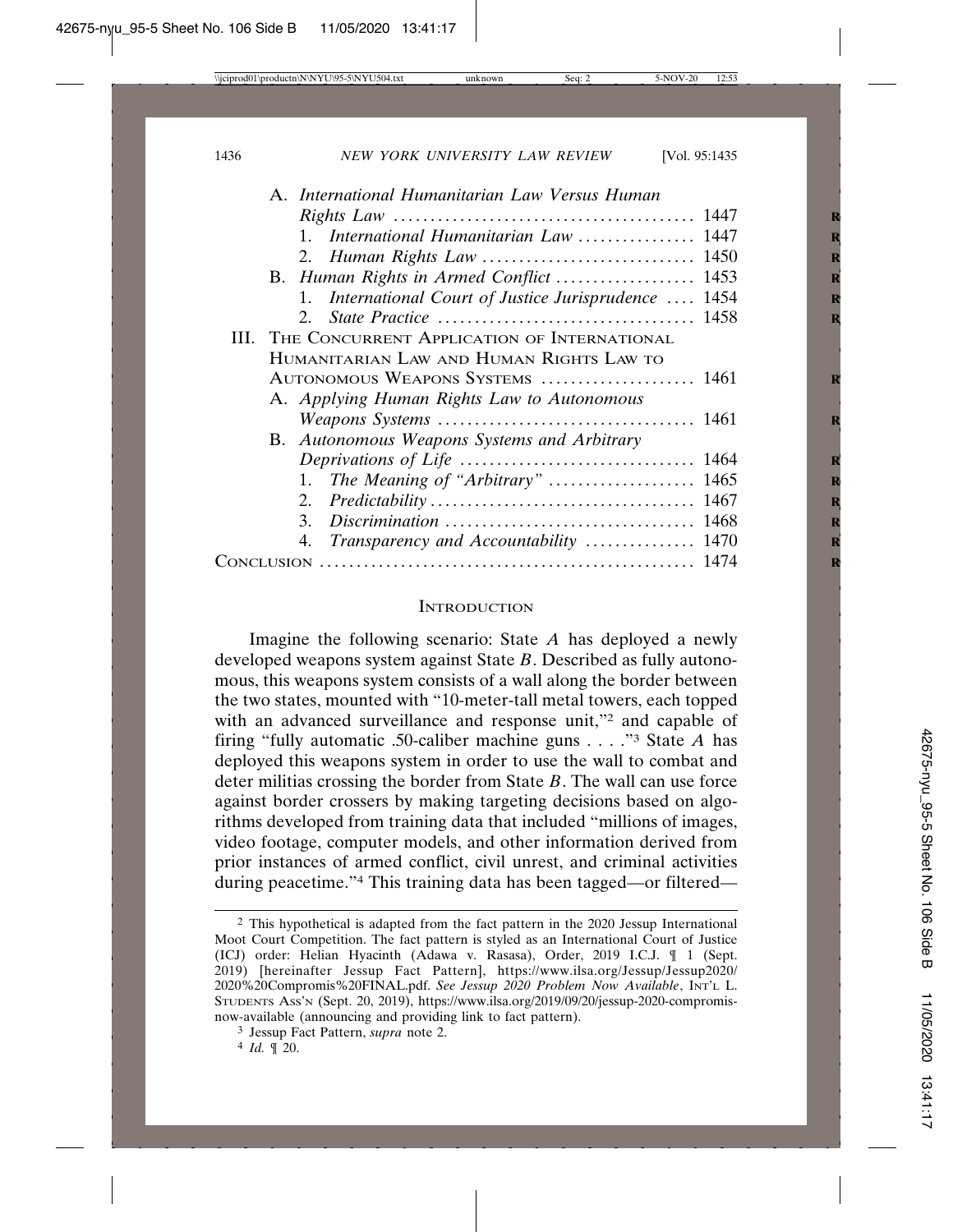A. *International Humanitarian Law Versus Human Rights Law* .......... 1447
   1. *International Humanitarian Law* .......... 1447
   2. *Human Rights Law* .......... 1450

B. *Human Rights in Armed Conflict* .......... 1453
   1. *International Court of Justice Jurisprudence* .......... 1454
   2. *State Practice* .......... 1458

III. THE CONCURRENT APPLICATION OF INTERNATIONAL HUMANITARIAN LAW AND HUMAN RIGHTS LAW TO AUTONOMOUS WEAPONS SYSTEMS .......... 1461

A. *Applying Human Rights Law to Autonomous Weapons Systems* .......... 1461

B. *Autonomous Weapons Systems and Arbitrary Deprivations of Life* .......... 1464
   1. *The Meaning of "Arbitrary"* .......... 1465
   2. *Predictability* .......... 1467
   3. *Discrimination* .......... 1468
   4. *Transparency and Accountability* .......... 1470

CONCLUSION .......... 1474

## INTRODUCTION

Imagine the following scenario: State *A* has deployed a newly developed weapons system against State *B*. Described as fully autonomous, this weapons system consists of a wall along the border between the two states, mounted with "10-meter-tall metal towers, each topped with an advanced surveillance and response unit,"[2] and capable of firing "fully automatic .50-caliber machine guns . . . ."[3] State *A* has deployed this weapons system in order to use the wall to combat and deter militias crossing the border from State *B*. The wall can use force against border crossers by making targeting decisions based on algorithms developed from training data that included "millions of images, video footage, computer models, and other information derived from prior instances of armed conflict, civil unrest, and criminal activities during peacetime."[4] This training data has been tagged—or filtered—

---

[2] This hypothetical is adapted from the fact pattern in the 2020 Jessup International Moot Court Competition. The fact pattern is styled as an International Court of Justice (ICJ) order: Helian Hyacinth (Adawa v. Rasasa), Order, 2019 I.C.J. ¶ 1 (Sept. 2019) [hereinafter Jessup Fact Pattern], https://www.ilsa.org/Jessup/Jessup2020/2020%20Compromis%20FINAL.pdf. *See Jessup 2020 Problem Now Available*, INT'L L. STUDENTS ASS'N (Sept. 20, 2019), https://www.ilsa.org/2019/09/20/jessup-2020-compromis-now-available (announcing and providing link to fact pattern).

[3] Jessup Fact Pattern, *supra* note 2.

[4] *Id.* ¶ 20.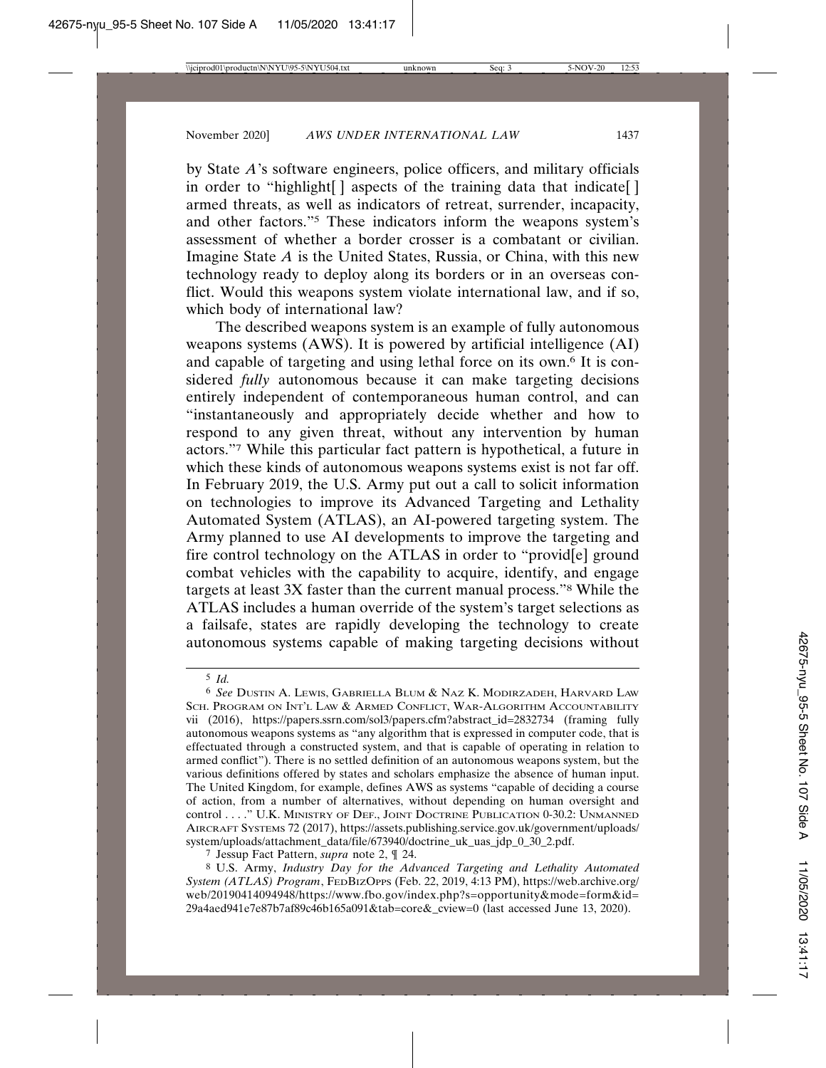by State *A*'s software engineers, police officers, and military officials in order to "highlight[ ] aspects of the training data that indicate[ ] armed threats, as well as indicators of retreat, surrender, incapacity, and other factors."[5] These indicators inform the weapons system's assessment of whether a border crosser is a combatant or civilian. Imagine State *A* is the United States, Russia, or China, with this new technology ready to deploy along its borders or in an overseas conflict. Would this weapons system violate international law, and if so, which body of international law?

The described weapons system is an example of fully autonomous weapons systems (AWS). It is powered by artificial intelligence (AI) and capable of targeting and using lethal force on its own.[6] It is considered *fully* autonomous because it can make targeting decisions entirely independent of contemporaneous human control, and can "instantaneously and appropriately decide whether and how to respond to any given threat, without any intervention by human actors."[7] While this particular fact pattern is hypothetical, a future in which these kinds of autonomous weapons systems exist is not far off. In February 2019, the U.S. Army put out a call to solicit information on technologies to improve its Advanced Targeting and Lethality Automated System (ATLAS), an AI-powered targeting system. The Army planned to use AI developments to improve the targeting and fire control technology on the ATLAS in order to "provid[e] ground combat vehicles with the capability to acquire, identify, and engage targets at least 3X faster than the current manual process."[8] While the ATLAS includes a human override of the system's target selections as a failsafe, states are rapidly developing the technology to create autonomous systems capable of making targeting decisions without

---

5 *Id.*

6 *See* Dustin A. Lewis, Gabriella Blum & Naz K. Modirzadeh, Harvard Law Sch. Program on Int'l Law & Armed Conflict, War-Algorithm Accountability vii (2016), https://papers.ssrn.com/sol3/papers.cfm?abstract_id=2832734 (framing fully autonomous weapons systems as "any algorithm that is expressed in computer code, that is effectuated through a constructed system, and that is capable of operating in relation to armed conflict"). There is no settled definition of an autonomous weapons system, but the various definitions offered by states and scholars emphasize the absence of human input. The United Kingdom, for example, defines AWS as systems "capable of deciding a course of action, from a number of alternatives, without depending on human oversight and control . . . ." U.K. Ministry of Def., Joint Doctrine Publication 0-30.2: Unmanned Aircraft Systems 72 (2017), https://assets.publishing.service.gov.uk/government/uploads/system/uploads/attachment_data/file/673940/doctrine_uk_uas_jdp_0_30_2.pdf.

7 Jessup Fact Pattern, *supra* note 2, ¶ 24.

8 U.S. Army, *Industry Day for the Advanced Targeting and Lethality Automated System (ATLAS) Program*, FedBizOpps (Feb. 22, 2019, 4:13 PM), https://web.archive.org/web/20190414094948/https://www.fbo.gov/index.php?s=opportunity&mode=form&id=29a4aed941e7e87b7af89c46b165a091&tab=core&_cview=0 (last accessed June 13, 2020).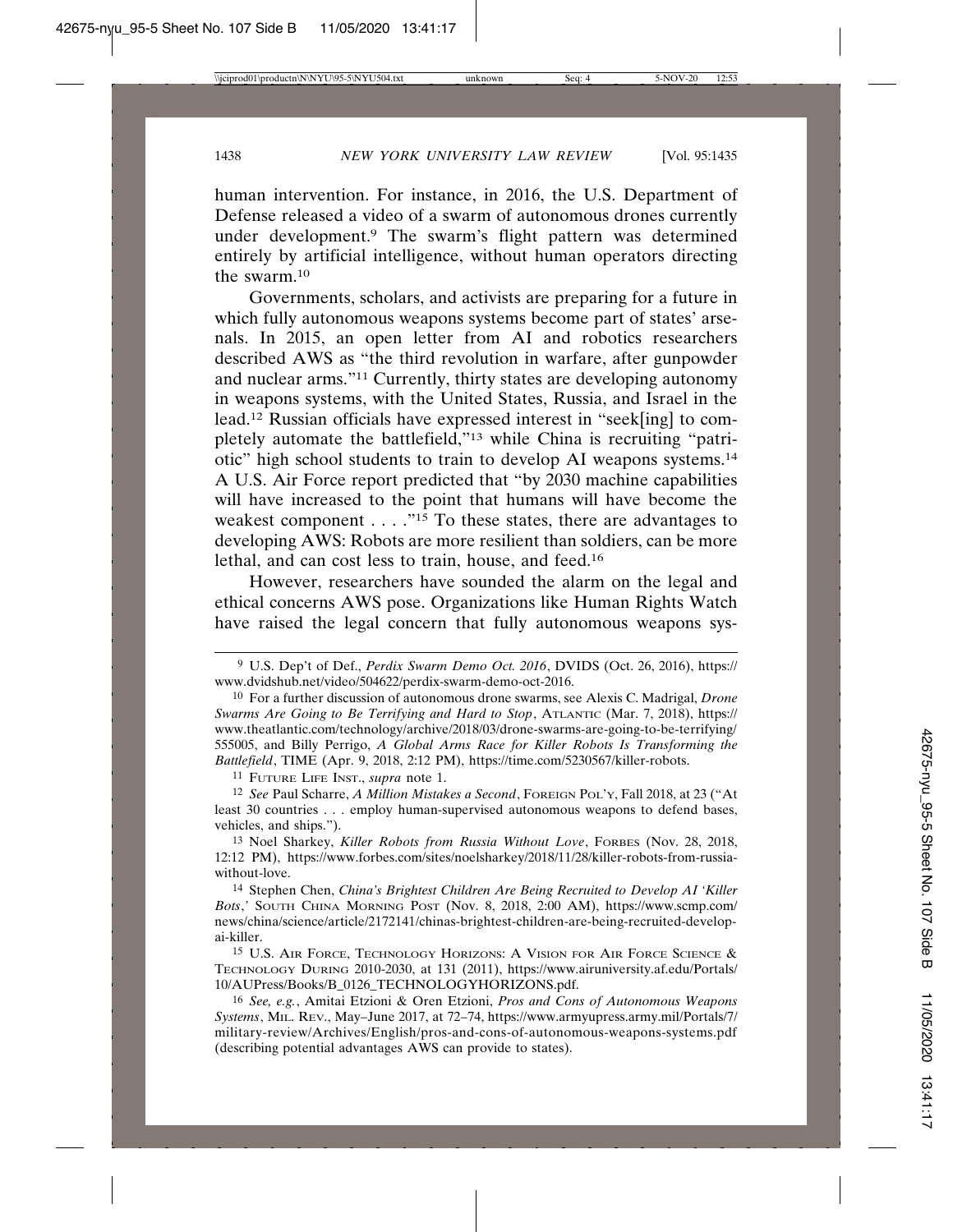human intervention. For instance, in 2016, the U.S. Department of Defense released a video of a swarm of autonomous drones currently under development.[9] The swarm's flight pattern was determined entirely by artificial intelligence, without human operators directing the swarm.[10]

Governments, scholars, and activists are preparing for a future in which fully autonomous weapons systems become part of states' arsenals. In 2015, an open letter from AI and robotics researchers described AWS as "the third revolution in warfare, after gunpowder and nuclear arms."[11] Currently, thirty states are developing autonomy in weapons systems, with the United States, Russia, and Israel in the lead.[12] Russian officials have expressed interest in "seek[ing] to completely automate the battlefield,"[13] while China is recruiting "patriotic" high school students to train to develop AI weapons systems.[14] A U.S. Air Force report predicted that "by 2030 machine capabilities will have increased to the point that humans will have become the weakest component . . . ."[15] To these states, there are advantages to developing AWS: Robots are more resilient than soldiers, can be more lethal, and can cost less to train, house, and feed.[16]

However, researchers have sounded the alarm on the legal and ethical concerns AWS pose. Organizations like Human Rights Watch have raised the legal concern that fully autonomous weapons sys-

---

[9] U.S. Dep't of Def., *Perdix Swarm Demo Oct. 2016*, DVIDS (Oct. 26, 2016), https://www.dvidshub.net/video/504622/perdix-swarm-demo-oct-2016.

[10] For a further discussion of autonomous drone swarms, see Alexis C. Madrigal, *Drone Swarms Are Going to Be Terrifying and Hard to Stop*, ATLANTIC (Mar. 7, 2018), https://www.theatlantic.com/technology/archive/2018/03/drone-swarms-are-going-to-be-terrifying/555005, and Billy Perrigo, *A Global Arms Race for Killer Robots Is Transforming the Battlefield*, TIME (Apr. 9, 2018, 2:12 PM), https://time.com/5230567/killer-robots.

[11] FUTURE LIFE INST., *supra* note 1.

[12] *See* Paul Scharre, *A Million Mistakes a Second*, FOREIGN POL'Y, Fall 2018, at 23 ("At least 30 countries . . . employ human-supervised autonomous weapons to defend bases, vehicles, and ships.").

[13] Noel Sharkey, *Killer Robots from Russia Without Love*, FORBES (Nov. 28, 2018, 12:12 PM), https://www.forbes.com/sites/noelsharkey/2018/11/28/killer-robots-from-russia-without-love.

[14] Stephen Chen, *China's Brightest Children Are Being Recruited to Develop AI 'Killer Bots*,' SOUTH CHINA MORNING POST (Nov. 8, 2018, 2:00 AM), https://www.scmp.com/news/china/science/article/2172141/chinas-brightest-children-are-being-recruited-develop-ai-killer.

[15] U.S. AIR FORCE, TECHNOLOGY HORIZONS: A VISION FOR AIR FORCE SCIENCE & TECHNOLOGY DURING 2010-2030, at 131 (2011), https://www.airuniversity.af.edu/Portals/10/AUPress/Books/B_0126_TECHNOLOGYHORIZONS.pdf.

[16] *See, e.g.*, Amitai Etzioni & Oren Etzioni, *Pros and Cons of Autonomous Weapons Systems*, MIL. REV., May–June 2017, at 72–74, https://www.armyupress.army.mil/Portals/7/military-review/Archives/English/pros-and-cons-of-autonomous-weapons-systems.pdf (describing potential advantages AWS can provide to states).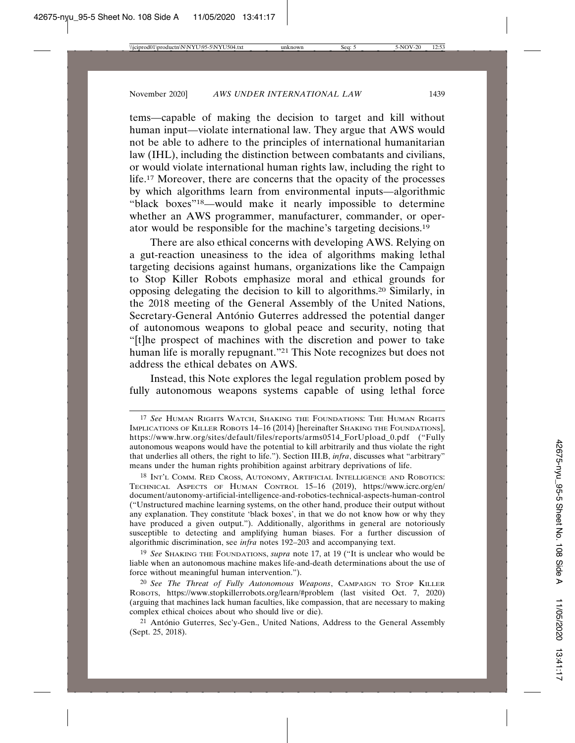tems—capable of making the decision to target and kill without human input—violate international law. They argue that AWS would not be able to adhere to the principles of international humanitarian law (IHL), including the distinction between combatants and civilians, or would violate international human rights law, including the right to life.[17] Moreover, there are concerns that the opacity of the processes by which algorithms learn from environmental inputs—algorithmic "black boxes"[18]—would make it nearly impossible to determine whether an AWS programmer, manufacturer, commander, or operator would be responsible for the machine's targeting decisions.[19]

There are also ethical concerns with developing AWS. Relying on a gut-reaction uneasiness to the idea of algorithms making lethal targeting decisions against humans, organizations like the Campaign to Stop Killer Robots emphasize moral and ethical grounds for opposing delegating the decision to kill to algorithms.[20] Similarly, in the 2018 meeting of the General Assembly of the United Nations, Secretary-General António Guterres addressed the potential danger of autonomous weapons to global peace and security, noting that "[t]he prospect of machines with the discretion and power to take human life is morally repugnant."[21] This Note recognizes but does not address the ethical debates on AWS.

Instead, this Note explores the legal regulation problem posed by fully autonomous weapons systems capable of using lethal force

---

[17] *See* HUMAN RIGHTS WATCH, SHAKING THE FOUNDATIONS: THE HUMAN RIGHTS IMPLICATIONS OF KILLER ROBOTS 14–16 (2014) [hereinafter SHAKING THE FOUNDATIONS], https://www.hrw.org/sites/default/files/reports/arms0514_ForUpload_0.pdf ("Fully autonomous weapons would have the potential to kill arbitrarily and thus violate the right that underlies all others, the right to life."). Section III.B, *infra*, discusses what "arbitrary" means under the human rights prohibition against arbitrary deprivations of life.

[18] INT'L COMM. RED CROSS, AUTONOMY, ARTIFICIAL INTELLIGENCE AND ROBOTICS: TECHNICAL ASPECTS OF HUMAN CONTROL 15–16 (2019), https://www.icrc.org/en/document/autonomy-artificial-intelligence-and-robotics-technical-aspects-human-control ("Unstructured machine learning systems, on the other hand, produce their output without any explanation. They constitute 'black boxes', in that we do not know how or why they have produced a given output."). Additionally, algorithms in general are notoriously susceptible to detecting and amplifying human biases. For a further discussion of algorithmic discrimination, see *infra* notes 192–203 and accompanying text.

[19] *See* SHAKING THE FOUNDATIONS, *supra* note 17, at 19 ("It is unclear who would be liable when an autonomous machine makes life-and-death determinations about the use of force without meaningful human intervention.").

[20] *See The Threat of Fully Autonomous Weapons*, CAMPAIGN TO STOP KILLER ROBOTS, https://www.stopkillerrobots.org/learn/#problem (last visited Oct. 7, 2020) (arguing that machines lack human faculties, like compassion, that are necessary to making complex ethical choices about who should live or die).

[21] António Guterres, Sec'y-Gen., United Nations, Address to the General Assembly (Sept. 25, 2018).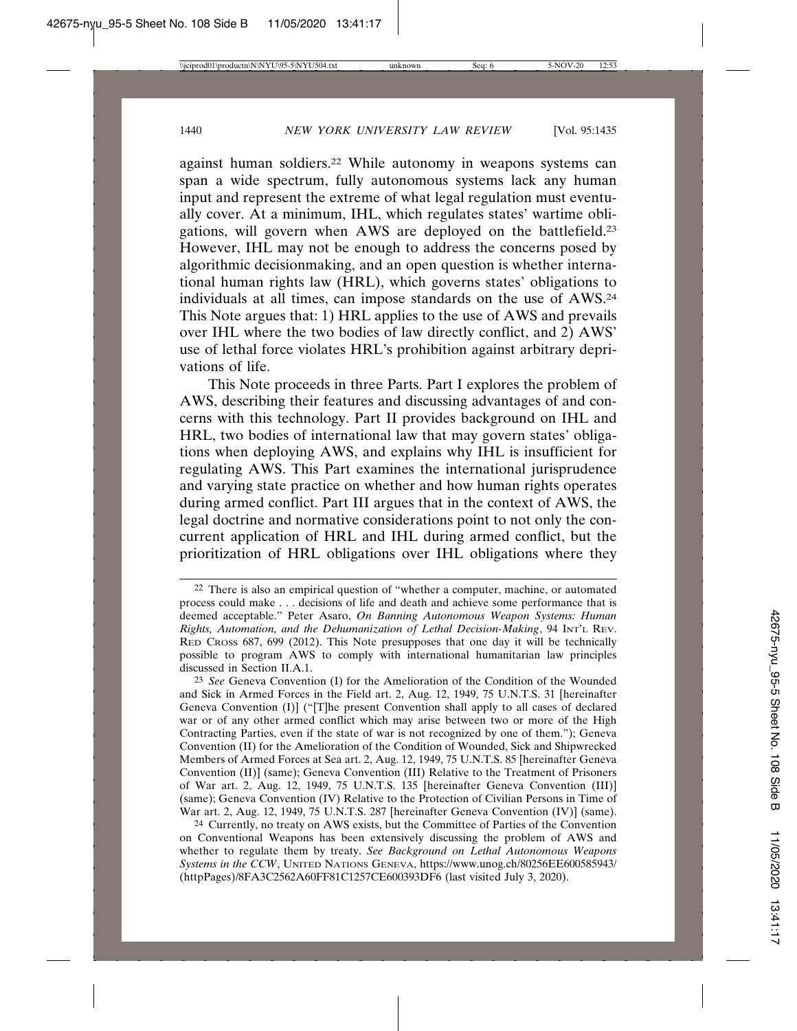against human soldiers.[22] While autonomy in weapons systems can span a wide spectrum, fully autonomous systems lack any human input and represent the extreme of what legal regulation must eventually cover. At a minimum, IHL, which regulates states' wartime obligations, will govern when AWS are deployed on the battlefield.[23] However, IHL may not be enough to address the concerns posed by algorithmic decisionmaking, and an open question is whether international human rights law (HRL), which governs states' obligations to individuals at all times, can impose standards on the use of AWS.[24] This Note argues that: 1) HRL applies to the use of AWS and prevails over IHL where the two bodies of law directly conflict, and 2) AWS' use of lethal force violates HRL's prohibition against arbitrary deprivations of life.

This Note proceeds in three Parts. Part I explores the problem of AWS, describing their features and discussing advantages of and concerns with this technology. Part II provides background on IHL and HRL, two bodies of international law that may govern states' obligations when deploying AWS, and explains why IHL is insufficient for regulating AWS. This Part examines the international jurisprudence and varying state practice on whether and how human rights operates during armed conflict. Part III argues that in the context of AWS, the legal doctrine and normative considerations point to not only the concurrent application of HRL and IHL during armed conflict, but the prioritization of HRL obligations over IHL obligations where they

---

[22] There is also an empirical question of "whether a computer, machine, or automated process could make . . . decisions of life and death and achieve some performance that is deemed acceptable." Peter Asaro, *On Banning Autonomous Weapon Systems: Human Rights, Automation, and the Dehumanization of Lethal Decision-Making*, 94 INT'L REV. RED CROSS 687, 699 (2012). This Note presupposes that one day it will be technically possible to program AWS to comply with international humanitarian law principles discussed in Section II.A.1.

[23] *See* Geneva Convention (I) for the Amelioration of the Condition of the Wounded and Sick in Armed Forces in the Field art. 2, Aug. 12, 1949, 75 U.N.T.S. 31 [hereinafter Geneva Convention (I)] ("[T]he present Convention shall apply to all cases of declared war or of any other armed conflict which may arise between two or more of the High Contracting Parties, even if the state of war is not recognized by one of them."); Geneva Convention (II) for the Amelioration of the Condition of Wounded, Sick and Shipwrecked Members of Armed Forces at Sea art. 2, Aug. 12, 1949, 75 U.N.T.S. 85 [hereinafter Geneva Convention (II)] (same); Geneva Convention (III) Relative to the Treatment of Prisoners of War art. 2, Aug. 12, 1949, 75 U.N.T.S. 135 [hereinafter Geneva Convention (III)] (same); Geneva Convention (IV) Relative to the Protection of Civilian Persons in Time of War art. 2, Aug. 12, 1949, 75 U.N.T.S. 287 [hereinafter Geneva Convention (IV)] (same).

[24] Currently, no treaty on AWS exists, but the Committee of Parties of the Convention on Conventional Weapons has been extensively discussing the problem of AWS and whether to regulate them by treaty. *See Background on Lethal Autonomous Weapons Systems in the CCW*, UNITED NATIONS GENEVA, https://www.unog.ch/80256EE600585943/(httpPages)/8FA3C2562A60FF81C1257CE600393DF6 (last visited July 3, 2020).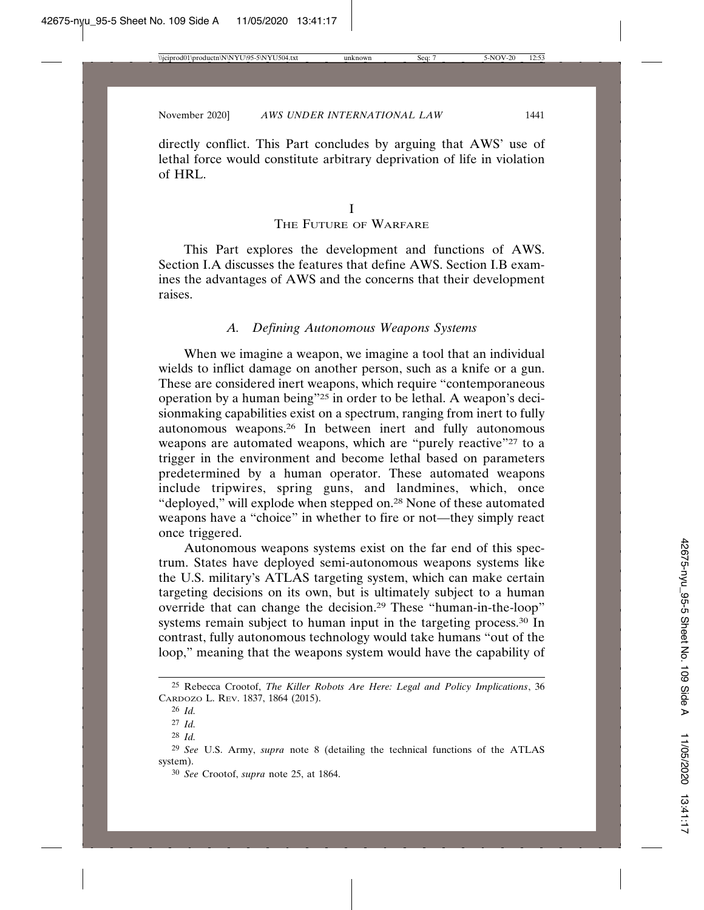directly conflict. This Part concludes by arguing that AWS' use of lethal force would constitute arbitrary deprivation of life in violation of HRL.

# I
# THE FUTURE OF WARFARE

This Part explores the development and functions of AWS. Section I.A discusses the features that define AWS. Section I.B examines the advantages of AWS and the concerns that their development raises.

## *A. Defining Autonomous Weapons Systems*

When we imagine a weapon, we imagine a tool that an individual wields to inflict damage on another person, such as a knife or a gun. These are considered inert weapons, which require "contemporaneous operation by a human being"[25] in order to be lethal. A weapon's decisionmaking capabilities exist on a spectrum, ranging from inert to fully autonomous weapons.[26] In between inert and fully autonomous weapons are automated weapons, which are "purely reactive"[27] to a trigger in the environment and become lethal based on parameters predetermined by a human operator. These automated weapons include tripwires, spring guns, and landmines, which, once "deployed," will explode when stepped on.[28] None of these automated weapons have a "choice" in whether to fire or not—they simply react once triggered.

Autonomous weapons systems exist on the far end of this spectrum. States have deployed semi-autonomous weapons systems like the U.S. military's ATLAS targeting system, which can make certain targeting decisions on its own, but is ultimately subject to a human override that can change the decision.[29] These "human-in-the-loop" systems remain subject to human input in the targeting process.[30] In contrast, fully autonomous technology would take humans "out of the loop," meaning that the weapons system would have the capability of

---

[25] Rebecca Crootof, *The Killer Robots Are Here: Legal and Policy Implications*, 36 CARDOZO L. REV. 1837, 1864 (2015).

[26] *Id.*

[27] *Id.*

[28] *Id.*

[29] *See* U.S. Army, *supra* note 8 (detailing the technical functions of the ATLAS system).

[30] *See* Crootof, *supra* note 25, at 1864.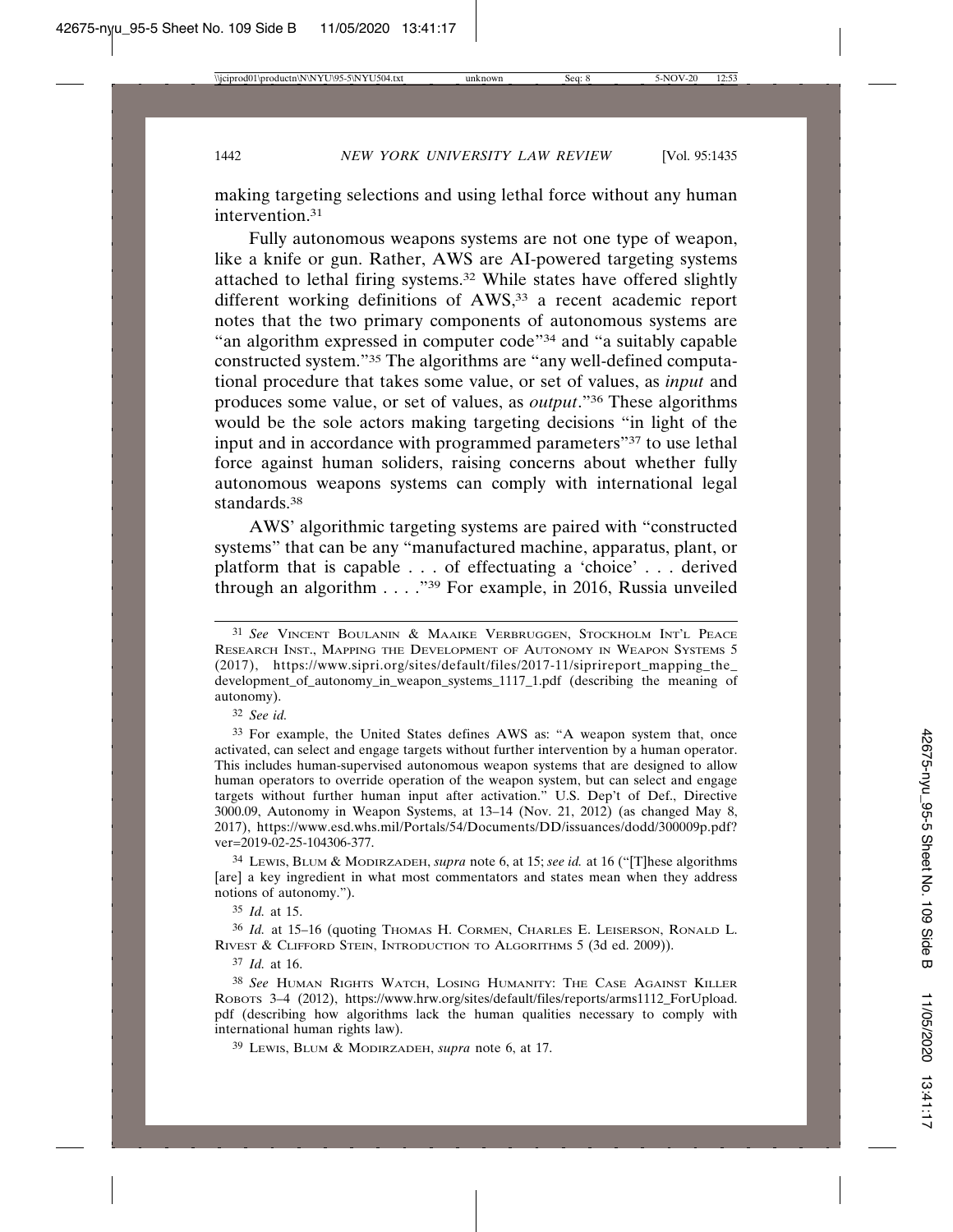making targeting selections and using lethal force without any human intervention.[31]

Fully autonomous weapons systems are not one type of weapon, like a knife or gun. Rather, AWS are AI-powered targeting systems attached to lethal firing systems.[32] While states have offered slightly different working definitions of AWS,[33] a recent academic report notes that the two primary components of autonomous systems are "an algorithm expressed in computer code"[34] and "a suitably capable constructed system."[35] The algorithms are "any well-defined computational procedure that takes some value, or set of values, as *input* and produces some value, or set of values, as *output*."[36] These algorithms would be the sole actors making targeting decisions "in light of the input and in accordance with programmed parameters"[37] to use lethal force against human soliders, raising concerns about whether fully autonomous weapons systems can comply with international legal standards.[38]

AWS' algorithmic targeting systems are paired with "constructed systems" that can be any "manufactured machine, apparatus, plant, or platform that is capable . . . of effectuating a 'choice' . . . derived through an algorithm . . . ."[39] For example, in 2016, Russia unveiled

---

[31] *See* Vincent Boulanin & Maaike Verbruggen, Stockholm Int'l Peace Research Inst., Mapping the Development of Autonomy in Weapon Systems 5 (2017), https://www.sipri.org/sites/default/files/2017-11/siprireport_mapping_the_development_of_autonomy_in_weapon_systems_1117_1.pdf (describing the meaning of autonomy).

[32] *See id.*

[33] For example, the United States defines AWS as: "A weapon system that, once activated, can select and engage targets without further intervention by a human operator. This includes human-supervised autonomous weapon systems that are designed to allow human operators to override operation of the weapon system, but can select and engage targets without further human input after activation." U.S. Dep't of Def., Directive 3000.09, Autonomy in Weapon Systems, at 13–14 (Nov. 21, 2012) (as changed May 8, 2017), https://www.esd.whs.mil/Portals/54/Documents/DD/issuances/dodd/300009p.pdf?ver=2019-02-25-104306-377.

[34] Lewis, Blum & Modirzadeh, *supra* note 6, at 15; *see id.* at 16 ("[T]hese algorithms [are] a key ingredient in what most commentators and states mean when they address notions of autonomy.").

[35] *Id.* at 15.

[36] *Id.* at 15–16 (quoting Thomas H. Cormen, Charles E. Leiserson, Ronald L. Rivest & Clifford Stein, Introduction to Algorithms 5 (3d ed. 2009)).

[37] *Id.* at 16.

[38] *See* Human Rights Watch, Losing Humanity: The Case Against Killer Robots 3–4 (2012), https://www.hrw.org/sites/default/files/reports/arms1112_ForUpload.pdf (describing how algorithms lack the human qualities necessary to comply with international human rights law).

[39] Lewis, Blum & Modirzadeh, *supra* note 6, at 17.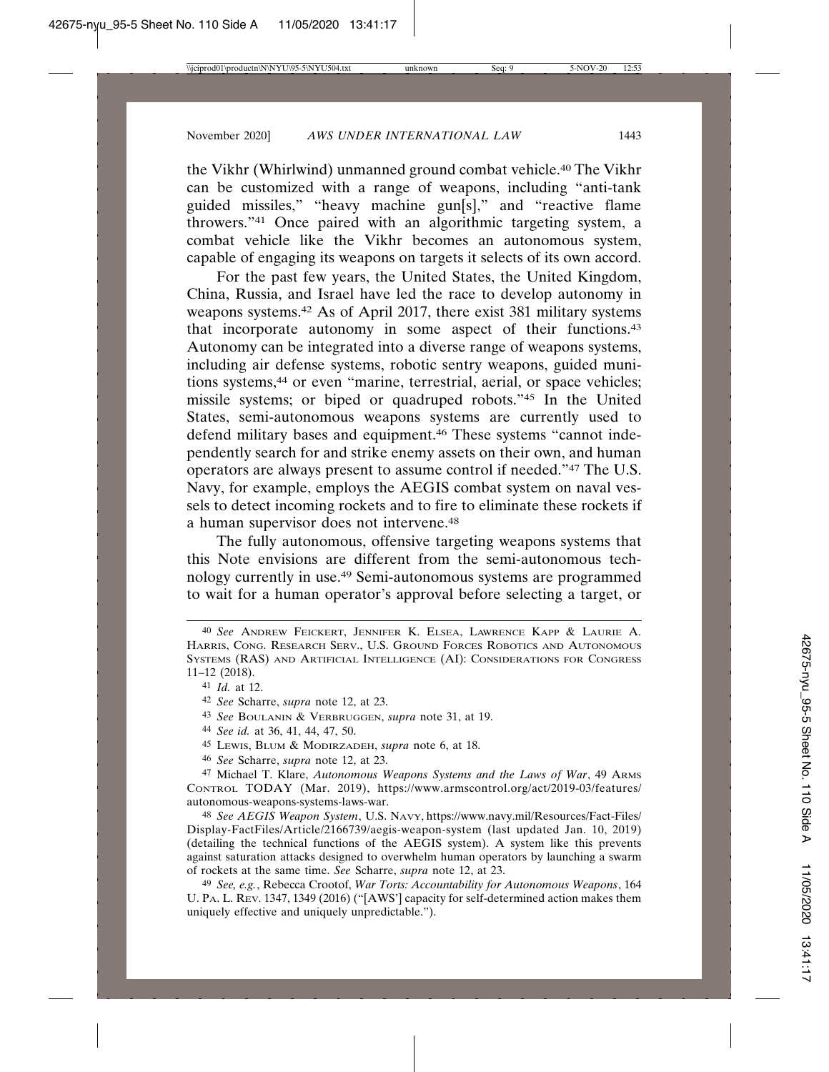the Vikhr (Whirlwind) unmanned ground combat vehicle.[40] The Vikhr can be customized with a range of weapons, including "anti-tank guided missiles," "heavy machine gun[s]," and "reactive flame throwers."[41] Once paired with an algorithmic targeting system, a combat vehicle like the Vikhr becomes an autonomous system, capable of engaging its weapons on targets it selects of its own accord.

For the past few years, the United States, the United Kingdom, China, Russia, and Israel have led the race to develop autonomy in weapons systems.[42] As of April 2017, there exist 381 military systems that incorporate autonomy in some aspect of their functions.[43] Autonomy can be integrated into a diverse range of weapons systems, including air defense systems, robotic sentry weapons, guided munitions systems,[44] or even "marine, terrestrial, aerial, or space vehicles; missile systems; or biped or quadruped robots."[45] In the United States, semi-autonomous weapons systems are currently used to defend military bases and equipment.[46] These systems "cannot independently search for and strike enemy assets on their own, and human operators are always present to assume control if needed."[47] The U.S. Navy, for example, employs the AEGIS combat system on naval vessels to detect incoming rockets and to fire to eliminate these rockets if a human supervisor does not intervene.[48]

The fully autonomous, offensive targeting weapons systems that this Note envisions are different from the semi-autonomous technology currently in use.[49] Semi-autonomous systems are programmed to wait for a human operator's approval before selecting a target, or

---

[40] *See* Andrew Feickert, Jennifer K. Elsea, Lawrence Kapp & Laurie A. Harris, Cong. Research Serv., U.S. Ground Forces Robotics and Autonomous Systems (RAS) and Artificial Intelligence (AI): Considerations for Congress 11–12 (2018).

[41] *Id.* at 12.

[42] *See* Scharre, *supra* note 12, at 23.

[43] *See* Boulanin & Verbruggen, *supra* note 31, at 19.

[44] *See id.* at 36, 41, 44, 47, 50.

[45] Lewis, Blum & Modirzadeh, *supra* note 6, at 18.

[46] *See* Scharre, *supra* note 12, at 23.

[47] Michael T. Klare, *Autonomous Weapons Systems and the Laws of War*, 49 Arms Control Today (Mar. 2019), https://www.armscontrol.org/act/2019-03/features/autonomous-weapons-systems-laws-war.

[48] *See AEGIS Weapon System*, U.S. Navy, https://www.navy.mil/Resources/Fact-Files/Display-FactFiles/Article/2166739/aegis-weapon-system (last updated Jan. 10, 2019) (detailing the technical functions of the AEGIS system). A system like this prevents against saturation attacks designed to overwhelm human operators by launching a swarm of rockets at the same time. *See* Scharre, *supra* note 12, at 23.

[49] *See, e.g.*, Rebecca Crootof, *War Torts: Accountability for Autonomous Weapons*, 164 U. Pa. L. Rev. 1347, 1349 (2016) ("[AWS'] capacity for self-determined action makes them uniquely effective and uniquely unpredictable.").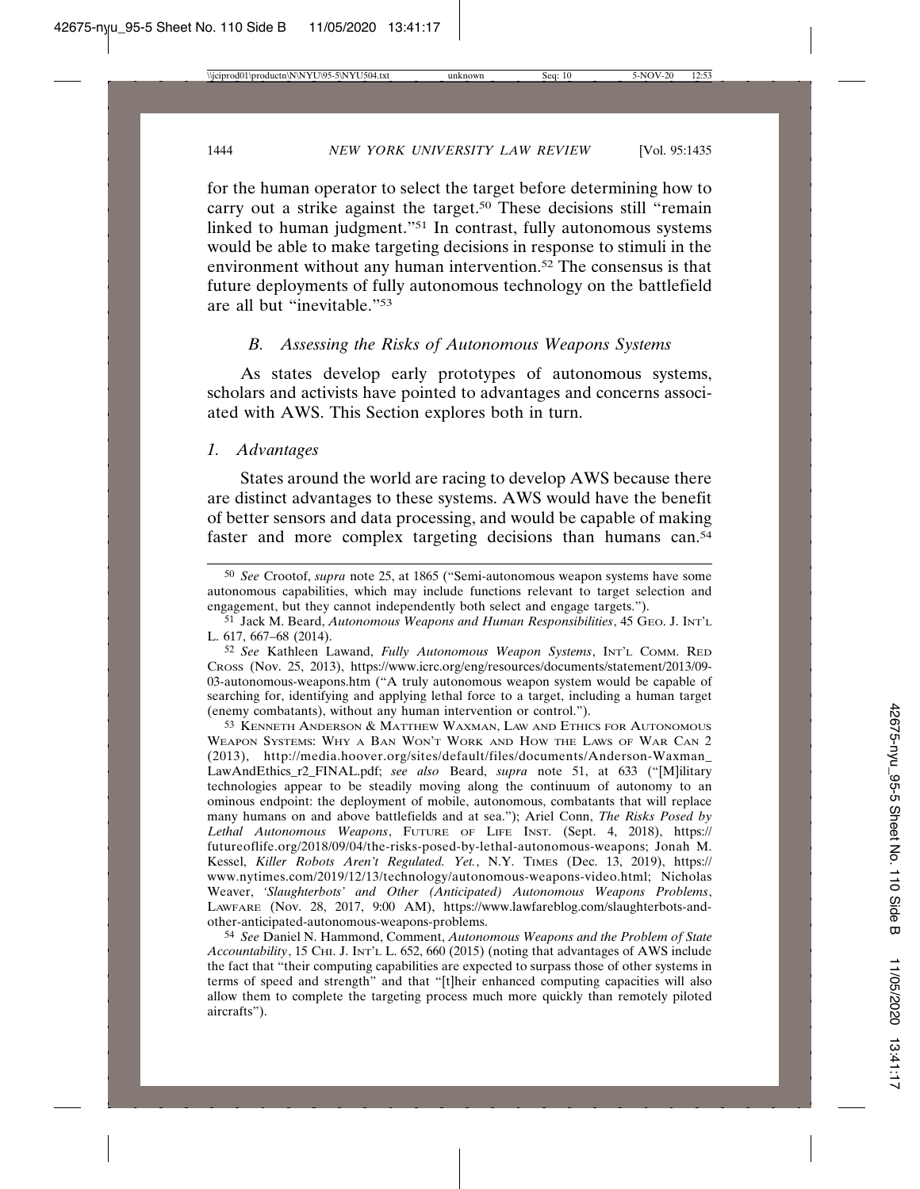for the human operator to select the target before determining how to carry out a strike against the target.[50] These decisions still "remain linked to human judgment."[51] In contrast, fully autonomous systems would be able to make targeting decisions in response to stimuli in the environment without any human intervention.[52] The consensus is that future deployments of fully autonomous technology on the battlefield are all but "inevitable."[53]

### *B. Assessing the Risks of Autonomous Weapons Systems*

As states develop early prototypes of autonomous systems, scholars and activists have pointed to advantages and concerns associated with AWS. This Section explores both in turn.

#### *1. Advantages*

States around the world are racing to develop AWS because there are distinct advantages to these systems. AWS would have the benefit of better sensors and data processing, and would be capable of making faster and more complex targeting decisions than humans can.[54]

---

[50] *See* Crootof, *supra* note 25, at 1865 ("Semi-autonomous weapon systems have some autonomous capabilities, which may include functions relevant to target selection and engagement, but they cannot independently both select and engage targets.").

[51] Jack M. Beard, *Autonomous Weapons and Human Responsibilities*, 45 GEO. J. INT'L L. 617, 667–68 (2014).

[52] *See* Kathleen Lawand, *Fully Autonomous Weapon Systems*, INT'L COMM. RED CROSS (Nov. 25, 2013), https://www.icrc.org/eng/resources/documents/statement/2013/09-03-autonomous-weapons.htm ("A truly autonomous weapon system would be capable of searching for, identifying and applying lethal force to a target, including a human target (enemy combatants), without any human intervention or control.").

[53] KENNETH ANDERSON & MATTHEW WAXMAN, LAW AND ETHICS FOR AUTONOMOUS WEAPON SYSTEMS: WHY A BAN WON'T WORK AND HOW THE LAWS OF WAR CAN 2 (2013), http://media.hoover.org/sites/default/files/documents/Anderson-Waxman_LawAndEthics_r2_FINAL.pdf; *see also* Beard, *supra* note 51, at 633 ("[M]ilitary technologies appear to be steadily moving along the continuum of autonomy to an ominous endpoint: the deployment of mobile, autonomous, combatants that will replace many humans on and above battlefields and at sea."); Ariel Conn, *The Risks Posed by Lethal Autonomous Weapons*, FUTURE OF LIFE INST. (Sept. 4, 2018), https://futureoflife.org/2018/09/04/the-risks-posed-by-lethal-autonomous-weapons; Jonah M. Kessel, *Killer Robots Aren't Regulated. Yet.*, N.Y. TIMES (Dec. 13, 2019), https://www.nytimes.com/2019/12/13/technology/autonomous-weapons-video.html; Nicholas Weaver, *'Slaughterbots' and Other (Anticipated) Autonomous Weapons Problems*, LAWFARE (Nov. 28, 2017, 9:00 AM), https://www.lawfareblog.com/slaughterbots-and-other-anticipated-autonomous-weapons-problems.

[54] *See* Daniel N. Hammond, Comment, *Autonomous Weapons and the Problem of State Accountability*, 15 CHI. J. INT'L L. 652, 660 (2015) (noting that advantages of AWS include the fact that "their computing capabilities are expected to surpass those of other systems in terms of speed and strength" and that "[t]heir enhanced computing capacities will also allow them to complete the targeting process much more quickly than remotely piloted aircrafts").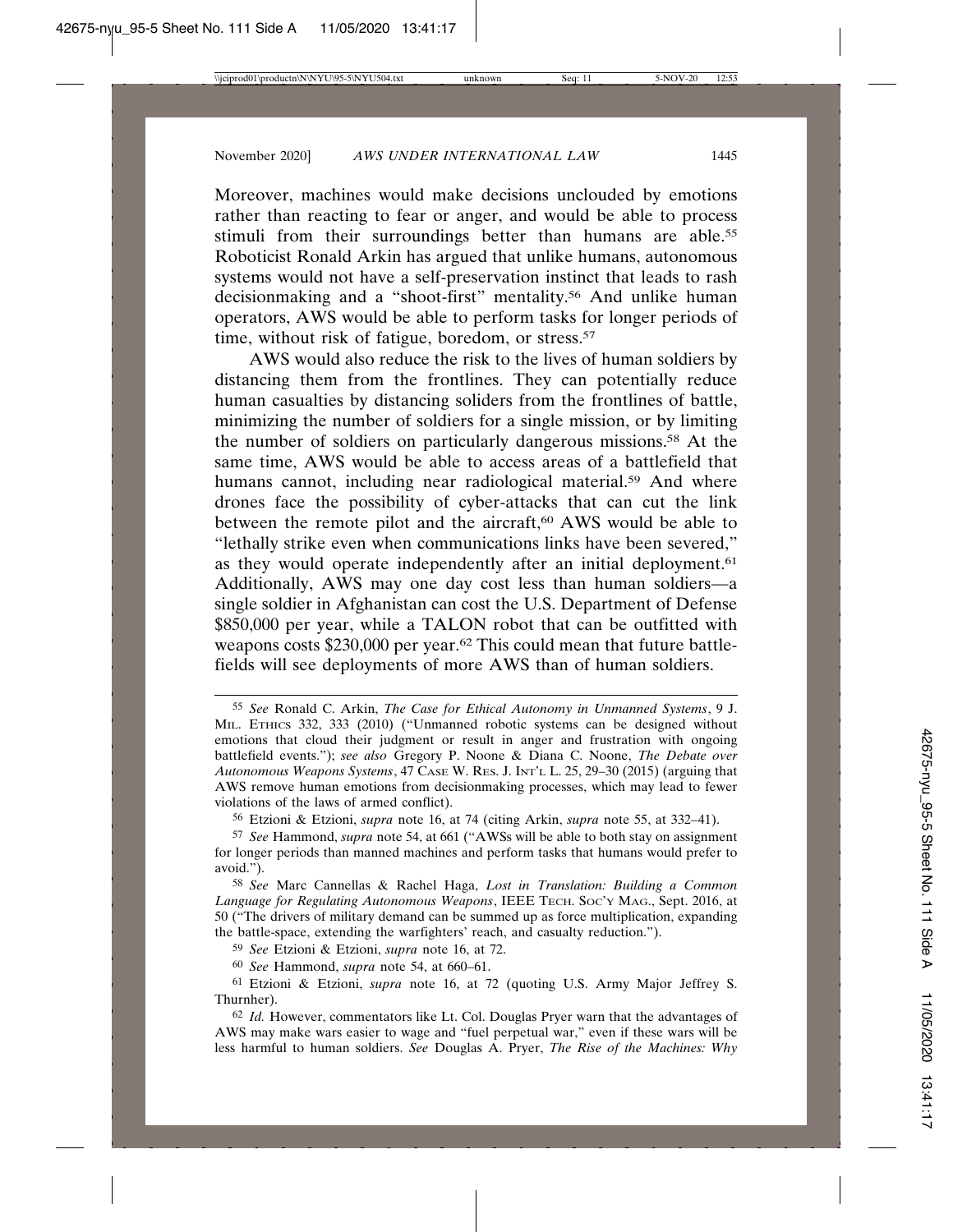Moreover, machines would make decisions unclouded by emotions rather than reacting to fear or anger, and would be able to process stimuli from their surroundings better than humans are able.[55] Roboticist Ronald Arkin has argued that unlike humans, autonomous systems would not have a self-preservation instinct that leads to rash decisionmaking and a "shoot-first" mentality.[56] And unlike human operators, AWS would be able to perform tasks for longer periods of time, without risk of fatigue, boredom, or stress.[57]

AWS would also reduce the risk to the lives of human soldiers by distancing them from the frontlines. They can potentially reduce human casualties by distancing soliders from the frontlines of battle, minimizing the number of soldiers for a single mission, or by limiting the number of soldiers on particularly dangerous missions.[58] At the same time, AWS would be able to access areas of a battlefield that humans cannot, including near radiological material.[59] And where drones face the possibility of cyber-attacks that can cut the link between the remote pilot and the aircraft,[60] AWS would be able to "lethally strike even when communications links have been severed," as they would operate independently after an initial deployment.[61] Additionally, AWS may one day cost less than human soldiers—a single soldier in Afghanistan can cost the U.S. Department of Defense $850,000 per year, while a TALON robot that can be outfitted with weapons costs $230,000 per year.[62] This could mean that future battlefields will see deployments of more AWS than of human soldiers.

---

[55] *See* Ronald C. Arkin, *The Case for Ethical Autonomy in Unmanned Systems*, 9 J. MIL. ETHICS 332, 333 (2010) ("Unmanned robotic systems can be designed without emotions that cloud their judgment or result in anger and frustration with ongoing battlefield events."); *see also* Gregory P. Noone & Diana C. Noone, *The Debate over Autonomous Weapons Systems*, 47 CASE W. RES. J. INT'L L. 25, 29–30 (2015) (arguing that AWS remove human emotions from decisionmaking processes, which may lead to fewer violations of the laws of armed conflict).

[56] Etzioni & Etzioni, *supra* note 16, at 74 (citing Arkin, *supra* note 55, at 332–41).

[57] *See* Hammond, *supra* note 54, at 661 ("AWSs will be able to both stay on assignment for longer periods than manned machines and perform tasks that humans would prefer to avoid.").

[58] *See* Marc Cannellas & Rachel Haga, *Lost in Translation: Building a Common Language for Regulating Autonomous Weapons*, IEEE TECH. SOC'Y MAG., Sept. 2016, at 50 ("The drivers of military demand can be summed up as force multiplication, expanding the battle-space, extending the warfighters' reach, and casualty reduction.").

[59] *See* Etzioni & Etzioni, *supra* note 16, at 72.

[60] *See* Hammond, *supra* note 54, at 660–61.

[61] Etzioni & Etzioni, *supra* note 16, at 72 (quoting U.S. Army Major Jeffrey S. Thurnher).

[62] *Id.* However, commentators like Lt. Col. Douglas Pryer warn that the advantages of AWS may make wars easier to wage and "fuel perpetual war," even if these wars will be less harmful to human soldiers. *See* Douglas A. Pryer, *The Rise of the Machines: Why*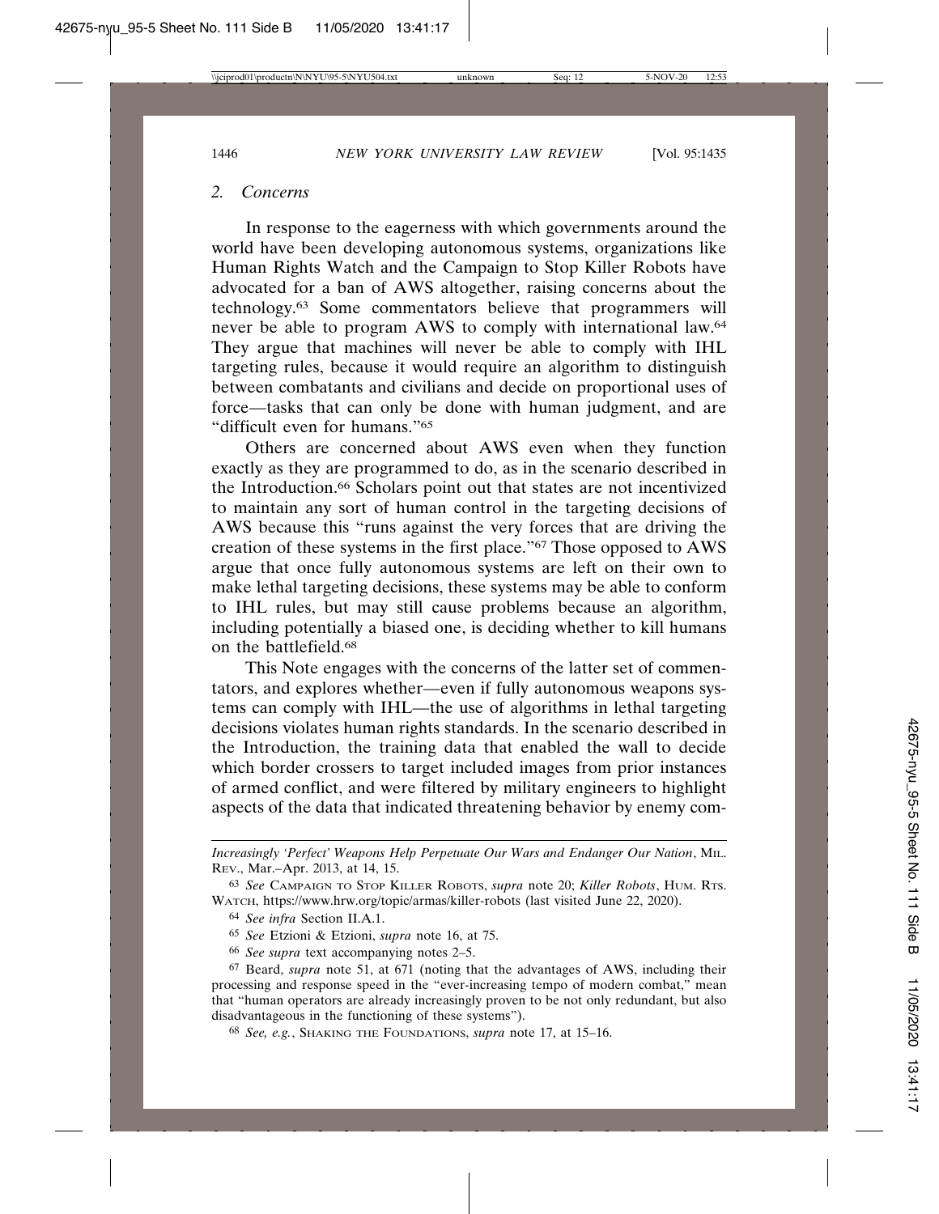### 2. *Concerns*

In response to the eagerness with which governments around the world have been developing autonomous systems, organizations like Human Rights Watch and the Campaign to Stop Killer Robots have advocated for a ban of AWS altogether, raising concerns about the technology.[63] Some commentators believe that programmers will never be able to program AWS to comply with international law.[64] They argue that machines will never be able to comply with IHL targeting rules, because it would require an algorithm to distinguish between combatants and civilians and decide on proportional uses of force—tasks that can only be done with human judgment, and are "difficult even for humans."[65]

Others are concerned about AWS even when they function exactly as they are programmed to do, as in the scenario described in the Introduction.[66] Scholars point out that states are not incentivized to maintain any sort of human control in the targeting decisions of AWS because this "runs against the very forces that are driving the creation of these systems in the first place."[67] Those opposed to AWS argue that once fully autonomous systems are left on their own to make lethal targeting decisions, these systems may be able to conform to IHL rules, but may still cause problems because an algorithm, including potentially a biased one, is deciding whether to kill humans on the battlefield.[68]

This Note engages with the concerns of the latter set of commentators, and explores whether—even if fully autonomous weapons systems can comply with IHL—the use of algorithms in lethal targeting decisions violates human rights standards. In the scenario described in the Introduction, the training data that enabled the wall to decide which border crossers to target included images from prior instances of armed conflict, and were filtered by military engineers to highlight aspects of the data that indicated threatening behavior by enemy com-

---

*Increasingly 'Perfect' Weapons Help Perpetuate Our Wars and Endanger Our Nation*, MIL. REV., Mar.–Apr. 2013, at 14, 15.

[63] *See* CAMPAIGN TO STOP KILLER ROBOTS, *supra* note 20; *Killer Robots*, HUM. RTS. WATCH, https://www.hrw.org/topic/armas/killer-robots (last visited June 22, 2020).

[64] *See infra* Section II.A.1.

[65] *See* Etzioni & Etzioni, *supra* note 16, at 75.

[66] *See supra* text accompanying notes 2–5.

[67] Beard, *supra* note 51, at 671 (noting that the advantages of AWS, including their processing and response speed in the "ever-increasing tempo of modern combat," mean that "human operators are already increasingly proven to be not only redundant, but also disadvantageous in the functioning of these systems").

[68] *See, e.g.*, SHAKING THE FOUNDATIONS, *supra* note 17, at 15–16.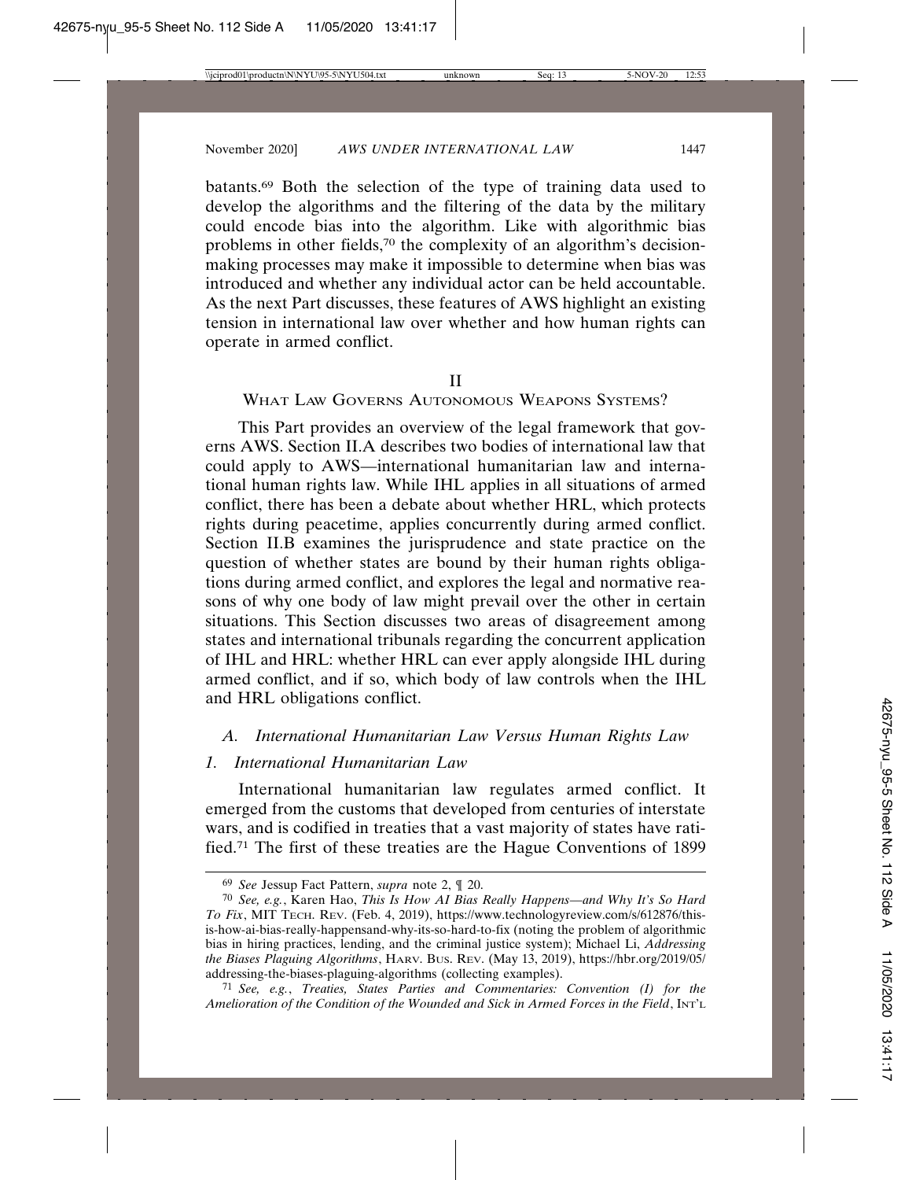batants.[69] Both the selection of the type of training data used to develop the algorithms and the filtering of the data by the military could encode bias into the algorithm. Like with algorithmic bias problems in other fields,[70] the complexity of an algorithm's decision-making processes may make it impossible to determine when bias was introduced and whether any individual actor can be held accountable. As the next Part discusses, these features of AWS highlight an existing tension in international law over whether and how human rights can operate in armed conflict.

## II

## What Law Governs Autonomous Weapons Systems?

This Part provides an overview of the legal framework that governs AWS. Section II.A describes two bodies of international law that could apply to AWS—international humanitarian law and international human rights law. While IHL applies in all situations of armed conflict, there has been a debate about whether HRL, which protects rights during peacetime, applies concurrently during armed conflict. Section II.B examines the jurisprudence and state practice on the question of whether states are bound by their human rights obligations during armed conflict, and explores the legal and normative reasons of why one body of law might prevail over the other in certain situations. This Section discusses two areas of disagreement among states and international tribunals regarding the concurrent application of IHL and HRL: whether HRL can ever apply alongside IHL during armed conflict, and if so, which body of law controls when the IHL and HRL obligations conflict.

### *A. International Humanitarian Law Versus Human Rights Law*

#### *1. International Humanitarian Law*

International humanitarian law regulates armed conflict. It emerged from the customs that developed from centuries of interstate wars, and is codified in treaties that a vast majority of states have ratified.[71] The first of these treaties are the Hague Conventions of 1899

---

[69] *See* Jessup Fact Pattern, *supra* note 2, ¶ 20.

[70] *See, e.g.*, Karen Hao, *This Is How AI Bias Really Happens—and Why It's So Hard To Fix*, MIT Tech. Rev. (Feb. 4, 2019), https://www.technologyreview.com/s/612876/this-is-how-ai-bias-really-happensand-why-its-so-hard-to-fix (noting the problem of algorithmic bias in hiring practices, lending, and the criminal justice system); Michael Li, *Addressing the Biases Plaguing Algorithms*, Harv. Bus. Rev. (May 13, 2019), https://hbr.org/2019/05/addressing-the-biases-plaguing-algorithms (collecting examples).

[71] *See, e.g.*, *Treaties, States Parties and Commentaries: Convention (I) for the Amelioration of the Condition of the Wounded and Sick in Armed Forces in the Field*, Int'l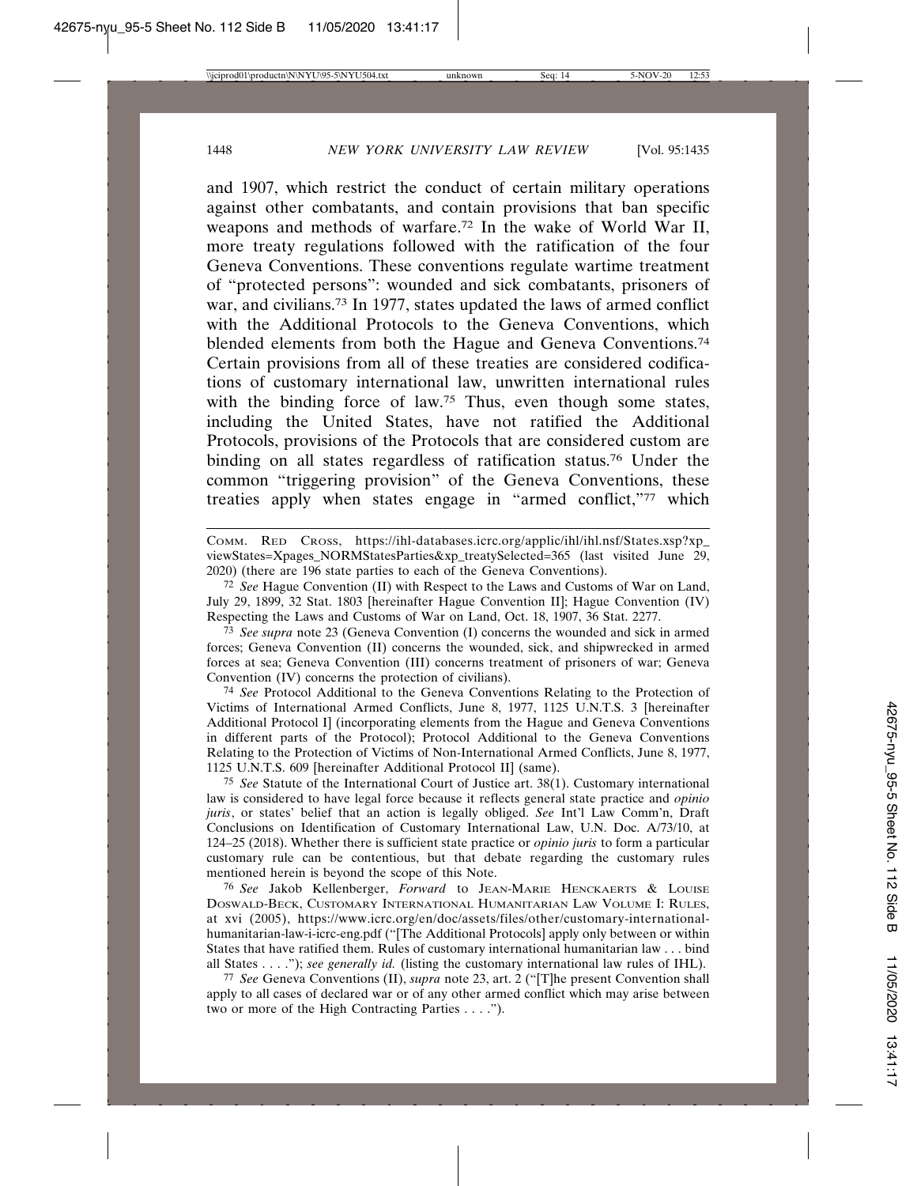and 1907, which restrict the conduct of certain military operations against other combatants, and contain provisions that ban specific weapons and methods of warfare.[72] In the wake of World War II, more treaty regulations followed with the ratification of the four Geneva Conventions. These conventions regulate wartime treatment of "protected persons": wounded and sick combatants, prisoners of war, and civilians.[73] In 1977, states updated the laws of armed conflict with the Additional Protocols to the Geneva Conventions, which blended elements from both the Hague and Geneva Conventions.[74] Certain provisions from all of these treaties are considered codifications of customary international law, unwritten international rules with the binding force of law.[75] Thus, even though some states, including the United States, have not ratified the Additional Protocols, provisions of the Protocols that are considered custom are binding on all states regardless of ratification status.[76] Under the common "triggering provision" of the Geneva Conventions, these treaties apply when states engage in "armed conflict,"[77] which

---

COMM. RED CROSS, https://ihl-databases.icrc.org/applic/ihl/ihl.nsf/States.xsp?xp_viewStates=Xpages_NORMStatesParties&xp_treatySelected=365 (last visited June 29, 2020) (there are 196 state parties to each of the Geneva Conventions).

[72] *See* Hague Convention (II) with Respect to the Laws and Customs of War on Land, July 29, 1899, 32 Stat. 1803 [hereinafter Hague Convention II]; Hague Convention (IV) Respecting the Laws and Customs of War on Land, Oct. 18, 1907, 36 Stat. 2277.

[73] *See supra* note 23 (Geneva Convention (I) concerns the wounded and sick in armed forces; Geneva Convention (II) concerns the wounded, sick, and shipwrecked in armed forces at sea; Geneva Convention (III) concerns treatment of prisoners of war; Geneva Convention (IV) concerns the protection of civilians).

[74] *See* Protocol Additional to the Geneva Conventions Relating to the Protection of Victims of International Armed Conflicts, June 8, 1977, 1125 U.N.T.S. 3 [hereinafter Additional Protocol I] (incorporating elements from the Hague and Geneva Conventions in different parts of the Protocol); Protocol Additional to the Geneva Conventions Relating to the Protection of Victims of Non-International Armed Conflicts, June 8, 1977, 1125 U.N.T.S. 609 [hereinafter Additional Protocol II] (same).

[75] *See* Statute of the International Court of Justice art. 38(1). Customary international law is considered to have legal force because it reflects general state practice and *opinio juris*, or states' belief that an action is legally obliged. *See* Int'l Law Comm'n, Draft Conclusions on Identification of Customary International Law, U.N. Doc. A/73/10, at 124–25 (2018). Whether there is sufficient state practice or *opinio juris* to form a particular customary rule can be contentious, but that debate regarding the customary rules mentioned herein is beyond the scope of this Note.

[76] *See* Jakob Kellenberger, *Forward* to JEAN-MARIE HENCKAERTS & LOUISE DOSWALD-BECK, CUSTOMARY INTERNATIONAL HUMANITARIAN LAW VOLUME I: RULES, at xvi (2005), https://www.icrc.org/en/doc/assets/files/other/customary-international-humanitarian-law-i-icrc-eng.pdf ("[The Additional Protocols] apply only between or within States that have ratified them. Rules of customary international humanitarian law . . . bind all States . . . ."); *see generally id.* (listing the customary international law rules of IHL).

[77] *See* Geneva Conventions (II), *supra* note 23, art. 2 ("[T]he present Convention shall apply to all cases of declared war or of any other armed conflict which may arise between two or more of the High Contracting Parties . . . .").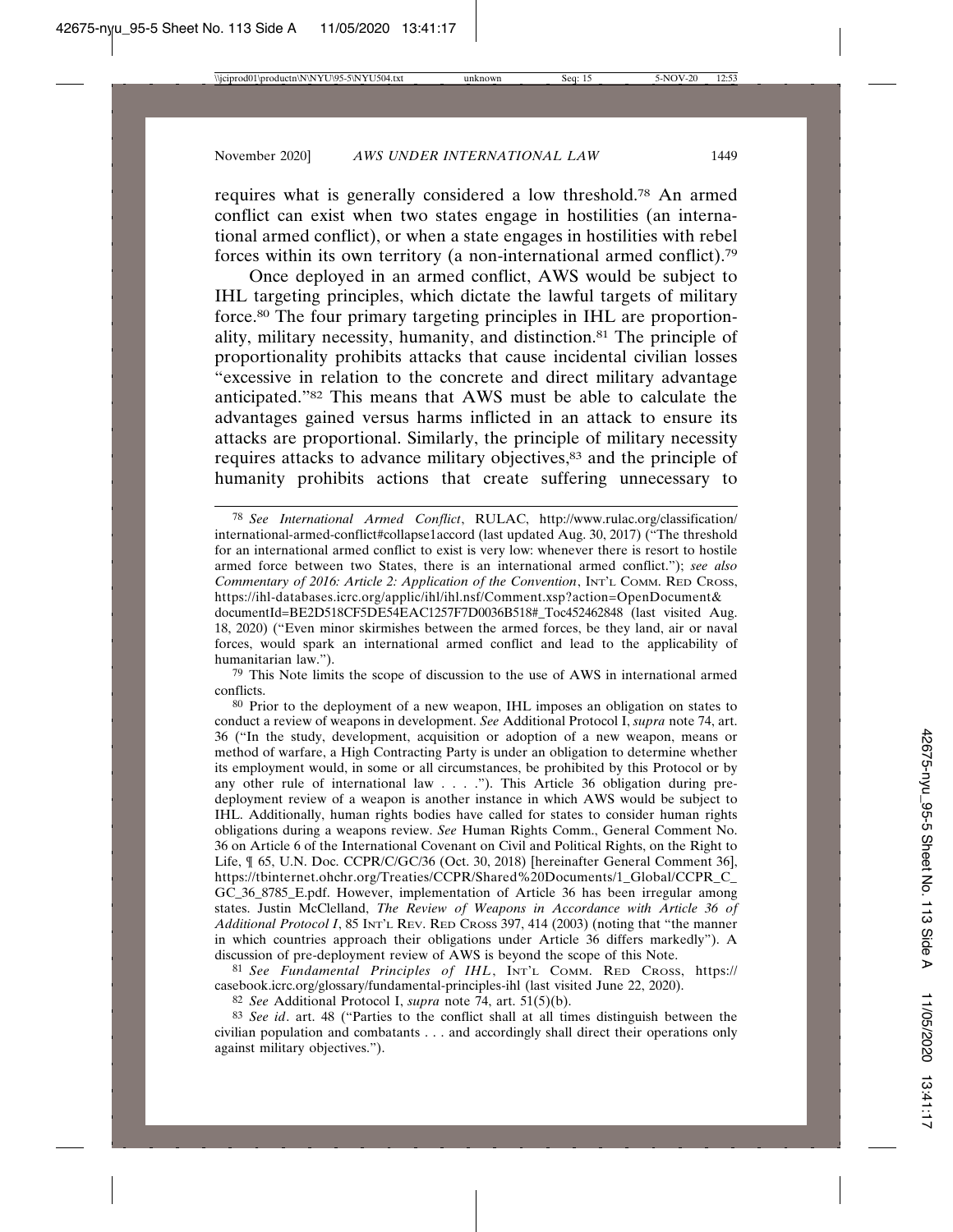requires what is generally considered a low threshold.[78] An armed conflict can exist when two states engage in hostilities (an international armed conflict), or when a state engages in hostilities with rebel forces within its own territory (a non-international armed conflict).[79]

Once deployed in an armed conflict, AWS would be subject to IHL targeting principles, which dictate the lawful targets of military force.[80] The four primary targeting principles in IHL are proportionality, military necessity, humanity, and distinction.[81] The principle of proportionality prohibits attacks that cause incidental civilian losses "excessive in relation to the concrete and direct military advantage anticipated."[82] This means that AWS must be able to calculate the advantages gained versus harms inflicted in an attack to ensure its attacks are proportional. Similarly, the principle of military necessity requires attacks to advance military objectives,[83] and the principle of humanity prohibits actions that create suffering unnecessary to

---

[78] *See International Armed Conflict*, RULAC, http://www.rulac.org/classification/international-armed-conflict#collapse1accord (last updated Aug. 30, 2017) ("The threshold for an international armed conflict to exist is very low: whenever there is resort to hostile armed force between two States, there is an international armed conflict."); *see also Commentary of 2016: Article 2: Application of the Convention*, INT'L COMM. RED CROSS, https://ihl-databases.icrc.org/applic/ihl/ihl.nsf/Comment.xsp?action=OpenDocument&documentId=BE2D518CF5DE54EAC1257F7D0036B518#_Toc452462848 (last visited Aug. 18, 2020) ("Even minor skirmishes between the armed forces, be they land, air or naval forces, would spark an international armed conflict and lead to the applicability of humanitarian law.").

[79] This Note limits the scope of discussion to the use of AWS in international armed conflicts.

[80] Prior to the deployment of a new weapon, IHL imposes an obligation on states to conduct a review of weapons in development. *See* Additional Protocol I, *supra* note 74, art. 36 ("In the study, development, acquisition or adoption of a new weapon, means or method of warfare, a High Contracting Party is under an obligation to determine whether its employment would, in some or all circumstances, be prohibited by this Protocol or by any other rule of international law . . . ."). This Article 36 obligation during pre-deployment review of a weapon is another instance in which AWS would be subject to IHL. Additionally, human rights bodies have called for states to consider human rights obligations during a weapons review. *See* Human Rights Comm., General Comment No. 36 on Article 6 of the International Covenant on Civil and Political Rights, on the Right to Life, ¶ 65, U.N. Doc. CCPR/C/GC/36 (Oct. 30, 2018) [hereinafter General Comment 36], https://tbinternet.ohchr.org/Treaties/CCPR/Shared%20Documents/1_Global/CCPR_C_GC_36_8785_E.pdf. However, implementation of Article 36 has been irregular among states. Justin McClelland, *The Review of Weapons in Accordance with Article 36 of Additional Protocol I*, 85 INT'L REV. RED CROSS 397, 414 (2003) (noting that "the manner in which countries approach their obligations under Article 36 differs markedly"). A discussion of pre-deployment review of AWS is beyond the scope of this Note.

[81] *See Fundamental Principles of IHL*, INT'L COMM. RED CROSS, https://casebook.icrc.org/glossary/fundamental-principles-ihl (last visited June 22, 2020).

[82] *See* Additional Protocol I, *supra* note 74, art. 51(5)(b).

[83] *See id*. art. 48 ("Parties to the conflict shall at all times distinguish between the civilian population and combatants . . . and accordingly shall direct their operations only against military objectives.").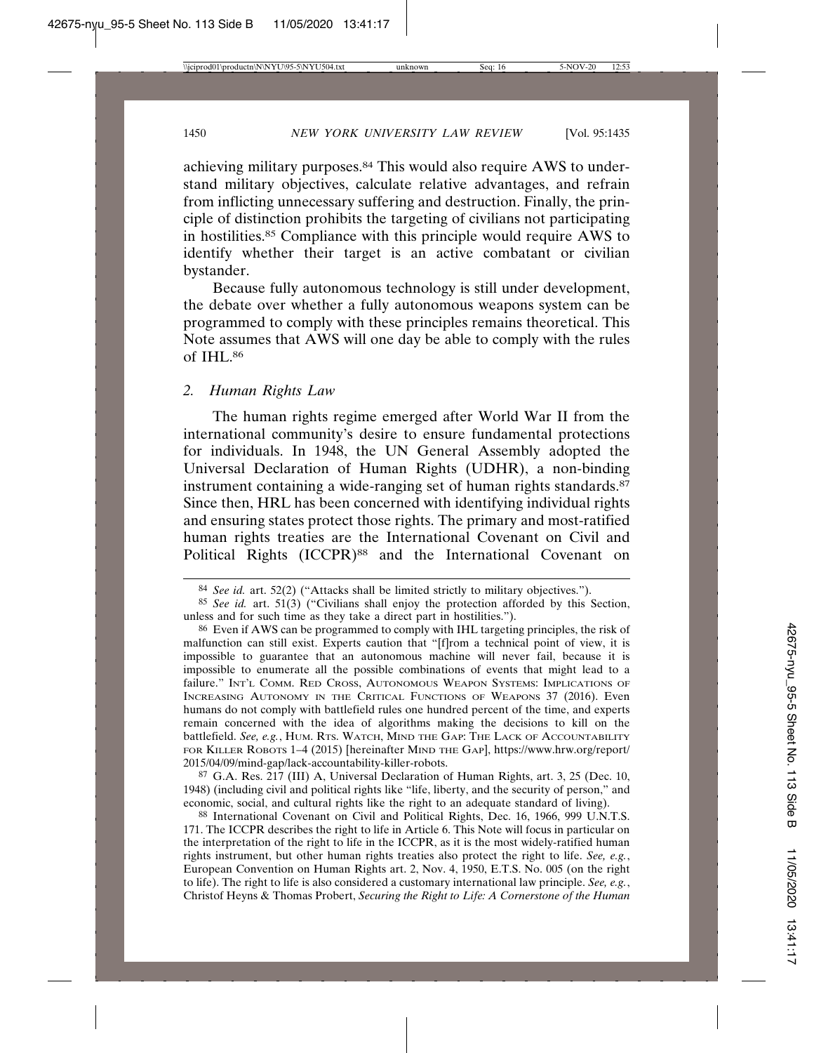achieving military purposes.[84] This would also require AWS to understand military objectives, calculate relative advantages, and refrain from inflicting unnecessary suffering and destruction. Finally, the principle of distinction prohibits the targeting of civilians not participating in hostilities.[85] Compliance with this principle would require AWS to identify whether their target is an active combatant or civilian bystander.

Because fully autonomous technology is still under development, the debate over whether a fully autonomous weapons system can be programmed to comply with these principles remains theoretical. This Note assumes that AWS will one day be able to comply with the rules of IHL.[86]

### 2. *Human Rights Law*

The human rights regime emerged after World War II from the international community's desire to ensure fundamental protections for individuals. In 1948, the UN General Assembly adopted the Universal Declaration of Human Rights (UDHR), a non-binding instrument containing a wide-ranging set of human rights standards.[87] Since then, HRL has been concerned with identifying individual rights and ensuring states protect those rights. The primary and most-ratified human rights treaties are the International Covenant on Civil and Political Rights (ICCPR)[88] and the International Covenant on

---

[84] *See id.* art. 52(2) ("Attacks shall be limited strictly to military objectives.").

[85] *See id.* art. 51(3) ("Civilians shall enjoy the protection afforded by this Section, unless and for such time as they take a direct part in hostilities.").

[86] Even if AWS can be programmed to comply with IHL targeting principles, the risk of malfunction can still exist. Experts caution that "[f]rom a technical point of view, it is impossible to guarantee that an autonomous machine will never fail, because it is impossible to enumerate all the possible combinations of events that might lead to a failure." INT'L COMM. RED CROSS, AUTONOMOUS WEAPON SYSTEMS: IMPLICATIONS OF INCREASING AUTONOMY IN THE CRITICAL FUNCTIONS OF WEAPONS 37 (2016). Even humans do not comply with battlefield rules one hundred percent of the time, and experts remain concerned with the idea of algorithms making the decisions to kill on the battlefield. *See, e.g.*, HUM. RTS. WATCH, MIND THE GAP: THE LACK OF ACCOUNTABILITY FOR KILLER ROBOTS 1–4 (2015) [hereinafter MIND THE GAP], https://www.hrw.org/report/2015/04/09/mind-gap/lack-accountability-killer-robots.

[87] G.A. Res. 217 (III) A, Universal Declaration of Human Rights, art. 3, 25 (Dec. 10, 1948) (including civil and political rights like "life, liberty, and the security of person," and economic, social, and cultural rights like the right to an adequate standard of living).

[88] International Covenant on Civil and Political Rights, Dec. 16, 1966, 999 U.N.T.S. 171. The ICCPR describes the right to life in Article 6. This Note will focus in particular on the interpretation of the right to life in the ICCPR, as it is the most widely-ratified human rights instrument, but other human rights treaties also protect the right to life. *See, e.g.*, European Convention on Human Rights art. 2, Nov. 4, 1950, E.T.S. No. 005 (on the right to life). The right to life is also considered a customary international law principle. *See, e.g.*, Christof Heyns & Thomas Probert, *Securing the Right to Life: A Cornerstone of the Human*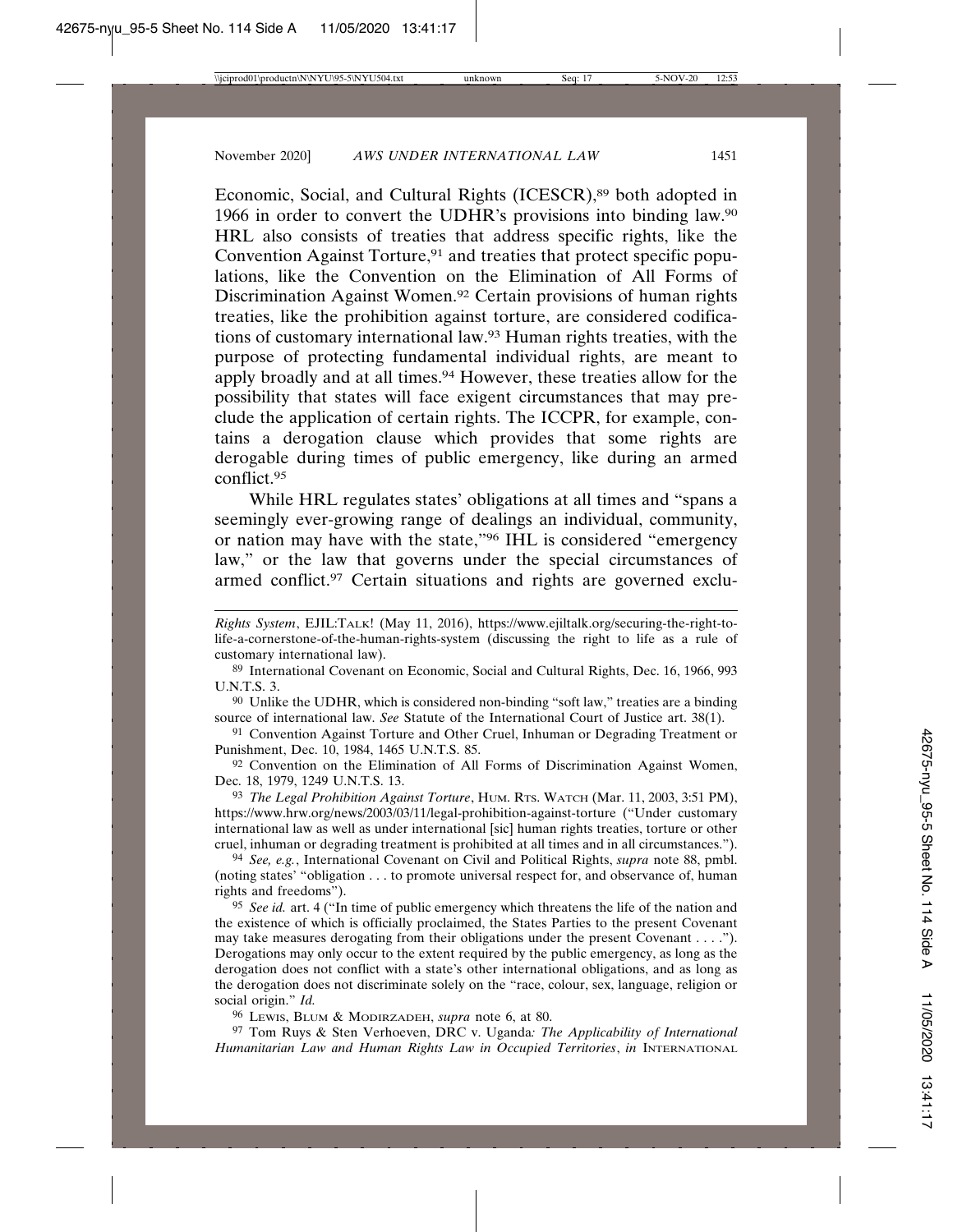Economic, Social, and Cultural Rights (ICESCR),[89] both adopted in 1966 in order to convert the UDHR's provisions into binding law.[90] HRL also consists of treaties that address specific rights, like the Convention Against Torture,[91] and treaties that protect specific populations, like the Convention on the Elimination of All Forms of Discrimination Against Women.[92] Certain provisions of human rights treaties, like the prohibition against torture, are considered codifications of customary international law.[93] Human rights treaties, with the purpose of protecting fundamental individual rights, are meant to apply broadly and at all times.[94] However, these treaties allow for the possibility that states will face exigent circumstances that may preclude the application of certain rights. The ICCPR, for example, contains a derogation clause which provides that some rights are derogable during times of public emergency, like during an armed conflict.[95]

While HRL regulates states' obligations at all times and "spans a seemingly ever-growing range of dealings an individual, community, or nation may have with the state,"[96] IHL is considered "emergency law," or the law that governs under the special circumstances of armed conflict.[97] Certain situations and rights are governed exclu-

---

*Rights System*, EJIL:TALK! (May 11, 2016), https://www.ejiltalk.org/securing-the-right-to-life-a-cornerstone-of-the-human-rights-system (discussing the right to life as a rule of customary international law).

89 International Covenant on Economic, Social and Cultural Rights, Dec. 16, 1966, 993 U.N.T.S. 3.

90 Unlike the UDHR, which is considered non-binding "soft law," treaties are a binding source of international law. *See* Statute of the International Court of Justice art. 38(1).

91 Convention Against Torture and Other Cruel, Inhuman or Degrading Treatment or Punishment, Dec. 10, 1984, 1465 U.N.T.S. 85.

92 Convention on the Elimination of All Forms of Discrimination Against Women, Dec. 18, 1979, 1249 U.N.T.S. 13.

93 *The Legal Prohibition Against Torture*, HUM. RTS. WATCH (Mar. 11, 2003, 3:51 PM), https://www.hrw.org/news/2003/03/11/legal-prohibition-against-torture ("Under customary international law as well as under international [sic] human rights treaties, torture or other cruel, inhuman or degrading treatment is prohibited at all times and in all circumstances.").

94 *See, e.g.*, International Covenant on Civil and Political Rights, *supra* note 88, pmbl. (noting states' "obligation . . . to promote universal respect for, and observance of, human rights and freedoms").

95 *See id.* art. 4 ("In time of public emergency which threatens the life of the nation and the existence of which is officially proclaimed, the States Parties to the present Covenant may take measures derogating from their obligations under the present Covenant . . . ."). Derogations may only occur to the extent required by the public emergency, as long as the derogation does not conflict with a state's other international obligations, and as long as the derogation does not discriminate solely on the "race, colour, sex, language, religion or social origin." *Id.*

96 LEWIS, BLUM & MODIRZADEH, *supra* note 6, at 80.

97 Tom Ruys & Sten Verhoeven, DRC v. Uganda*: The Applicability of International Humanitarian Law and Human Rights Law in Occupied Territories*, *in* INTERNATIONAL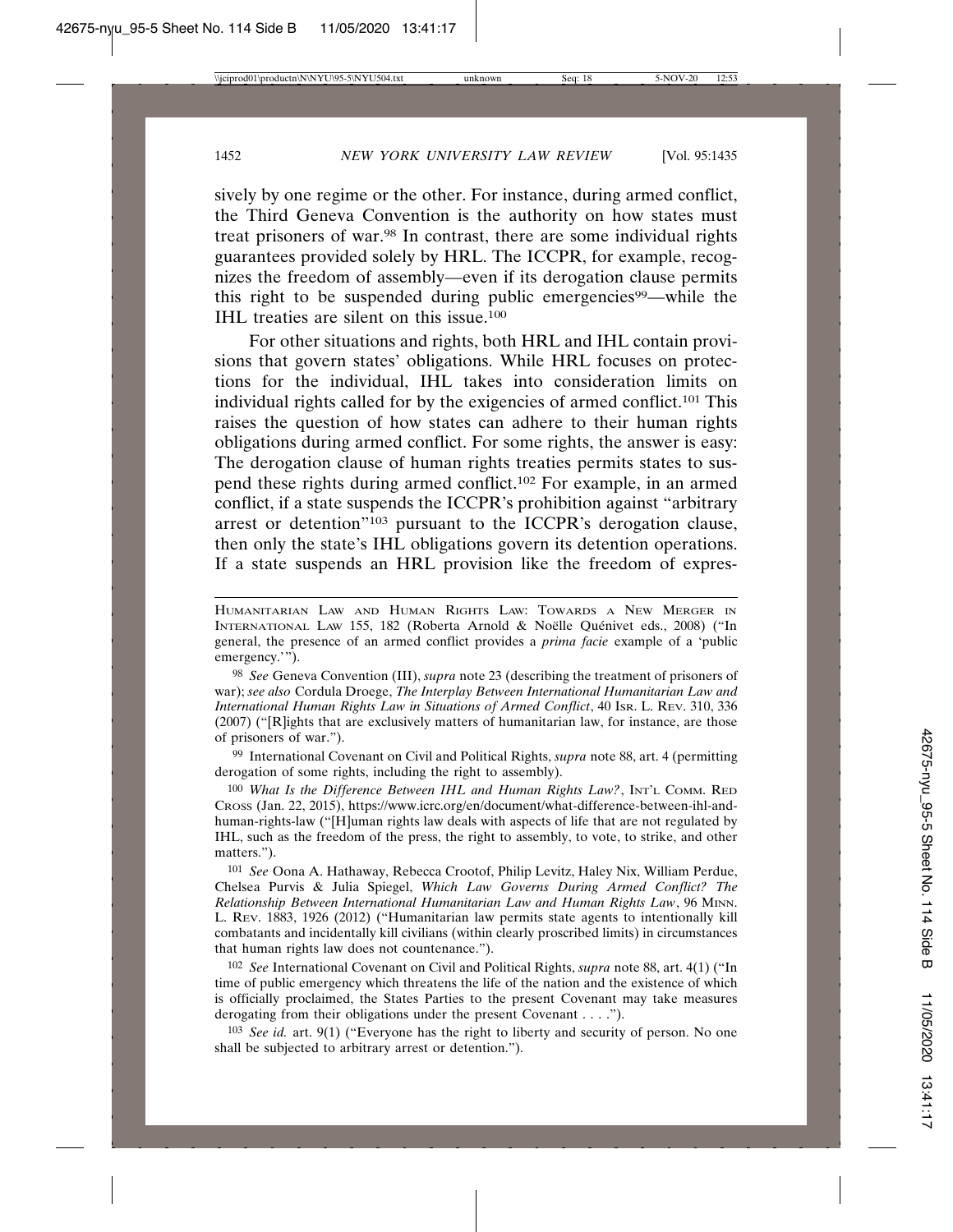sively by one regime or the other. For instance, during armed conflict, the Third Geneva Convention is the authority on how states must treat prisoners of war.[98] In contrast, there are some individual rights guarantees provided solely by HRL. The ICCPR, for example, recognizes the freedom of assembly—even if its derogation clause permits this right to be suspended during public emergencies[99]—while the IHL treaties are silent on this issue.[100]

For other situations and rights, both HRL and IHL contain provisions that govern states' obligations. While HRL focuses on protections for the individual, IHL takes into consideration limits on individual rights called for by the exigencies of armed conflict.[101] This raises the question of how states can adhere to their human rights obligations during armed conflict. For some rights, the answer is easy: The derogation clause of human rights treaties permits states to suspend these rights during armed conflict.[102] For example, in an armed conflict, if a state suspends the ICCPR's prohibition against "arbitrary arrest or detention"[103] pursuant to the ICCPR's derogation clause, then only the state's IHL obligations govern its detention operations. If a state suspends an HRL provision like the freedom of expres-

---

HUMANITARIAN LAW AND HUMAN RIGHTS LAW: TOWARDS A NEW MERGER IN INTERNATIONAL LAW 155, 182 (Roberta Arnold & Noëlle Quénivet eds., 2008) ("In general, the presence of an armed conflict provides a *prima facie* example of a 'public emergency.'").

98 *See* Geneva Convention (III), *supra* note 23 (describing the treatment of prisoners of war); *see also* Cordula Droege, *The Interplay Between International Humanitarian Law and International Human Rights Law in Situations of Armed Conflict*, 40 ISR. L. REV. 310, 336 (2007) ("[R]ights that are exclusively matters of humanitarian law, for instance, are those of prisoners of war.").

99 International Covenant on Civil and Political Rights, *supra* note 88, art. 4 (permitting derogation of some rights, including the right to assembly).

100 *What Is the Difference Between IHL and Human Rights Law?*, INT'L COMM. RED CROSS (Jan. 22, 2015), https://www.icrc.org/en/document/what-difference-between-ihl-and-human-rights-law ("[H]uman rights law deals with aspects of life that are not regulated by IHL, such as the freedom of the press, the right to assembly, to vote, to strike, and other matters.").

101 *See* Oona A. Hathaway, Rebecca Crootof, Philip Levitz, Haley Nix, William Perdue, Chelsea Purvis & Julia Spiegel, *Which Law Governs During Armed Conflict? The Relationship Between International Humanitarian Law and Human Rights Law*, 96 MINN. L. REV. 1883, 1926 (2012) ("Humanitarian law permits state agents to intentionally kill combatants and incidentally kill civilians (within clearly proscribed limits) in circumstances that human rights law does not countenance.").

102 *See* International Covenant on Civil and Political Rights, *supra* note 88, art. 4(1) ("In time of public emergency which threatens the life of the nation and the existence of which is officially proclaimed, the States Parties to the present Covenant may take measures derogating from their obligations under the present Covenant . . . .").

103 *See id.* art. 9(1) ("Everyone has the right to liberty and security of person. No one shall be subjected to arbitrary arrest or detention.").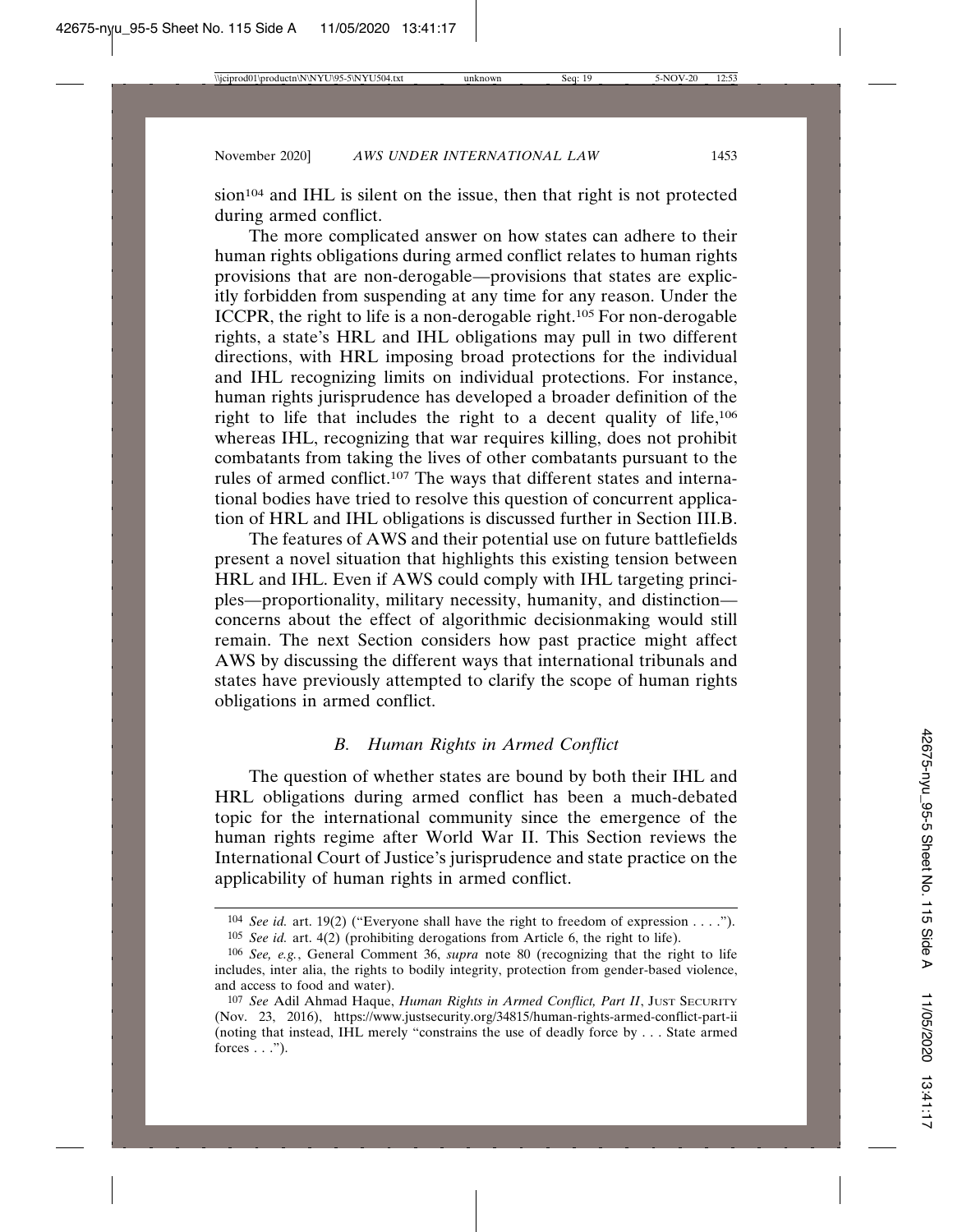sion[104] and IHL is silent on the issue, then that right is not protected during armed conflict.

The more complicated answer on how states can adhere to their human rights obligations during armed conflict relates to human rights provisions that are non-derogable—provisions that states are explicitly forbidden from suspending at any time for any reason. Under the ICCPR, the right to life is a non-derogable right.[105] For non-derogable rights, a state's HRL and IHL obligations may pull in two different directions, with HRL imposing broad protections for the individual and IHL recognizing limits on individual protections. For instance, human rights jurisprudence has developed a broader definition of the right to life that includes the right to a decent quality of life,[106] whereas IHL, recognizing that war requires killing, does not prohibit combatants from taking the lives of other combatants pursuant to the rules of armed conflict.[107] The ways that different states and international bodies have tried to resolve this question of concurrent application of HRL and IHL obligations is discussed further in Section III.B.

The features of AWS and their potential use on future battlefields present a novel situation that highlights this existing tension between HRL and IHL. Even if AWS could comply with IHL targeting principles—proportionality, military necessity, humanity, and distinction—concerns about the effect of algorithmic decisionmaking would still remain. The next Section considers how past practice might affect AWS by discussing the different ways that international tribunals and states have previously attempted to clarify the scope of human rights obligations in armed conflict.

### *B. Human Rights in Armed Conflict*

The question of whether states are bound by both their IHL and HRL obligations during armed conflict has been a much-debated topic for the international community since the emergence of the human rights regime after World War II. This Section reviews the International Court of Justice's jurisprudence and state practice on the applicability of human rights in armed conflict.

---

[104] *See id.* art. 19(2) ("Everyone shall have the right to freedom of expression . . . .").

[105] *See id.* art. 4(2) (prohibiting derogations from Article 6, the right to life).

[106] *See, e.g.*, General Comment 36, *supra* note 80 (recognizing that the right to life includes, inter alia, the rights to bodily integrity, protection from gender-based violence, and access to food and water).

[107] *See* Adil Ahmad Haque, *Human Rights in Armed Conflict, Part II*, JUST SECURITY (Nov. 23, 2016), https://www.justsecurity.org/34815/human-rights-armed-conflict-part-ii (noting that instead, IHL merely "constrains the use of deadly force by . . . State armed forces . . .").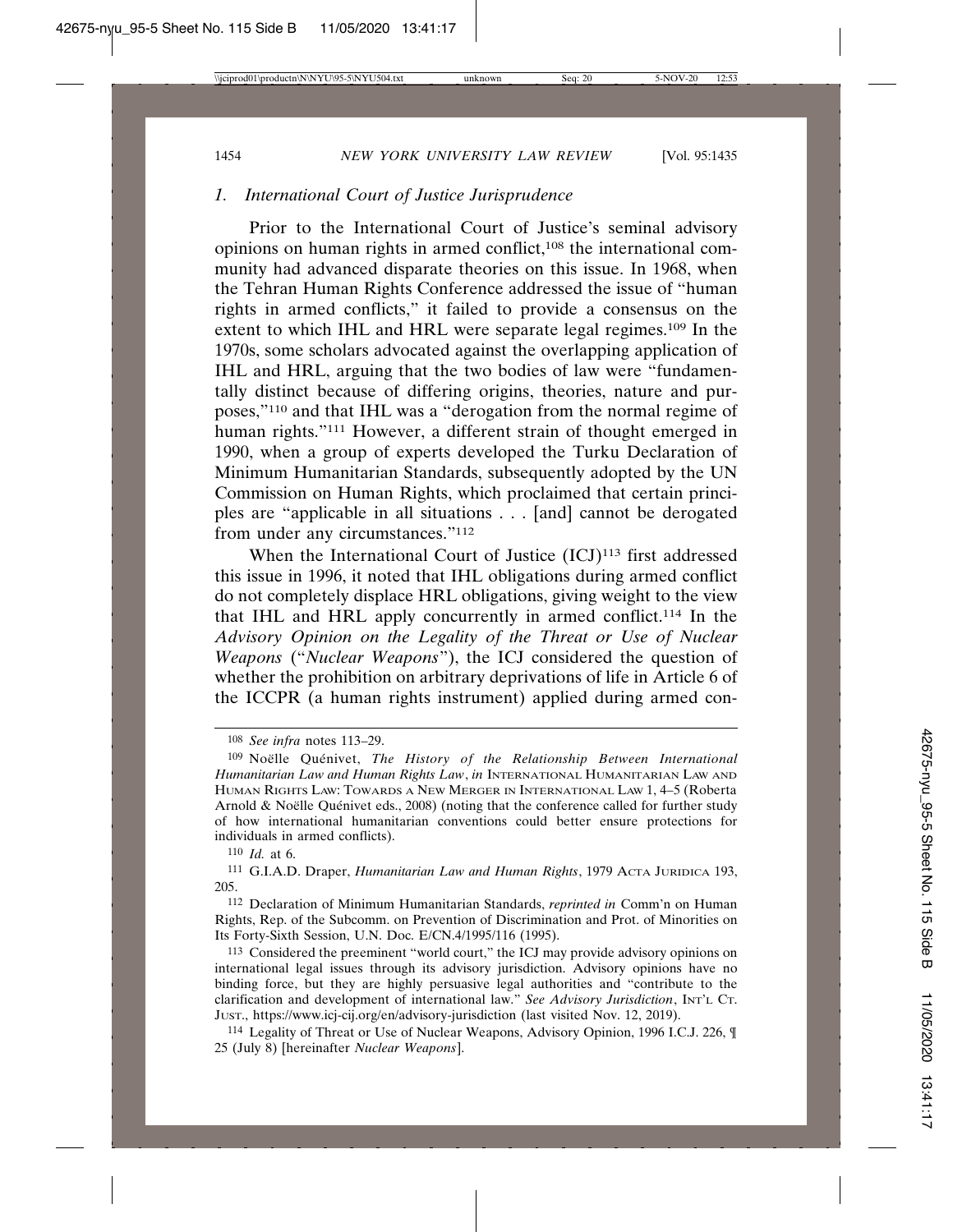### 1. *International Court of Justice Jurisprudence*

Prior to the International Court of Justice's seminal advisory opinions on human rights in armed conflict,[108] the international community had advanced disparate theories on this issue. In 1968, when the Tehran Human Rights Conference addressed the issue of "human rights in armed conflicts," it failed to provide a consensus on the extent to which IHL and HRL were separate legal regimes.[109] In the 1970s, some scholars advocated against the overlapping application of IHL and HRL, arguing that the two bodies of law were "fundamentally distinct because of differing origins, theories, nature and purposes,"[110] and that IHL was a "derogation from the normal regime of human rights."[111] However, a different strain of thought emerged in 1990, when a group of experts developed the Turku Declaration of Minimum Humanitarian Standards, subsequently adopted by the UN Commission on Human Rights, which proclaimed that certain principles are "applicable in all situations . . . [and] cannot be derogated from under any circumstances."[112]

When the International Court of Justice (ICJ)[113] first addressed this issue in 1996, it noted that IHL obligations during armed conflict do not completely displace HRL obligations, giving weight to the view that IHL and HRL apply concurrently in armed conflict.[114] In the *Advisory Opinion on the Legality of the Threat or Use of Nuclear Weapons* ("*Nuclear Weapons*"), the ICJ considered the question of whether the prohibition on arbitrary deprivations of life in Article 6 of the ICCPR (a human rights instrument) applied during armed con-

---

108 *See infra* notes 113–29.

109 Noëlle Quénivet, *The History of the Relationship Between International Humanitarian Law and Human Rights Law*, *in* INTERNATIONAL HUMANITARIAN LAW AND HUMAN RIGHTS LAW: TOWARDS A NEW MERGER IN INTERNATIONAL LAW 1, 4–5 (Roberta Arnold & Noëlle Quénivet eds., 2008) (noting that the conference called for further study of how international humanitarian conventions could better ensure protections for individuals in armed conflicts).

110 *Id.* at 6.

111 G.I.A.D. Draper, *Humanitarian Law and Human Rights*, 1979 ACTA JURIDICA 193, 205.

112 Declaration of Minimum Humanitarian Standards, *reprinted in* Comm'n on Human Rights, Rep. of the Subcomm. on Prevention of Discrimination and Prot. of Minorities on Its Forty-Sixth Session, U.N. Doc. E/CN.4/1995/116 (1995).

113 Considered the preeminent "world court," the ICJ may provide advisory opinions on international legal issues through its advisory jurisdiction. Advisory opinions have no binding force, but they are highly persuasive legal authorities and "contribute to the clarification and development of international law." *See Advisory Jurisdiction*, INT'L CT. JUST., https://www.icj-cij.org/en/advisory-jurisdiction (last visited Nov. 12, 2019).

114 Legality of Threat or Use of Nuclear Weapons, Advisory Opinion, 1996 I.C.J. 226, ¶ 25 (July 8) [hereinafter *Nuclear Weapons*].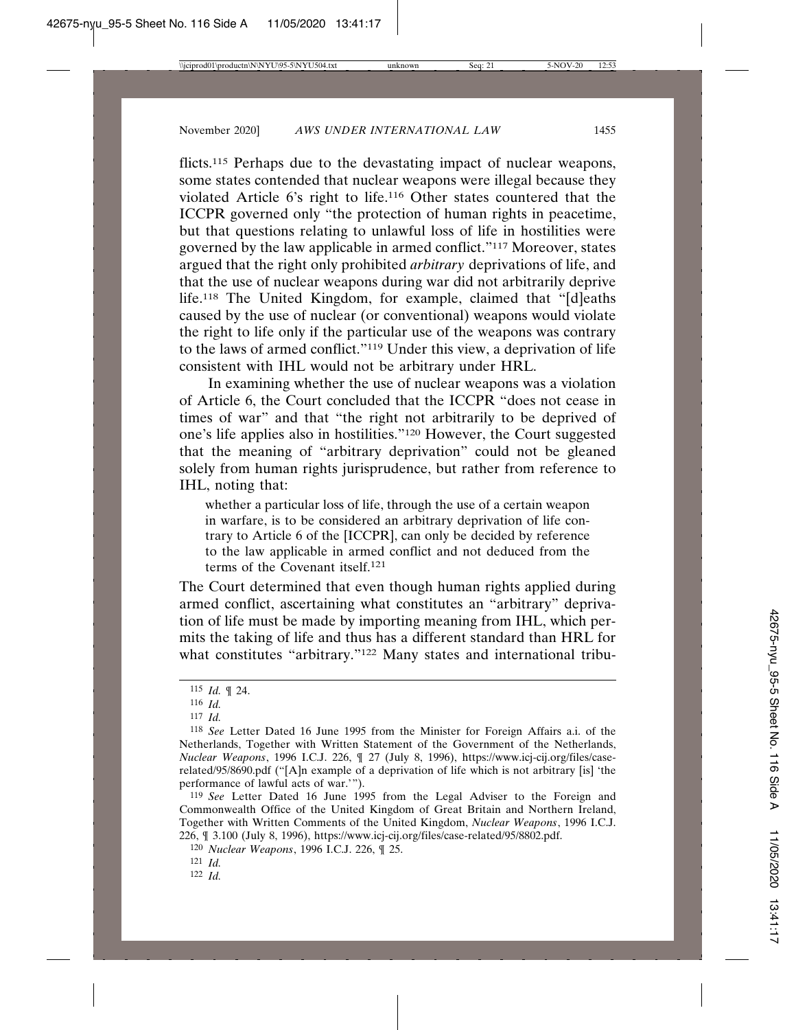flicts.[115] Perhaps due to the devastating impact of nuclear weapons, some states contended that nuclear weapons were illegal because they violated Article 6's right to life.[116] Other states countered that the ICCPR governed only "the protection of human rights in peacetime, but that questions relating to unlawful loss of life in hostilities were governed by the law applicable in armed conflict."[117] Moreover, states argued that the right only prohibited *arbitrary* deprivations of life, and that the use of nuclear weapons during war did not arbitrarily deprive life.[118] The United Kingdom, for example, claimed that "[d]eaths caused by the use of nuclear (or conventional) weapons would violate the right to life only if the particular use of the weapons was contrary to the laws of armed conflict."[119] Under this view, a deprivation of life consistent with IHL would not be arbitrary under HRL.

In examining whether the use of nuclear weapons was a violation of Article 6, the Court concluded that the ICCPR "does not cease in times of war" and that "the right not arbitrarily to be deprived of one's life applies also in hostilities."[120] However, the Court suggested that the meaning of "arbitrary deprivation" could not be gleaned solely from human rights jurisprudence, but rather from reference to IHL, noting that:

> whether a particular loss of life, through the use of a certain weapon in warfare, is to be considered an arbitrary deprivation of life contrary to Article 6 of the [ICCPR], can only be decided by reference to the law applicable in armed conflict and not deduced from the terms of the Covenant itself.[121]

The Court determined that even though human rights applied during armed conflict, ascertaining what constitutes an "arbitrary" deprivation of life must be made by importing meaning from IHL, which permits the taking of life and thus has a different standard than HRL for what constitutes "arbitrary."[122] Many states and international tribu-

---

[115] *Id.* ¶ 24.

[116] *Id.*

[117] *Id.*

[118] *See* Letter Dated 16 June 1995 from the Minister for Foreign Affairs a.i. of the Netherlands, Together with Written Statement of the Government of the Netherlands, *Nuclear Weapons*, 1996 I.C.J. 226, ¶ 27 (July 8, 1996), https://www.icj-cij.org/files/case-related/95/8690.pdf ("[A]n example of a deprivation of life which is not arbitrary [is] 'the performance of lawful acts of war.'").

[119] *See* Letter Dated 16 June 1995 from the Legal Adviser to the Foreign and Commonwealth Office of the United Kingdom of Great Britain and Northern Ireland, Together with Written Comments of the United Kingdom, *Nuclear Weapons*, 1996 I.C.J. 226, ¶ 3.100 (July 8, 1996), https://www.icj-cij.org/files/case-related/95/8802.pdf.

[120] *Nuclear Weapons*, 1996 I.C.J. 226, ¶ 25.

[121] *Id.*

[122] *Id.*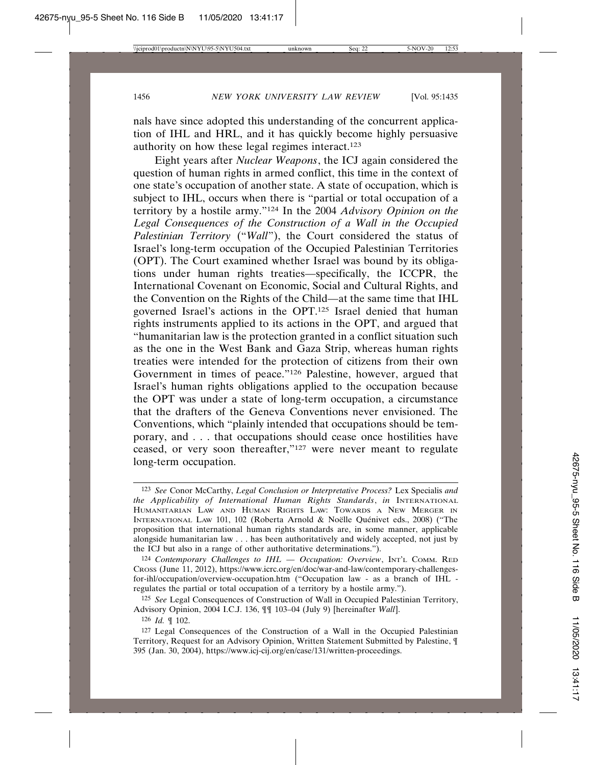nals have since adopted this understanding of the concurrent application of IHL and HRL, and it has quickly become highly persuasive authority on how these legal regimes interact.[123]

Eight years after *Nuclear Weapons*, the ICJ again considered the question of human rights in armed conflict, this time in the context of one state's occupation of another state. A state of occupation, which is subject to IHL, occurs when there is "partial or total occupation of a territory by a hostile army."[124] In the 2004 *Advisory Opinion on the Legal Consequences of the Construction of a Wall in the Occupied Palestinian Territory* ("*Wall*"), the Court considered the status of Israel's long-term occupation of the Occupied Palestinian Territories (OPT). The Court examined whether Israel was bound by its obligations under human rights treaties—specifically, the ICCPR, the International Covenant on Economic, Social and Cultural Rights, and the Convention on the Rights of the Child—at the same time that IHL governed Israel's actions in the OPT.[125] Israel denied that human rights instruments applied to its actions in the OPT, and argued that "humanitarian law is the protection granted in a conflict situation such as the one in the West Bank and Gaza Strip, whereas human rights treaties were intended for the protection of citizens from their own Government in times of peace."[126] Palestine, however, argued that Israel's human rights obligations applied to the occupation because the OPT was under a state of long-term occupation, a circumstance that the drafters of the Geneva Conventions never envisioned. The Conventions, which "plainly intended that occupations should be temporary, and . . . that occupations should cease once hostilities have ceased, or very soon thereafter,"[127] were never meant to regulate long-term occupation.

---

[123] *See* Conor McCarthy, *Legal Conclusion or Interpretative Process?* Lex Specialis *and the Applicability of International Human Rights Standards*, *in* INTERNATIONAL HUMANITARIAN LAW AND HUMAN RIGHTS LAW: TOWARDS A NEW MERGER IN INTERNATIONAL LAW 101, 102 (Roberta Arnold & Noëlle Quénivet eds., 2008) ("The proposition that international human rights standards are, in some manner, applicable alongside humanitarian law . . . has been authoritatively and widely accepted, not just by the ICJ but also in a range of other authoritative determinations.").

[124] *Contemporary Challenges to IHL — Occupation: Overview*, INT'L COMM. RED CROSS (June 11, 2012), https://www.icrc.org/en/doc/war-and-law/contemporary-challenges-for-ihl/occupation/overview-occupation.htm ("Occupation law - as a branch of IHL - regulates the partial or total occupation of a territory by a hostile army.").

[125] *See* Legal Consequences of Construction of Wall in Occupied Palestinian Territory, Advisory Opinion, 2004 I.C.J. 136, ¶¶ 103–04 (July 9) [hereinafter *Wall*].

[126] *Id.* ¶ 102.

[127] Legal Consequences of the Construction of a Wall in the Occupied Palestinian Territory, Request for an Advisory Opinion, Written Statement Submitted by Palestine, ¶ 395 (Jan. 30, 2004), https://www.icj-cij.org/en/case/131/written-proceedings.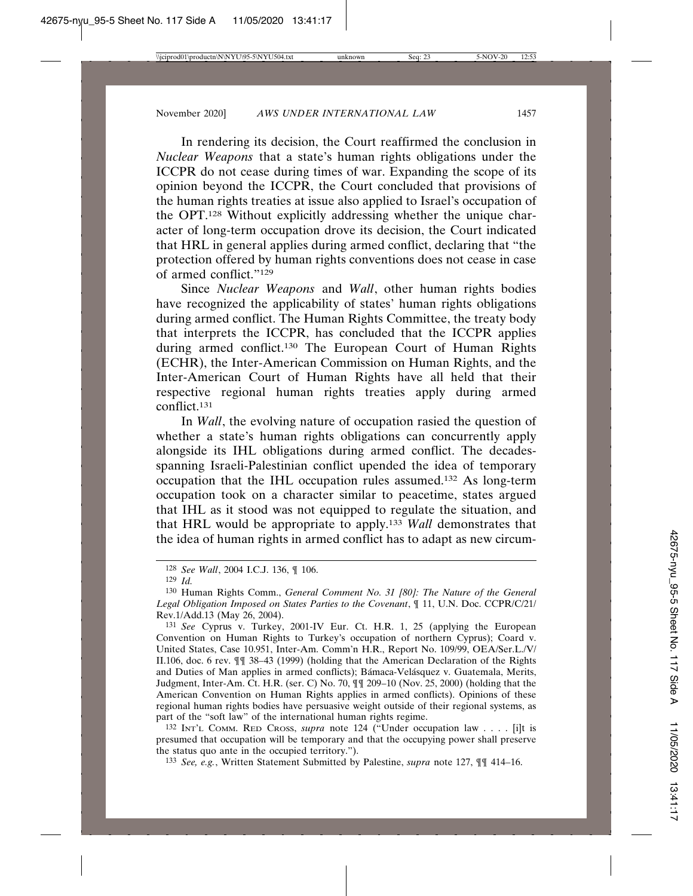In rendering its decision, the Court reaffirmed the conclusion in *Nuclear Weapons* that a state's human rights obligations under the ICCPR do not cease during times of war. Expanding the scope of its opinion beyond the ICCPR, the Court concluded that provisions of the human rights treaties at issue also applied to Israel's occupation of the OPT.[128] Without explicitly addressing whether the unique character of long-term occupation drove its decision, the Court indicated that HRL in general applies during armed conflict, declaring that "the protection offered by human rights conventions does not cease in case of armed conflict."[129]

Since *Nuclear Weapons* and *Wall*, other human rights bodies have recognized the applicability of states' human rights obligations during armed conflict. The Human Rights Committee, the treaty body that interprets the ICCPR, has concluded that the ICCPR applies during armed conflict.[130] The European Court of Human Rights (ECHR), the Inter-American Commission on Human Rights, and the Inter-American Court of Human Rights have all held that their respective regional human rights treaties apply during armed conflict.[131]

In *Wall*, the evolving nature of occupation rasied the question of whether a state's human rights obligations can concurrently apply alongside its IHL obligations during armed conflict. The decades-spanning Israeli-Palestinian conflict upended the idea of temporary occupation that the IHL occupation rules assumed.[132] As long-term occupation took on a character similar to peacetime, states argued that IHL as it stood was not equipped to regulate the situation, and that HRL would be appropriate to apply.[133] *Wall* demonstrates that the idea of human rights in armed conflict has to adapt as new circum-

---

[128] *See Wall*, 2004 I.C.J. 136, ¶ 106.

[129] *Id.*

[130] Human Rights Comm., *General Comment No. 31 [80]: The Nature of the General Legal Obligation Imposed on States Parties to the Covenant*, ¶ 11, U.N. Doc. CCPR/C/21/Rev.1/Add.13 (May 26, 2004).

[131] *See* Cyprus v. Turkey, 2001-IV Eur. Ct. H.R. 1, 25 (applying the European Convention on Human Rights to Turkey's occupation of northern Cyprus); Coard v. United States, Case 10.951, Inter-Am. Comm'n H.R., Report No. 109/99, OEA/Ser.L./V/II.106, doc. 6 rev. ¶¶ 38–43 (1999) (holding that the American Declaration of the Rights and Duties of Man applies in armed conflicts); Bámaca-Velásquez v. Guatemala, Merits, Judgment, Inter-Am. Ct. H.R. (ser. C) No. 70, ¶¶ 209–10 (Nov. 25, 2000) (holding that the American Convention on Human Rights applies in armed conflicts). Opinions of these regional human rights bodies have persuasive weight outside of their regional systems, as part of the "soft law" of the international human rights regime.

[132] INT'L COMM. RED CROSS, *supra* note 124 ("Under occupation law . . . . [i]t is presumed that occupation will be temporary and that the occupying power shall preserve the status quo ante in the occupied territory.").

[133] *See, e.g.*, Written Statement Submitted by Palestine, *supra* note 127, ¶¶ 414–16.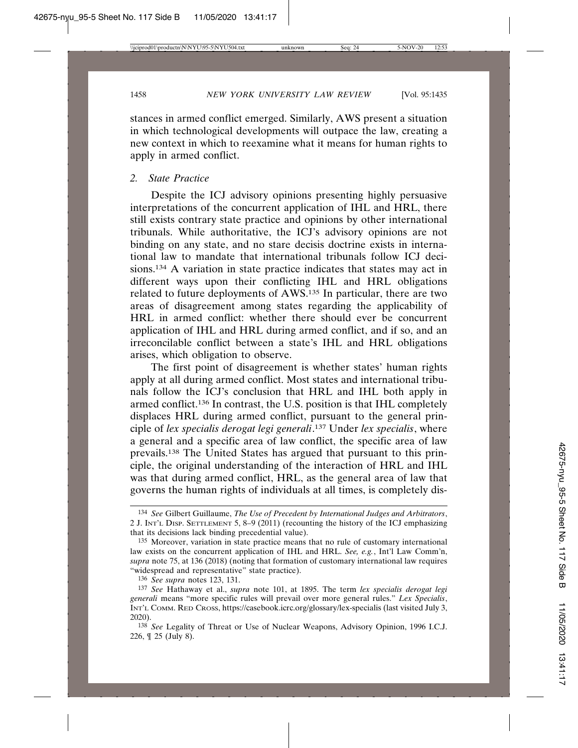stances in armed conflict emerged. Similarly, AWS present a situation in which technological developments will outpace the law, creating a new context in which to reexamine what it means for human rights to apply in armed conflict.

### *2. State Practice*

Despite the ICJ advisory opinions presenting highly persuasive interpretations of the concurrent application of IHL and HRL, there still exists contrary state practice and opinions by other international tribunals. While authoritative, the ICJ's advisory opinions are not binding on any state, and no stare decisis doctrine exists in international law to mandate that international tribunals follow ICJ decisions.[134] A variation in state practice indicates that states may act in different ways upon their conflicting IHL and HRL obligations related to future deployments of AWS.[135] In particular, there are two areas of disagreement among states regarding the applicability of HRL in armed conflict: whether there should ever be concurrent application of IHL and HRL during armed conflict, and if so, and an irreconcilable conflict between a state's IHL and HRL obligations arises, which obligation to observe.

The first point of disagreement is whether states' human rights apply at all during armed conflict. Most states and international tribunals follow the ICJ's conclusion that HRL and IHL both apply in armed conflict.[136] In contrast, the U.S. position is that IHL completely displaces HRL during armed conflict, pursuant to the general principle of *lex specialis derogat legi generali*.[137] Under *lex specialis*, where a general and a specific area of law conflict, the specific area of law prevails.[138] The United States has argued that pursuant to this principle, the original understanding of the interaction of HRL and IHL was that during armed conflict, HRL, as the general area of law that governs the human rights of individuals at all times, is completely dis-

---

[134] *See* Gilbert Guillaume, *The Use of Precedent by International Judges and Arbitrators*, 2 J. INT'L DISP. SETTLEMENT 5, 8–9 (2011) (recounting the history of the ICJ emphasizing that its decisions lack binding precedential value).

[135] Moreover, variation in state practice means that no rule of customary international law exists on the concurrent application of IHL and HRL. *See, e.g.*, Int'l Law Comm'n, *supra* note 75, at 136 (2018) (noting that formation of customary international law requires "widespread and representative" state practice).

[136] *See supra* notes 123, 131.

[137] *See* Hathaway et al., *supra* note 101, at 1895. The term *lex specialis derogat legi generali* means "more specific rules will prevail over more general rules." *Lex Specialis*, INT'L COMM. RED CROSS, https://casebook.icrc.org/glossary/lex-specialis (last visited July 3, 2020).

[138] *See* Legality of Threat or Use of Nuclear Weapons, Advisory Opinion, 1996 I.C.J. 226, ¶ 25 (July 8).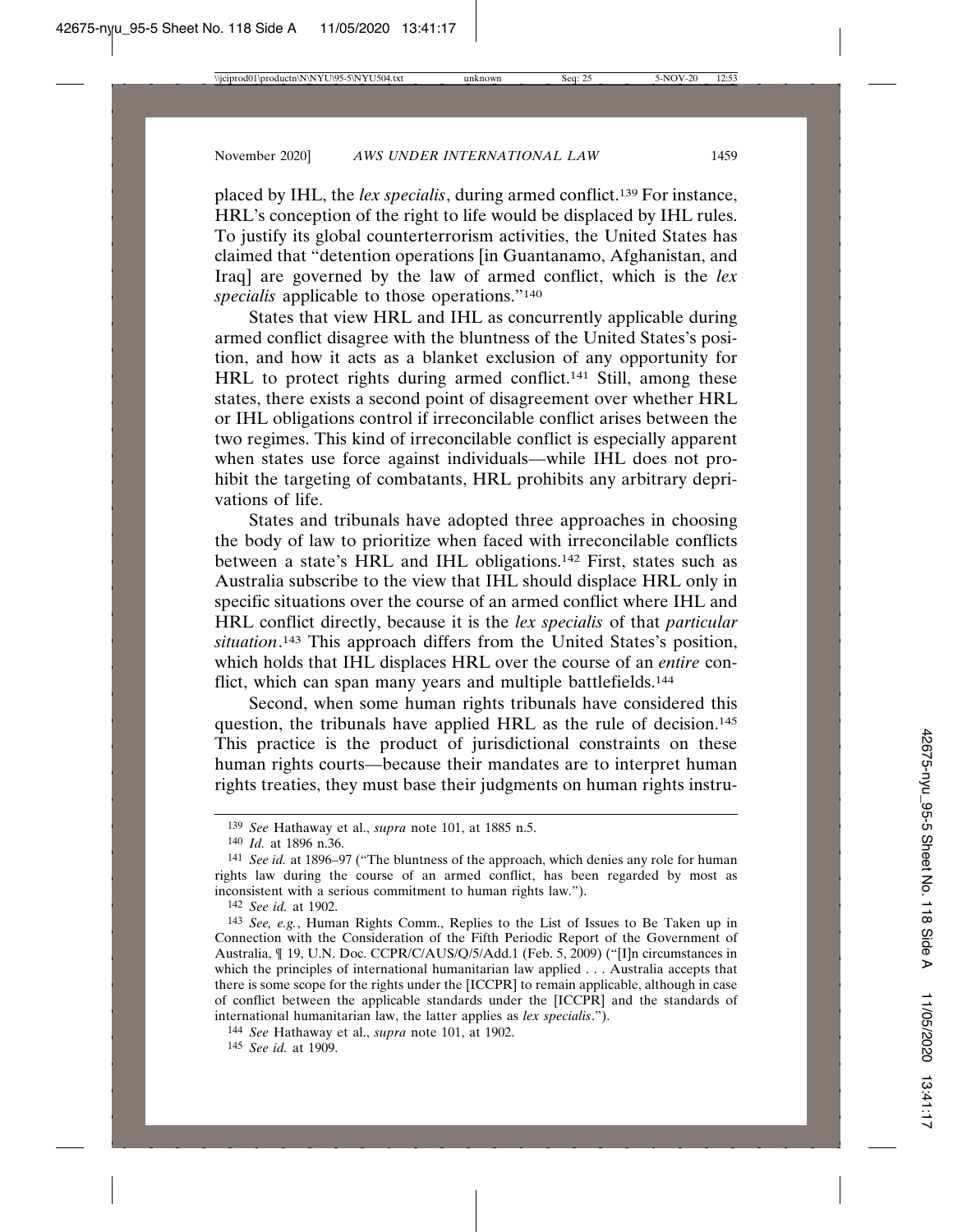placed by IHL, the *lex specialis*, during armed conflict.[139] For instance, HRL's conception of the right to life would be displaced by IHL rules. To justify its global counterterrorism activities, the United States has claimed that "detention operations [in Guantanamo, Afghanistan, and Iraq] are governed by the law of armed conflict, which is the *lex specialis* applicable to those operations."[140]

States that view HRL and IHL as concurrently applicable during armed conflict disagree with the bluntness of the United States's position, and how it acts as a blanket exclusion of any opportunity for HRL to protect rights during armed conflict.[141] Still, among these states, there exists a second point of disagreement over whether HRL or IHL obligations control if irreconcilable conflict arises between the two regimes. This kind of irreconcilable conflict is especially apparent when states use force against individuals—while IHL does not prohibit the targeting of combatants, HRL prohibits any arbitrary deprivations of life.

States and tribunals have adopted three approaches in choosing the body of law to prioritize when faced with irreconcilable conflicts between a state's HRL and IHL obligations.[142] First, states such as Australia subscribe to the view that IHL should displace HRL only in specific situations over the course of an armed conflict where IHL and HRL conflict directly, because it is the *lex specialis* of that *particular situation*.[143] This approach differs from the United States's position, which holds that IHL displaces HRL over the course of an *entire* conflict, which can span many years and multiple battlefields.[144]

Second, when some human rights tribunals have considered this question, the tribunals have applied HRL as the rule of decision.[145] This practice is the product of jurisdictional constraints on these human rights courts—because their mandates are to interpret human rights treaties, they must base their judgments on human rights instru-

---

[139] *See* Hathaway et al., *supra* note 101, at 1885 n.5.

[140] *Id.* at 1896 n.36.

[141] *See id.* at 1896–97 ("The bluntness of the approach, which denies any role for human rights law during the course of an armed conflict, has been regarded by most as inconsistent with a serious commitment to human rights law.").

[142] *See id.* at 1902.

[143] *See, e.g.*, Human Rights Comm., Replies to the List of Issues to Be Taken up in Connection with the Consideration of the Fifth Periodic Report of the Government of Australia, ¶ 19, U.N. Doc. CCPR/C/AUS/Q/5/Add.1 (Feb. 5, 2009) ("[I]n circumstances in which the principles of international humanitarian law applied . . . Australia accepts that there is some scope for the rights under the [ICCPR] to remain applicable, although in case of conflict between the applicable standards under the [ICCPR] and the standards of international humanitarian law, the latter applies as *lex specialis*.").

[144] *See* Hathaway et al., *supra* note 101, at 1902.

[145] *See id.* at 1909.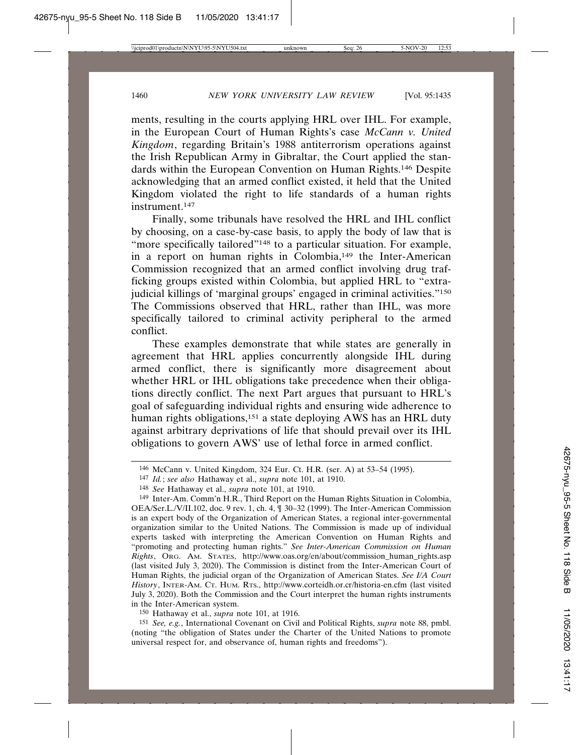ments, resulting in the courts applying HRL over IHL. For example, in the European Court of Human Rights's case *McCann v. United Kingdom*, regarding Britain's 1988 antiterrorism operations against the Irish Republican Army in Gibraltar, the Court applied the standards within the European Convention on Human Rights.[146] Despite acknowledging that an armed conflict existed, it held that the United Kingdom violated the right to life standards of a human rights instrument.[147]

Finally, some tribunals have resolved the HRL and IHL conflict by choosing, on a case-by-case basis, to apply the body of law that is "more specifically tailored"[148] to a particular situation. For example, in a report on human rights in Colombia,[149] the Inter-American Commission recognized that an armed conflict involving drug trafficking groups existed within Colombia, but applied HRL to "extrajudicial killings of 'marginal groups' engaged in criminal activities."[150] The Commissions observed that HRL, rather than IHL, was more specifically tailored to criminal activity peripheral to the armed conflict.

These examples demonstrate that while states are generally in agreement that HRL applies concurrently alongside IHL during armed conflict, there is significantly more disagreement about whether HRL or IHL obligations take precedence when their obligations directly conflict. The next Part argues that pursuant to HRL's goal of safeguarding individual rights and ensuring wide adherence to human rights obligations,[151] a state deploying AWS has an HRL duty against arbitrary deprivations of life that should prevail over its IHL obligations to govern AWS' use of lethal force in armed conflict.

---

[146] McCann v. United Kingdom, 324 Eur. Ct. H.R. (ser. A) at 53–54 (1995).

[147] *Id.*; *see also* Hathaway et al., *supra* note 101, at 1910.

[148] *See* Hathaway et al., *supra* note 101, at 1910.

[149] Inter-Am. Comm'n H.R., Third Report on the Human Rights Situation in Colombia, OEA/Ser.L./V/II.102, doc. 9 rev. 1, ch. 4, ¶ 30–32 (1999). The Inter-American Commission is an expert body of the Organization of American States, a regional inter-governmental organization similar to the United Nations. The Commission is made up of individual experts tasked with interpreting the American Convention on Human Rights and "promoting and protecting human rights." *See Inter-American Commission on Human Rights*, ORG. AM. STATES, http://www.oas.org/en/about/commission_human_rights.asp (last visited July 3, 2020). The Commission is distinct from the Inter-American Court of Human Rights, the judicial organ of the Organization of American States. *See I/A Court History*, INTER-AM. CT. HUM. RTS., http://www.corteidh.or.cr/historia-en.cfm (last visited July 3, 2020). Both the Commission and the Court interpret the human rights instruments in the Inter-American system.

[150] Hathaway et al., *supra* note 101, at 1916.

[151] *See, e.g.*, International Covenant on Civil and Political Rights, *supra* note 88, pmbl. (noting "the obligation of States under the Charter of the United Nations to promote universal respect for, and observance of, human rights and freedoms").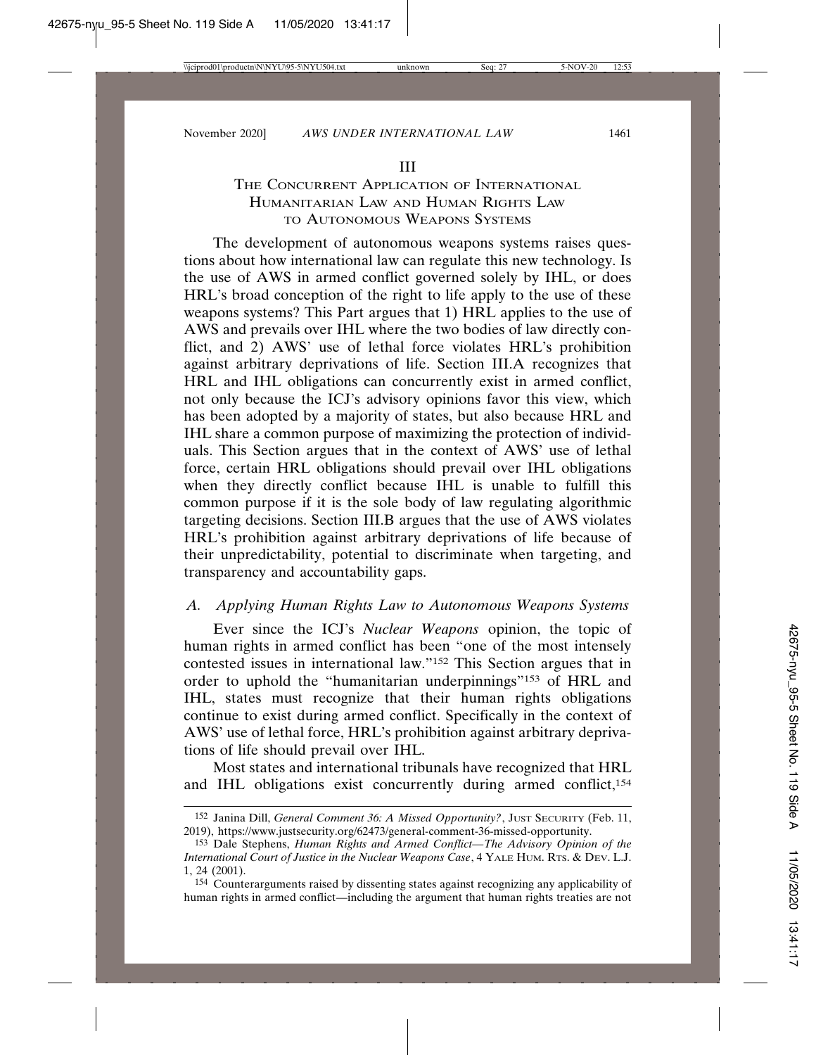# III

# The Concurrent Application of International Humanitarian Law and Human Rights Law to Autonomous Weapons Systems

The development of autonomous weapons systems raises questions about how international law can regulate this new technology. Is the use of AWS in armed conflict governed solely by IHL, or does HRL's broad conception of the right to life apply to the use of these weapons systems? This Part argues that 1) HRL applies to the use of AWS and prevails over IHL where the two bodies of law directly conflict, and 2) AWS' use of lethal force violates HRL's prohibition against arbitrary deprivations of life. Section III.A recognizes that HRL and IHL obligations can concurrently exist in armed conflict, not only because the ICJ's advisory opinions favor this view, which has been adopted by a majority of states, but also because HRL and IHL share a common purpose of maximizing the protection of individuals. This Section argues that in the context of AWS' use of lethal force, certain HRL obligations should prevail over IHL obligations when they directly conflict because IHL is unable to fulfill this common purpose if it is the sole body of law regulating algorithmic targeting decisions. Section III.B argues that the use of AWS violates HRL's prohibition against arbitrary deprivations of life because of their unpredictability, potential to discriminate when targeting, and transparency and accountability gaps.

## *A. Applying Human Rights Law to Autonomous Weapons Systems*

Ever since the ICJ's *Nuclear Weapons* opinion, the topic of human rights in armed conflict has been "one of the most intensely contested issues in international law."[152] This Section argues that in order to uphold the "humanitarian underpinnings"[153] of HRL and IHL, states must recognize that their human rights obligations continue to exist during armed conflict. Specifically in the context of AWS' use of lethal force, HRL's prohibition against arbitrary deprivations of life should prevail over IHL.

Most states and international tribunals have recognized that HRL and IHL obligations exist concurrently during armed conflict,[154]

---

[152] Janina Dill, *General Comment 36: A Missed Opportunity?*, Just Security (Feb. 11, 2019), https://www.justsecurity.org/62473/general-comment-36-missed-opportunity.

[153] Dale Stephens, *Human Rights and Armed Conflict—The Advisory Opinion of the International Court of Justice in the Nuclear Weapons Case*, 4 Yale Hum. Rts. & Dev. L.J. 1, 24 (2001).

[154] Counterarguments raised by dissenting states against recognizing any applicability of human rights in armed conflict—including the argument that human rights treaties are not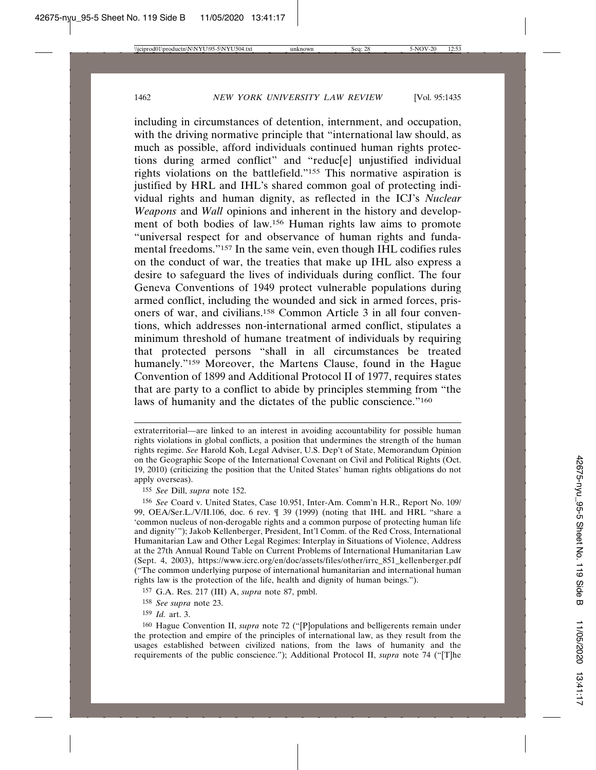including in circumstances of detention, internment, and occupation, with the driving normative principle that "international law should, as much as possible, afford individuals continued human rights protections during armed conflict" and "reduc[e] unjustified individual rights violations on the battlefield."[155] This normative aspiration is justified by HRL and IHL's shared common goal of protecting individual rights and human dignity, as reflected in the ICJ's *Nuclear Weapons* and *Wall* opinions and inherent in the history and development of both bodies of law.[156] Human rights law aims to promote "universal respect for and observance of human rights and fundamental freedoms."[157] In the same vein, even though IHL codifies rules on the conduct of war, the treaties that make up IHL also express a desire to safeguard the lives of individuals during conflict. The four Geneva Conventions of 1949 protect vulnerable populations during armed conflict, including the wounded and sick in armed forces, prisoners of war, and civilians.[158] Common Article 3 in all four conventions, which addresses non-international armed conflict, stipulates a minimum threshold of humane treatment of individuals by requiring that protected persons "shall in all circumstances be treated humanely."[159] Moreover, the Martens Clause, found in the Hague Convention of 1899 and Additional Protocol II of 1977, requires states that are party to a conflict to abide by principles stemming from "the laws of humanity and the dictates of the public conscience."[160]

---

extraterritorial—are linked to an interest in avoiding accountability for possible human rights violations in global conflicts, a position that undermines the strength of the human rights regime. *See* Harold Koh, Legal Adviser, U.S. Dep't of State, Memorandum Opinion on the Geographic Scope of the International Covenant on Civil and Political Rights (Oct. 19, 2010) (criticizing the position that the United States' human rights obligations do not apply overseas).

[155] *See* Dill, *supra* note 152.

[156] *See* Coard v. United States, Case 10.951, Inter-Am. Comm'n H.R., Report No. 109/99, OEA/Ser.L./V/II.106, doc. 6 rev. ¶ 39 (1999) (noting that IHL and HRL "share a 'common nucleus of non-derogable rights and a common purpose of protecting human life and dignity'"); Jakob Kellenberger, President, Int'l Comm. of the Red Cross, International Humanitarian Law and Other Legal Regimes: Interplay in Situations of Violence, Address at the 27th Annual Round Table on Current Problems of International Humanitarian Law (Sept. 4, 2003), https://www.icrc.org/en/doc/assets/files/other/irrc_851_kellenberger.pdf ("The common underlying purpose of international humanitarian and international human rights law is the protection of the life, health and dignity of human beings.").

[157] G.A. Res. 217 (III) A, *supra* note 87, pmbl.

[158] *See supra* note 23.

[159] *Id.* art. 3.

[160] Hague Convention II, *supra* note 72 ("[P]opulations and belligerents remain under the protection and empire of the principles of international law, as they result from the usages established between civilized nations, from the laws of humanity and the requirements of the public conscience."); Additional Protocol II, *supra* note 74 ("[T]he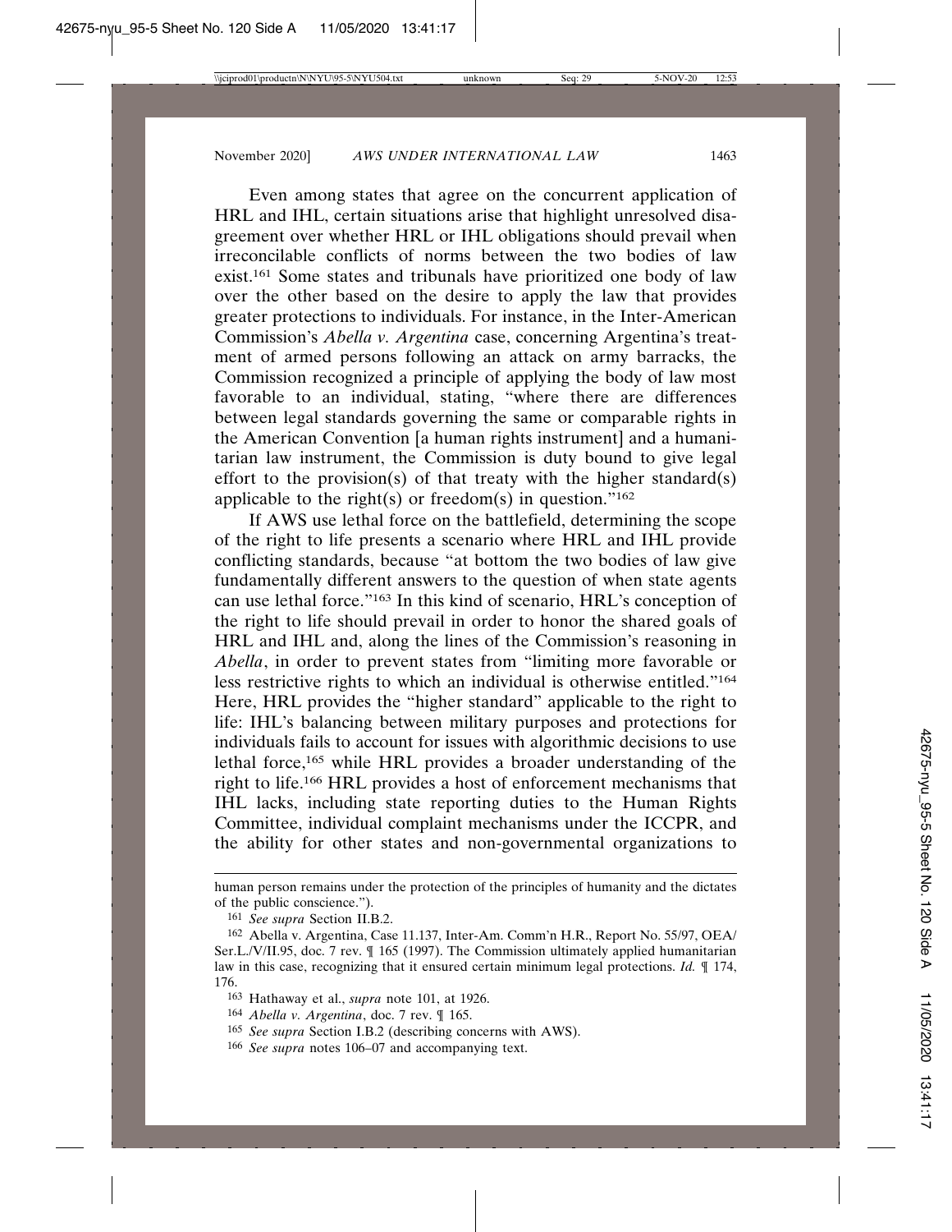Even among states that agree on the concurrent application of HRL and IHL, certain situations arise that highlight unresolved disagreement over whether HRL or IHL obligations should prevail when irreconcilable conflicts of norms between the two bodies of law exist.[161] Some states and tribunals have prioritized one body of law over the other based on the desire to apply the law that provides greater protections to individuals. For instance, in the Inter-American Commission's *Abella v. Argentina* case, concerning Argentina's treatment of armed persons following an attack on army barracks, the Commission recognized a principle of applying the body of law most favorable to an individual, stating, "where there are differences between legal standards governing the same or comparable rights in the American Convention [a human rights instrument] and a humanitarian law instrument, the Commission is duty bound to give legal effort to the provision(s) of that treaty with the higher standard(s) applicable to the right(s) or freedom(s) in question."[162]

If AWS use lethal force on the battlefield, determining the scope of the right to life presents a scenario where HRL and IHL provide conflicting standards, because "at bottom the two bodies of law give fundamentally different answers to the question of when state agents can use lethal force."[163] In this kind of scenario, HRL's conception of the right to life should prevail in order to honor the shared goals of HRL and IHL and, along the lines of the Commission's reasoning in *Abella*, in order to prevent states from "limiting more favorable or less restrictive rights to which an individual is otherwise entitled."[164] Here, HRL provides the "higher standard" applicable to the right to life: IHL's balancing between military purposes and protections for individuals fails to account for issues with algorithmic decisions to use lethal force,[165] while HRL provides a broader understanding of the right to life.[166] HRL provides a host of enforcement mechanisms that IHL lacks, including state reporting duties to the Human Rights Committee, individual complaint mechanisms under the ICCPR, and the ability for other states and non-governmental organizations to

---

human person remains under the protection of the principles of humanity and the dictates of the public conscience.").

161 *See supra* Section II.B.2.

162 Abella v. Argentina, Case 11.137, Inter-Am. Comm'n H.R., Report No. 55/97, OEA/Ser.L./V/II.95, doc. 7 rev. ¶ 165 (1997). The Commission ultimately applied humanitarian law in this case, recognizing that it ensured certain minimum legal protections. *Id.* ¶ 174, 176.

163 Hathaway et al., *supra* note 101, at 1926.

164 *Abella v. Argentina*, doc. 7 rev. ¶ 165.

165 *See supra* Section I.B.2 (describing concerns with AWS).

166 *See supra* notes 106–07 and accompanying text.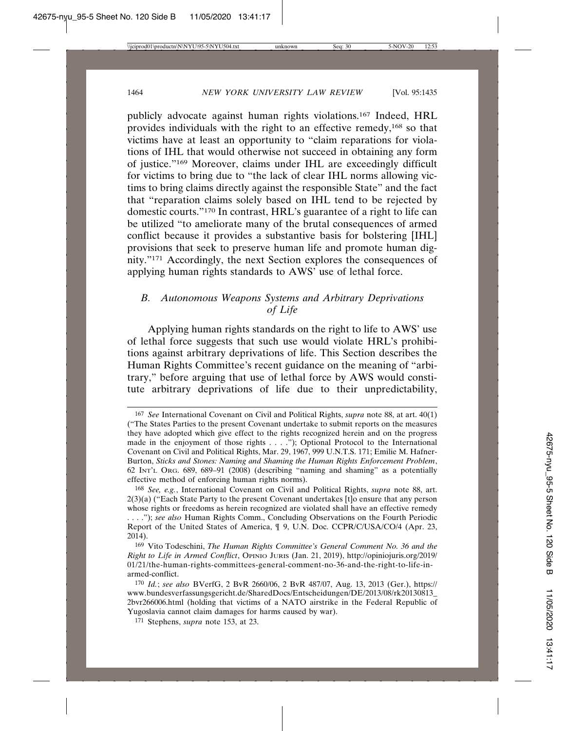publicly advocate against human rights violations.[167] Indeed, HRL provides individuals with the right to an effective remedy,[168] so that victims have at least an opportunity to "claim reparations for violations of IHL that would otherwise not succeed in obtaining any form of justice."[169] Moreover, claims under IHL are exceedingly difficult for victims to bring due to "the lack of clear IHL norms allowing victims to bring claims directly against the responsible State" and the fact that "reparation claims solely based on IHL tend to be rejected by domestic courts."[170] In contrast, HRL's guarantee of a right to life can be utilized "to ameliorate many of the brutal consequences of armed conflict because it provides a substantive basis for bolstering [IHL] provisions that seek to preserve human life and promote human dignity."[171] Accordingly, the next Section explores the consequences of applying human rights standards to AWS' use of lethal force.

### *B. Autonomous Weapons Systems and Arbitrary Deprivations of Life*

Applying human rights standards on the right to life to AWS' use of lethal force suggests that such use would violate HRL's prohibitions against arbitrary deprivations of life. This Section describes the Human Rights Committee's recent guidance on the meaning of "arbitrary," before arguing that use of lethal force by AWS would constitute arbitrary deprivations of life due to their unpredictability,

---

167 *See* International Covenant on Civil and Political Rights, *supra* note 88, at art. 40(1) ("The States Parties to the present Covenant undertake to submit reports on the measures they have adopted which give effect to the rights recognized herein and on the progress made in the enjoyment of those rights . . . ."); Optional Protocol to the International Covenant on Civil and Political Rights, Mar. 29, 1967, 999 U.N.T.S. 171; Emilie M. Hafner-Burton, *Sticks and Stones: Naming and Shaming the Human Rights Enforcement Problem*, 62 INT'L ORG. 689, 689–91 (2008) (describing "naming and shaming" as a potentially effective method of enforcing human rights norms).

168 *See, e.g.*, International Covenant on Civil and Political Rights, *supra* note 88, art. 2(3)(a) ("Each State Party to the present Covenant undertakes [t]o ensure that any person whose rights or freedoms as herein recognized are violated shall have an effective remedy . . . ."); *see also* Human Rights Comm., Concluding Observations on the Fourth Periodic Report of the United States of America, ¶ 9, U.N. Doc. CCPR/C/USA/CO/4 (Apr. 23, 2014).

169 Vito Todeschini, *The Human Rights Committee's General Comment No. 36 and the Right to Life in Armed Conflict*, OPINIO JURIS (Jan. 21, 2019), http://opiniojuris.org/2019/01/21/the-human-rights-committees-general-comment-no-36-and-the-right-to-life-in-armed-conflict.

170 *Id.*; *see also* BVerfG, 2 BvR 2660/06, 2 BvR 487/07, Aug. 13, 2013 (Ger.), https://www.bundesverfassungsgericht.de/SharedDocs/Entscheidungen/DE/2013/08/rk20130813_2bvr266006.html (holding that victims of a NATO airstrike in the Federal Republic of Yugoslavia cannot claim damages for harms caused by war).

171 Stephens, *supra* note 153, at 23.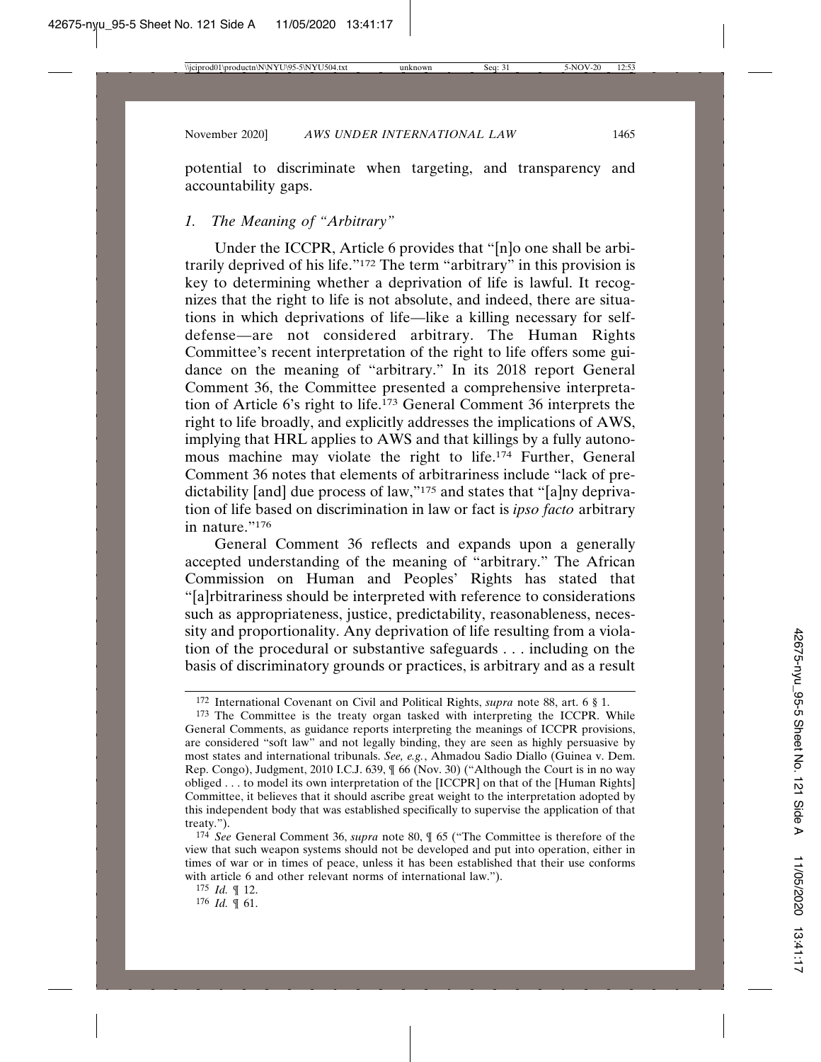potential to discriminate when targeting, and transparency and accountability gaps.

### *1. The Meaning of "Arbitrary"*

Under the ICCPR, Article 6 provides that "[n]o one shall be arbitrarily deprived of his life."[172] The term "arbitrary" in this provision is key to determining whether a deprivation of life is lawful. It recognizes that the right to life is not absolute, and indeed, there are situations in which deprivations of life—like a killing necessary for self-defense—are not considered arbitrary. The Human Rights Committee's recent interpretation of the right to life offers some guidance on the meaning of "arbitrary." In its 2018 report General Comment 36, the Committee presented a comprehensive interpretation of Article 6's right to life.[173] General Comment 36 interprets the right to life broadly, and explicitly addresses the implications of AWS, implying that HRL applies to AWS and that killings by a fully autonomous machine may violate the right to life.[174] Further, General Comment 36 notes that elements of arbitrariness include "lack of predictability [and] due process of law,"[175] and states that "[a]ny deprivation of life based on discrimination in law or fact is *ipso facto* arbitrary in nature."[176]

General Comment 36 reflects and expands upon a generally accepted understanding of the meaning of "arbitrary." The African Commission on Human and Peoples' Rights has stated that "[a]rbitrariness should be interpreted with reference to considerations such as appropriateness, justice, predictability, reasonableness, necessity and proportionality. Any deprivation of life resulting from a violation of the procedural or substantive safeguards . . . including on the basis of discriminatory grounds or practices, is arbitrary and as a result

---

172 International Covenant on Civil and Political Rights, *supra* note 88, art. 6 § 1.

173 The Committee is the treaty organ tasked with interpreting the ICCPR. While General Comments, as guidance reports interpreting the meanings of ICCPR provisions, are considered "soft law" and not legally binding, they are seen as highly persuasive by most states and international tribunals. *See, e.g.*, Ahmadou Sadio Diallo (Guinea v. Dem. Rep. Congo), Judgment, 2010 I.C.J. 639, ¶ 66 (Nov. 30) ("Although the Court is in no way obliged . . . to model its own interpretation of the [ICCPR] on that of the [Human Rights] Committee, it believes that it should ascribe great weight to the interpretation adopted by this independent body that was established specifically to supervise the application of that treaty.").

174 *See* General Comment 36, *supra* note 80, ¶ 65 ("The Committee is therefore of the view that such weapon systems should not be developed and put into operation, either in times of war or in times of peace, unless it has been established that their use conforms with article 6 and other relevant norms of international law.").

175 *Id.* ¶ 12.

176 *Id.* ¶ 61.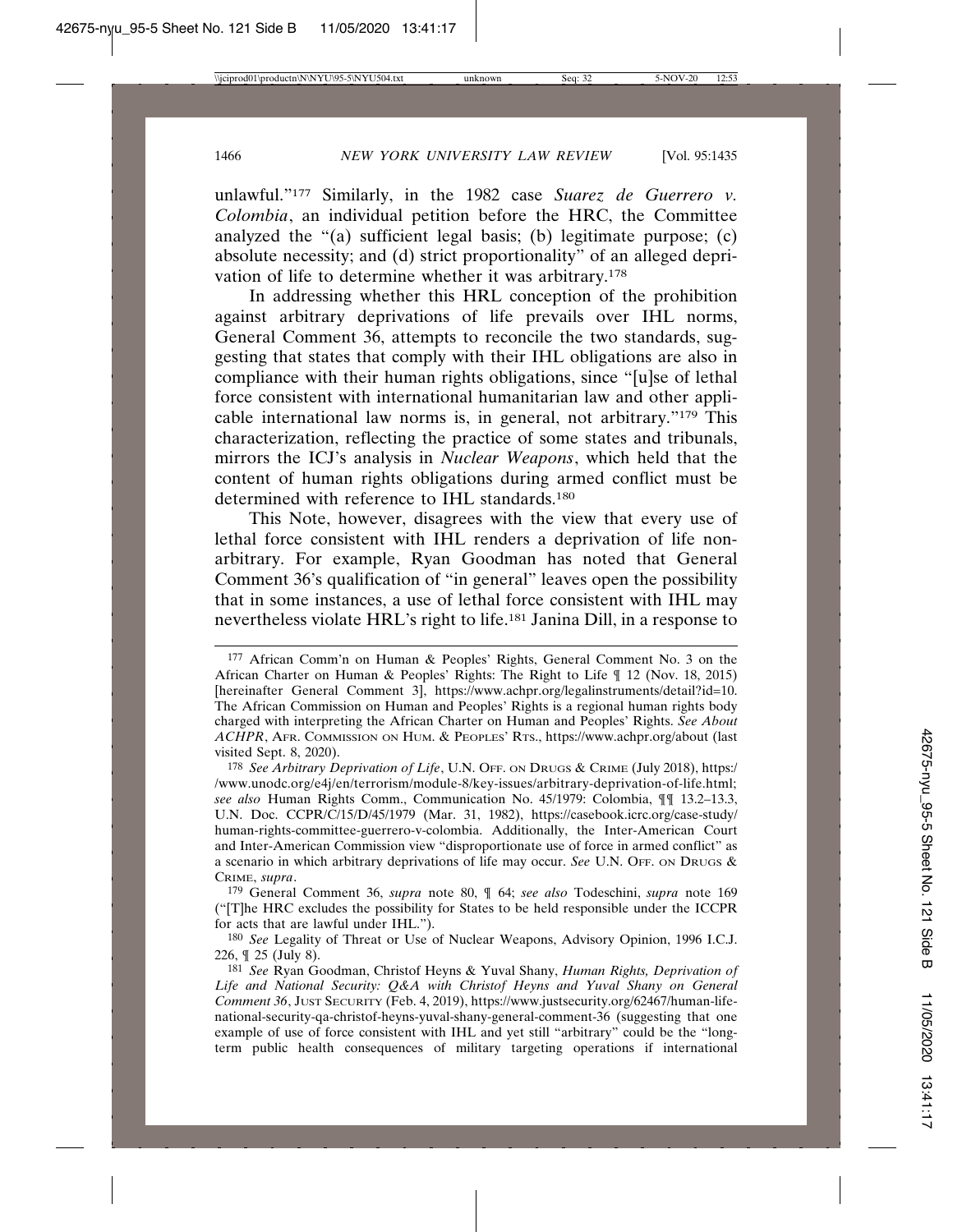unlawful."[177] Similarly, in the 1982 case *Suarez de Guerrero v. Colombia*, an individual petition before the HRC, the Committee analyzed the "(a) sufficient legal basis; (b) legitimate purpose; (c) absolute necessity; and (d) strict proportionality" of an alleged deprivation of life to determine whether it was arbitrary.[178]

In addressing whether this HRL conception of the prohibition against arbitrary deprivations of life prevails over IHL norms, General Comment 36, attempts to reconcile the two standards, suggesting that states that comply with their IHL obligations are also in compliance with their human rights obligations, since "[u]se of lethal force consistent with international humanitarian law and other applicable international law norms is, in general, not arbitrary."[179] This characterization, reflecting the practice of some states and tribunals, mirrors the ICJ's analysis in *Nuclear Weapons*, which held that the content of human rights obligations during armed conflict must be determined with reference to IHL standards.[180]

This Note, however, disagrees with the view that every use of lethal force consistent with IHL renders a deprivation of life non-arbitrary. For example, Ryan Goodman has noted that General Comment 36's qualification of "in general" leaves open the possibility that in some instances, a use of lethal force consistent with IHL may nevertheless violate HRL's right to life.[181] Janina Dill, in a response to

---

177 African Comm'n on Human & Peoples' Rights, General Comment No. 3 on the African Charter on Human & Peoples' Rights: The Right to Life ¶ 12 (Nov. 18, 2015) [hereinafter General Comment 3], https://www.achpr.org/legalinstruments/detail?id=10. The African Commission on Human and Peoples' Rights is a regional human rights body charged with interpreting the African Charter on Human and Peoples' Rights. *See About ACHPR*, AFR. COMMISSION ON HUM. & PEOPLES' RTS., https://www.achpr.org/about (last visited Sept. 8, 2020).

178 *See Arbitrary Deprivation of Life*, U.N. OFF. ON DRUGS & CRIME (July 2018), https://www.unodc.org/e4j/en/terrorism/module-8/key-issues/arbitrary-deprivation-of-life.html; *see also* Human Rights Comm., Communication No. 45/1979: Colombia, ¶¶ 13.2–13.3, U.N. Doc. CCPR/C/15/D/45/1979 (Mar. 31, 1982), https://casebook.icrc.org/case-study/human-rights-committee-guerrero-v-colombia. Additionally, the Inter-American Court and Inter-American Commission view "disproportionate use of force in armed conflict" as a scenario in which arbitrary deprivations of life may occur. *See* U.N. OFF. ON DRUGS & CRIME, *supra*.

179 General Comment 36, *supra* note 80, ¶ 64; *see also* Todeschini, *supra* note 169 ("[T]he HRC excludes the possibility for States to be held responsible under the ICCPR for acts that are lawful under IHL.").

180 *See* Legality of Threat or Use of Nuclear Weapons, Advisory Opinion, 1996 I.C.J. 226, ¶ 25 (July 8).

181 *See* Ryan Goodman, Christof Heyns & Yuval Shany, *Human Rights, Deprivation of Life and National Security: Q&A with Christof Heyns and Yuval Shany on General Comment 36*, JUST SECURITY (Feb. 4, 2019), https://www.justsecurity.org/62467/human-life-national-security-qa-christof-heyns-yuval-shany-general-comment-36 (suggesting that one example of use of force consistent with IHL and yet still "arbitrary" could be the "long-term public health consequences of military targeting operations if international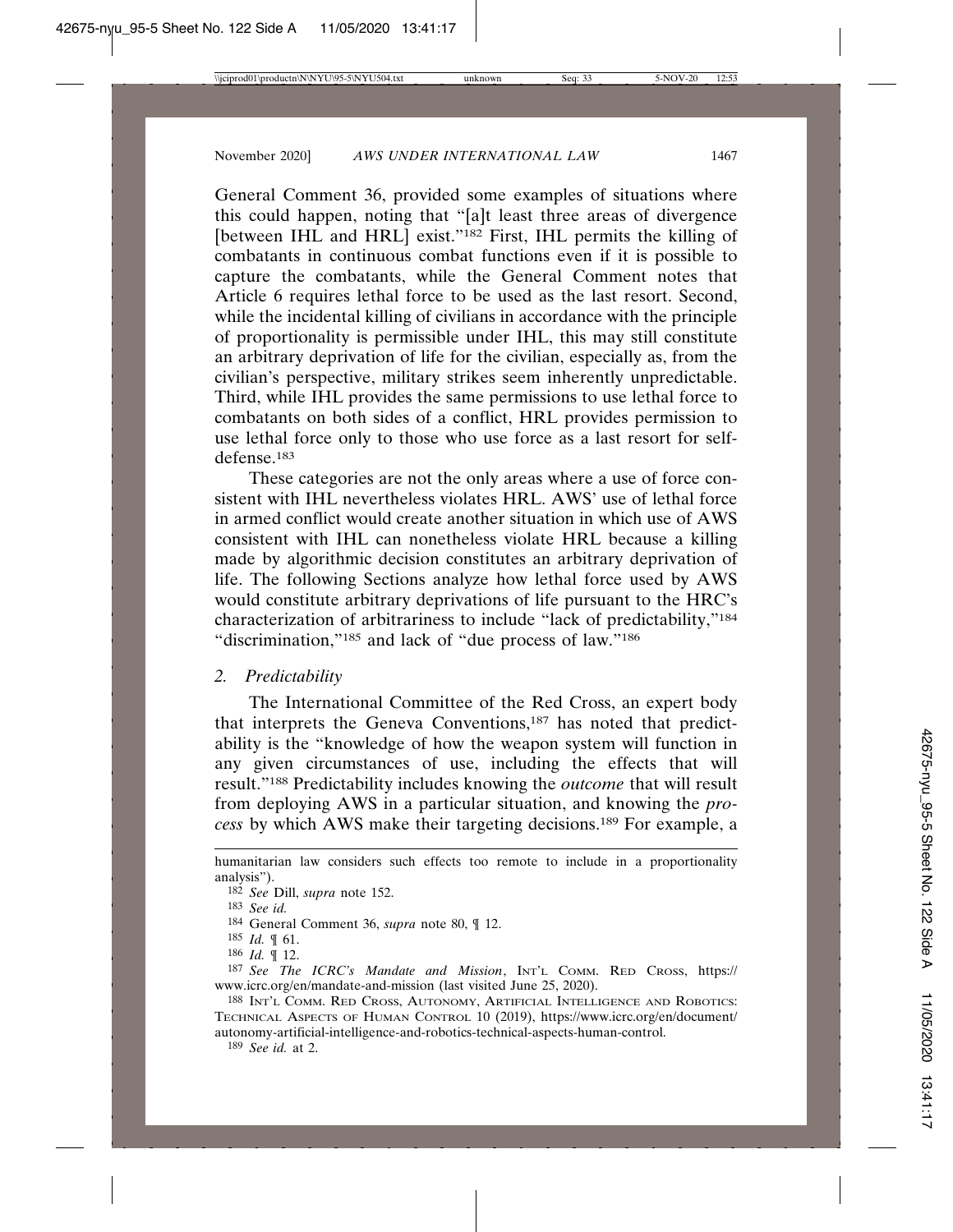General Comment 36, provided some examples of situations where this could happen, noting that "[a]t least three areas of divergence [between IHL and HRL] exist."[182] First, IHL permits the killing of combatants in continuous combat functions even if it is possible to capture the combatants, while the General Comment notes that Article 6 requires lethal force to be used as the last resort. Second, while the incidental killing of civilians in accordance with the principle of proportionality is permissible under IHL, this may still constitute an arbitrary deprivation of life for the civilian, especially as, from the civilian's perspective, military strikes seem inherently unpredictable. Third, while IHL provides the same permissions to use lethal force to combatants on both sides of a conflict, HRL provides permission to use lethal force only to those who use force as a last resort for self-defense.[183]

These categories are not the only areas where a use of force consistent with IHL nevertheless violates HRL. AWS' use of lethal force in armed conflict would create another situation in which use of AWS consistent with IHL can nonetheless violate HRL because a killing made by algorithmic decision constitutes an arbitrary deprivation of life. The following Sections analyze how lethal force used by AWS would constitute arbitrary deprivations of life pursuant to the HRC's characterization of arbitrariness to include "lack of predictability,"[184] "discrimination,"[185] and lack of "due process of law."[186]

### 2. *Predictability*

The International Committee of the Red Cross, an expert body that interprets the Geneva Conventions,[187] has noted that predictability is the "knowledge of how the weapon system will function in any given circumstances of use, including the effects that will result."[188] Predictability includes knowing the *outcome* that will result from deploying AWS in a particular situation, and knowing the *process* by which AWS make their targeting decisions.[189] For example, a

---

humanitarian law considers such effects too remote to include in a proportionality analysis").

182 *See* Dill, *supra* note 152.

183 *See id.*

184 General Comment 36, *supra* note 80, ¶ 12.

185 *Id.* ¶ 61.

186 *Id.* ¶ 12.

187 *See The ICRC's Mandate and Mission*, INT'L COMM. RED CROSS, https://www.icrc.org/en/mandate-and-mission (last visited June 25, 2020).

188 INT'L COMM. RED CROSS, AUTONOMY, ARTIFICIAL INTELLIGENCE AND ROBOTICS: TECHNICAL ASPECTS OF HUMAN CONTROL 10 (2019), https://www.icrc.org/en/document/autonomy-artificial-intelligence-and-robotics-technical-aspects-human-control.

189 *See id.* at 2.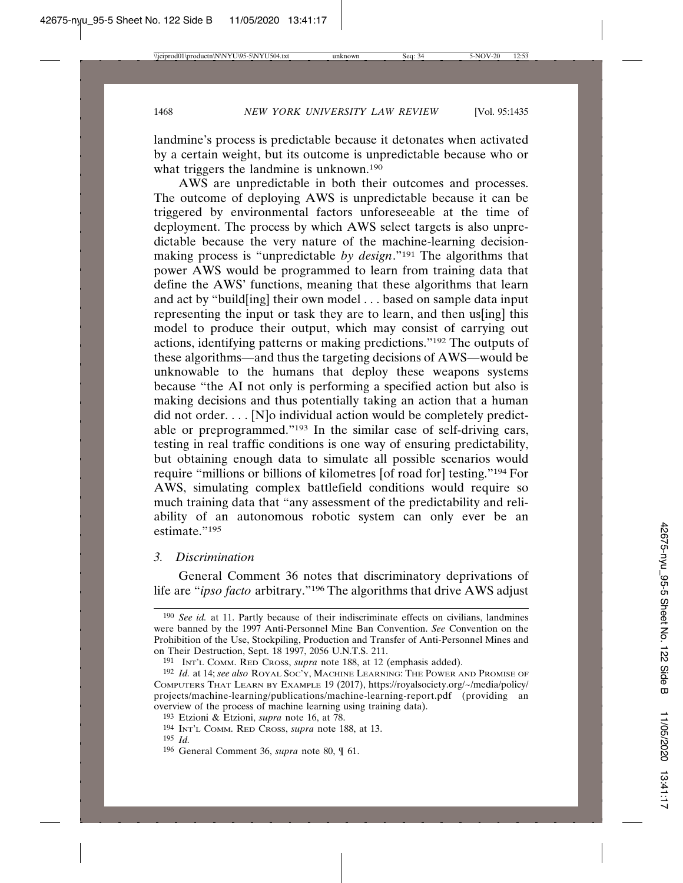landmine's process is predictable because it detonates when activated by a certain weight, but its outcome is unpredictable because who or what triggers the landmine is unknown.[190]

AWS are unpredictable in both their outcomes and processes. The outcome of deploying AWS is unpredictable because it can be triggered by environmental factors unforeseeable at the time of deployment. The process by which AWS select targets is also unpredictable because the very nature of the machine-learning decision-making process is "unpredictable *by design*."[191] The algorithms that power AWS would be programmed to learn from training data that define the AWS' functions, meaning that these algorithms that learn and act by "build[ing] their own model . . . based on sample data input representing the input or task they are to learn, and then us[ing] this model to produce their output, which may consist of carrying out actions, identifying patterns or making predictions."[192] The outputs of these algorithms—and thus the targeting decisions of AWS—would be unknowable to the humans that deploy these weapons systems because "the AI not only is performing a specified action but also is making decisions and thus potentially taking an action that a human did not order. . . . [N]o individual action would be completely predictable or preprogrammed."[193] In the similar case of self-driving cars, testing in real traffic conditions is one way of ensuring predictability, but obtaining enough data to simulate all possible scenarios would require "millions or billions of kilometres [of road for] testing."[194] For AWS, simulating complex battlefield conditions would require so much training data that "any assessment of the predictability and reliability of an autonomous robotic system can only ever be an estimate."[195]

### 3. *Discrimination*

General Comment 36 notes that discriminatory deprivations of life are "*ipso facto* arbitrary."[196] The algorithms that drive AWS adjust

---

[190] *See id.* at 11. Partly because of their indiscriminate effects on civilians, landmines were banned by the 1997 Anti-Personnel Mine Ban Convention. *See* Convention on the Prohibition of the Use, Stockpiling, Production and Transfer of Anti-Personnel Mines and on Their Destruction, Sept. 18 1997, 2056 U.N.T.S. 211.

[191] INT'L COMM. RED CROSS, *supra* note 188, at 12 (emphasis added).

[192] *Id.* at 14; *see also* ROYAL SOC'Y, MACHINE LEARNING: THE POWER AND PROMISE OF COMPUTERS THAT LEARN BY EXAMPLE 19 (2017), https://royalsociety.org/~/media/policy/projects/machine-learning/publications/machine-learning-report.pdf (providing an overview of the process of machine learning using training data).

[193] Etzioni & Etzioni, *supra* note 16, at 78.

[194] INT'L COMM. RED CROSS, *supra* note 188, at 13.

[195] *Id.*

[196] General Comment 36, *supra* note 80, ¶ 61.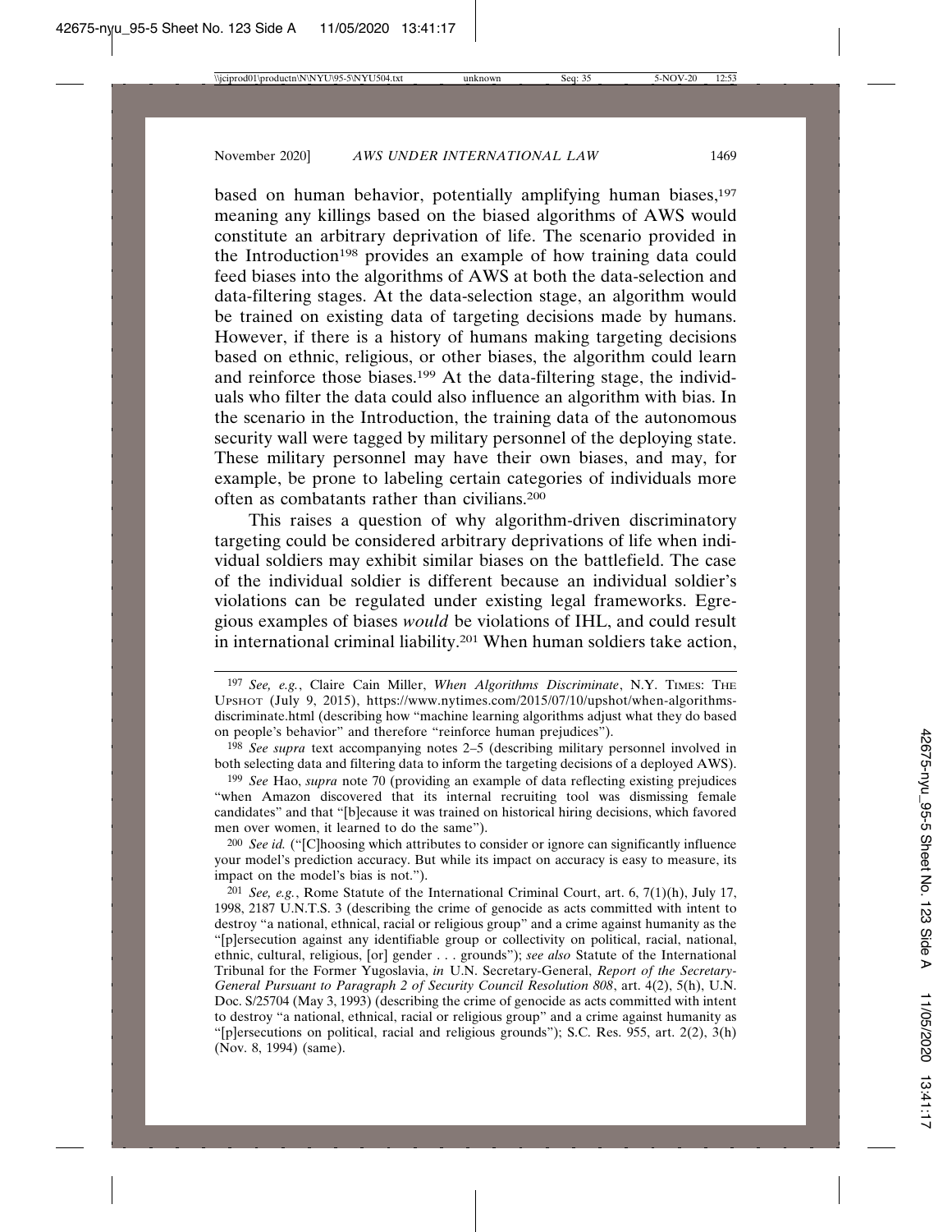based on human behavior, potentially amplifying human biases,[197] meaning any killings based on the biased algorithms of AWS would constitute an arbitrary deprivation of life. The scenario provided in the Introduction[198] provides an example of how training data could feed biases into the algorithms of AWS at both the data-selection and data-filtering stages. At the data-selection stage, an algorithm would be trained on existing data of targeting decisions made by humans. However, if there is a history of humans making targeting decisions based on ethnic, religious, or other biases, the algorithm could learn and reinforce those biases.[199] At the data-filtering stage, the individuals who filter the data could also influence an algorithm with bias. In the scenario in the Introduction, the training data of the autonomous security wall were tagged by military personnel of the deploying state. These military personnel may have their own biases, and may, for example, be prone to labeling certain categories of individuals more often as combatants rather than civilians.[200]

This raises a question of why algorithm-driven discriminatory targeting could be considered arbitrary deprivations of life when individual soldiers may exhibit similar biases on the battlefield. The case of the individual soldier is different because an individual soldier's violations can be regulated under existing legal frameworks. Egregious examples of biases *would* be violations of IHL, and could result in international criminal liability.[201] When human soldiers take action,

---

[197] *See, e.g.*, Claire Cain Miller, *When Algorithms Discriminate*, N.Y. TIMES: THE UPSHOT (July 9, 2015), https://www.nytimes.com/2015/07/10/upshot/when-algorithms-discriminate.html (describing how "machine learning algorithms adjust what they do based on people's behavior" and therefore "reinforce human prejudices").

[198] *See supra* text accompanying notes 2–5 (describing military personnel involved in both selecting data and filtering data to inform the targeting decisions of a deployed AWS).

[199] *See* Hao, *supra* note 70 (providing an example of data reflecting existing prejudices "when Amazon discovered that its internal recruiting tool was dismissing female candidates" and that "[b]ecause it was trained on historical hiring decisions, which favored men over women, it learned to do the same").

[200] *See id.* ("[C]hoosing which attributes to consider or ignore can significantly influence your model's prediction accuracy. But while its impact on accuracy is easy to measure, its impact on the model's bias is not.").

[201] *See, e.g.*, Rome Statute of the International Criminal Court, art. 6, 7(1)(h), July 17, 1998, 2187 U.N.T.S. 3 (describing the crime of genocide as acts committed with intent to destroy "a national, ethnical, racial or religious group" and a crime against humanity as the "[p]ersecution against any identifiable group or collectivity on political, racial, national, ethnic, cultural, religious, [or] gender . . . grounds"); *see also* Statute of the International Tribunal for the Former Yugoslavia, *in* U.N. Secretary-General, *Report of the Secretary-General Pursuant to Paragraph 2 of Security Council Resolution 808*, art. 4(2), 5(h), U.N. Doc. S/25704 (May 3, 1993) (describing the crime of genocide as acts committed with intent to destroy "a national, ethnical, racial or religious group" and a crime against humanity as "[p]ersecutions on political, racial and religious grounds"); S.C. Res. 955, art. 2(2), 3(h) (Nov. 8, 1994) (same).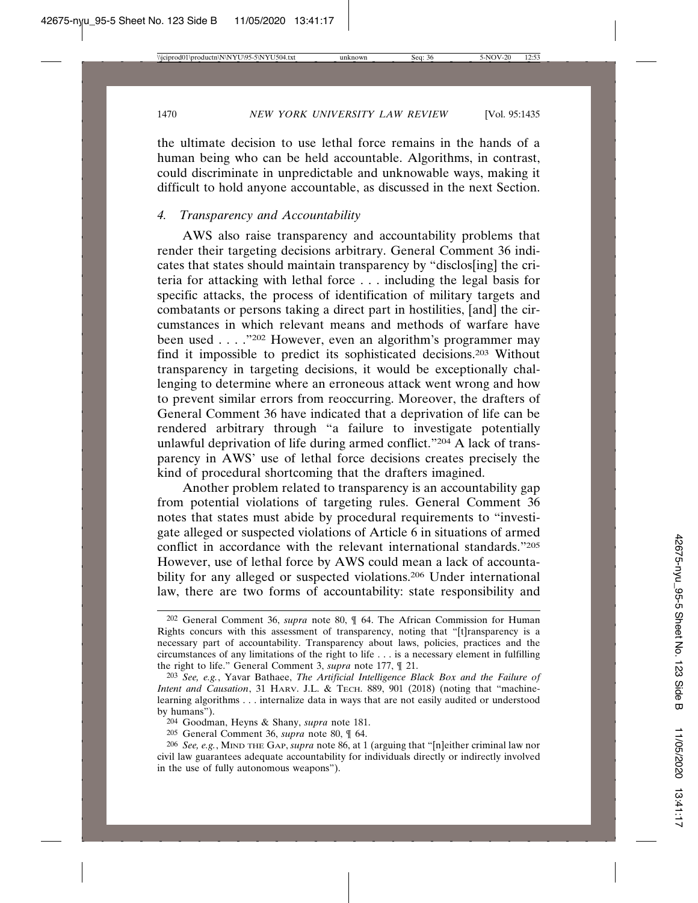the ultimate decision to use lethal force remains in the hands of a human being who can be held accountable. Algorithms, in contrast, could discriminate in unpredictable and unknowable ways, making it difficult to hold anyone accountable, as discussed in the next Section.

### *4. Transparency and Accountability*

AWS also raise transparency and accountability problems that render their targeting decisions arbitrary. General Comment 36 indicates that states should maintain transparency by "disclos[ing] the criteria for attacking with lethal force . . . including the legal basis for specific attacks, the process of identification of military targets and combatants or persons taking a direct part in hostilities, [and] the circumstances in which relevant means and methods of warfare have been used . . . ."[202] However, even an algorithm's programmer may find it impossible to predict its sophisticated decisions.[203] Without transparency in targeting decisions, it would be exceptionally challenging to determine where an erroneous attack went wrong and how to prevent similar errors from reoccurring. Moreover, the drafters of General Comment 36 have indicated that a deprivation of life can be rendered arbitrary through "a failure to investigate potentially unlawful deprivation of life during armed conflict."[204] A lack of transparency in AWS' use of lethal force decisions creates precisely the kind of procedural shortcoming that the drafters imagined.

Another problem related to transparency is an accountability gap from potential violations of targeting rules. General Comment 36 notes that states must abide by procedural requirements to "investigate alleged or suspected violations of Article 6 in situations of armed conflict in accordance with the relevant international standards."[205] However, use of lethal force by AWS could mean a lack of accountability for any alleged or suspected violations.[206] Under international law, there are two forms of accountability: state responsibility and

---

[202] General Comment 36, *supra* note 80, ¶ 64. The African Commission for Human Rights concurs with this assessment of transparency, noting that "[t]ransparency is a necessary part of accountability. Transparency about laws, policies, practices and the circumstances of any limitations of the right to life . . . is a necessary element in fulfilling the right to life." General Comment 3, *supra* note 177, ¶ 21.

[203] *See, e.g.*, Yavar Bathaee, *The Artificial Intelligence Black Box and the Failure of Intent and Causation*, 31 HARV. J.L. & TECH. 889, 901 (2018) (noting that "machine-learning algorithms . . . internalize data in ways that are not easily audited or understood by humans").

[204] Goodman, Heyns & Shany, *supra* note 181.

[205] General Comment 36, *supra* note 80, ¶ 64.

[206] *See, e.g.*, MIND THE GAP, *supra* note 86, at 1 (arguing that "[n]either criminal law nor civil law guarantees adequate accountability for individuals directly or indirectly involved in the use of fully autonomous weapons").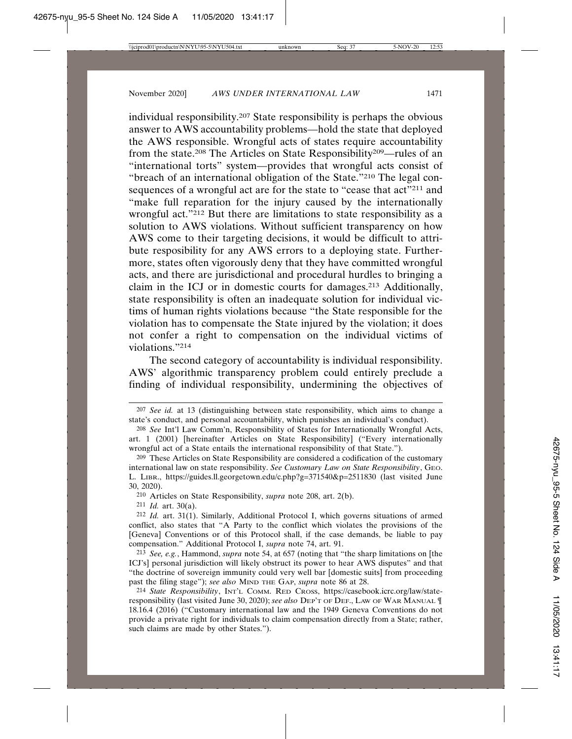individual responsibility.[207] State responsibility is perhaps the obvious answer to AWS accountability problems—hold the state that deployed the AWS responsible. Wrongful acts of states require accountability from the state.[208] The Articles on State Responsibility[209]—rules of an "international torts" system—provides that wrongful acts consist of "breach of an international obligation of the State."[210] The legal consequences of a wrongful act are for the state to "cease that act"[211] and "make full reparation for the injury caused by the internationally wrongful act."[212] But there are limitations to state responsibility as a solution to AWS violations. Without sufficient transparency on how AWS come to their targeting decisions, it would be difficult to attribute resposibility for any AWS errors to a deploying state. Furthermore, states often vigorously deny that they have committed wrongful acts, and there are jurisdictional and procedural hurdles to bringing a claim in the ICJ or in domestic courts for damages.[213] Additionally, state responsibility is often an inadequate solution for individual victims of human rights violations because "the State responsible for the violation has to compensate the State injured by the violation; it does not confer a right to compensation on the individual victims of violations."[214]

The second category of accountability is individual responsibility. AWS' algorithmic transparency problem could entirely preclude a finding of individual responsibility, undermining the objectives of

---

[207] *See id.* at 13 (distinguishing between state responsibility, which aims to change a state's conduct, and personal accountability, which punishes an individual's conduct).

[208] *See* Int'l Law Comm'n, Responsibility of States for Internationally Wrongful Acts, art. 1 (2001) [hereinafter Articles on State Responsibility] ("Every internationally wrongful act of a State entails the international responsibility of that State.").

[209] These Articles on State Responsibility are considered a codification of the customary international law on state responsibility. *See Customary Law on State Responsibility*, GEO. L. LIBR., https://guides.ll.georgetown.edu/c.php?g=371540&p=2511830 (last visited June 30, 2020).

[210] Articles on State Responsibility, *supra* note 208, art. 2(b).

[211] *Id.* art. 30(a).

[212] *Id.* art. 31(1). Similarly, Additional Protocol I, which governs situations of armed conflict, also states that "A Party to the conflict which violates the provisions of the [Geneva] Conventions or of this Protocol shall, if the case demands, be liable to pay compensation." Additional Protocol I, *supra* note 74, art. 91.

[213] *See, e.g.*, Hammond, *supra* note 54, at 657 (noting that "the sharp limitations on [the ICJ's] personal jurisdiction will likely obstruct its power to hear AWS disputes" and that "the doctrine of sovereign immunity could very well bar [domestic suits] from proceeding past the filing stage"); *see also* MIND THE GAP, *supra* note 86 at 28.

[214] *State Responsibility*, INT'L COMM. RED CROSS, https://casebook.icrc.org/law/state-responsibility (last visited June 30, 2020); *see also* DEP'T OF DEF., LAW OF WAR MANUAL ¶ 18.16.4 (2016) ("Customary international law and the 1949 Geneva Conventions do not provide a private right for individuals to claim compensation directly from a State; rather, such claims are made by other States.").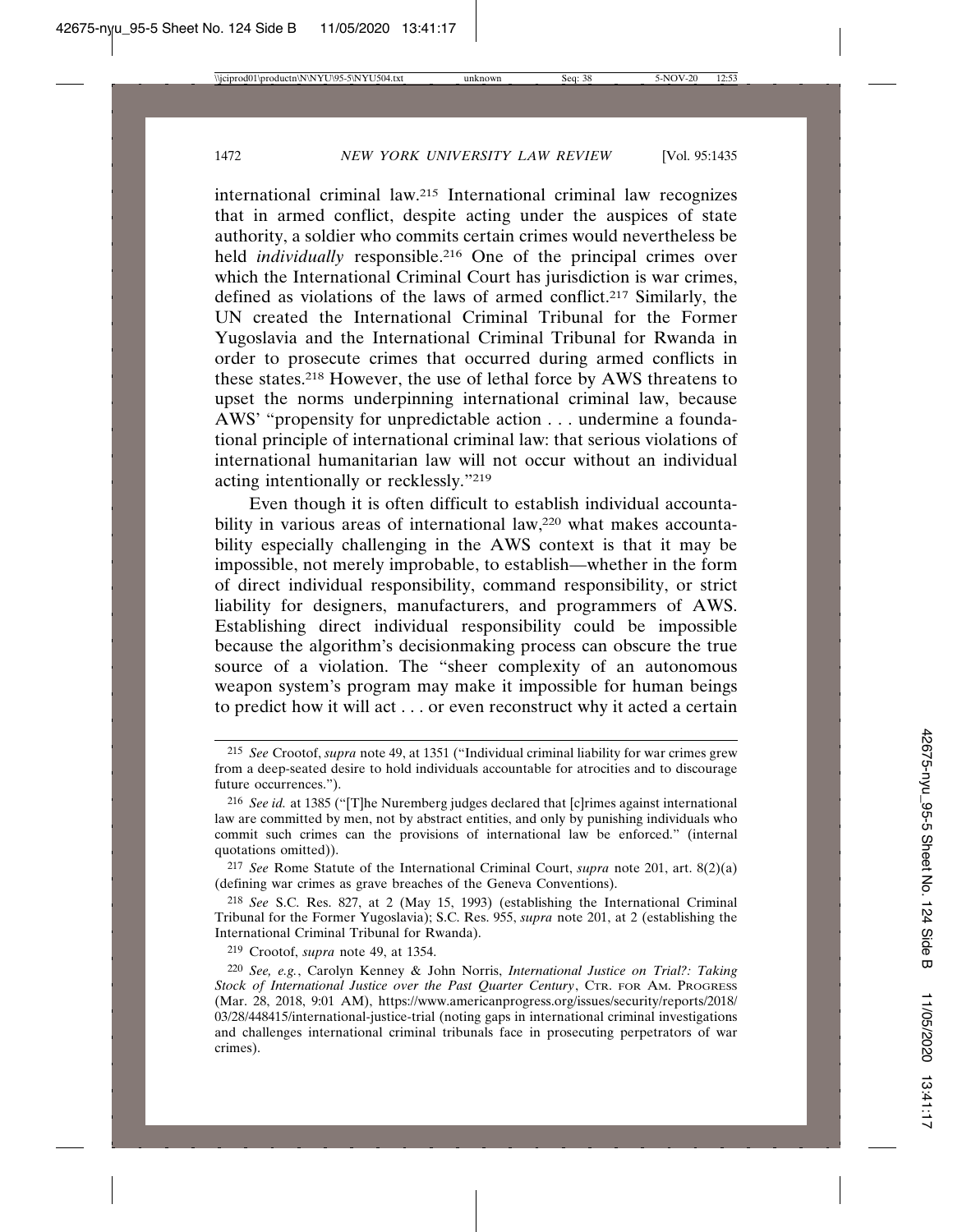international criminal law.[215] International criminal law recognizes that in armed conflict, despite acting under the auspices of state authority, a soldier who commits certain crimes would nevertheless be held *individually* responsible.[216] One of the principal crimes over which the International Criminal Court has jurisdiction is war crimes, defined as violations of the laws of armed conflict.[217] Similarly, the UN created the International Criminal Tribunal for the Former Yugoslavia and the International Criminal Tribunal for Rwanda in order to prosecute crimes that occurred during armed conflicts in these states.[218] However, the use of lethal force by AWS threatens to upset the norms underpinning international criminal law, because AWS' "propensity for unpredictable action . . . undermine a foundational principle of international criminal law: that serious violations of international humanitarian law will not occur without an individual acting intentionally or recklessly."[219]

Even though it is often difficult to establish individual accountability in various areas of international law,[220] what makes accountability especially challenging in the AWS context is that it may be impossible, not merely improbable, to establish—whether in the form of direct individual responsibility, command responsibility, or strict liability for designers, manufacturers, and programmers of AWS. Establishing direct individual responsibility could be impossible because the algorithm's decisionmaking process can obscure the true source of a violation. The "sheer complexity of an autonomous weapon system's program may make it impossible for human beings to predict how it will act . . . or even reconstruct why it acted a certain

---

215 *See* Crootof, *supra* note 49, at 1351 ("Individual criminal liability for war crimes grew from a deep-seated desire to hold individuals accountable for atrocities and to discourage future occurrences.").

216 *See id.* at 1385 ("[T]he Nuremberg judges declared that [c]rimes against international law are committed by men, not by abstract entities, and only by punishing individuals who commit such crimes can the provisions of international law be enforced." (internal quotations omitted)).

217 *See* Rome Statute of the International Criminal Court, *supra* note 201, art. 8(2)(a) (defining war crimes as grave breaches of the Geneva Conventions).

218 *See* S.C. Res. 827, at 2 (May 15, 1993) (establishing the International Criminal Tribunal for the Former Yugoslavia); S.C. Res. 955, *supra* note 201, at 2 (establishing the International Criminal Tribunal for Rwanda).

219 Crootof, *supra* note 49, at 1354.

220 *See, e.g.*, Carolyn Kenney & John Norris, *International Justice on Trial?: Taking Stock of International Justice over the Past Quarter Century*, CTR. FOR AM. PROGRESS (Mar. 28, 2018, 9:01 AM), https://www.americanprogress.org/issues/security/reports/2018/03/28/448415/international-justice-trial (noting gaps in international criminal investigations and challenges international criminal tribunals face in prosecuting perpetrators of war crimes).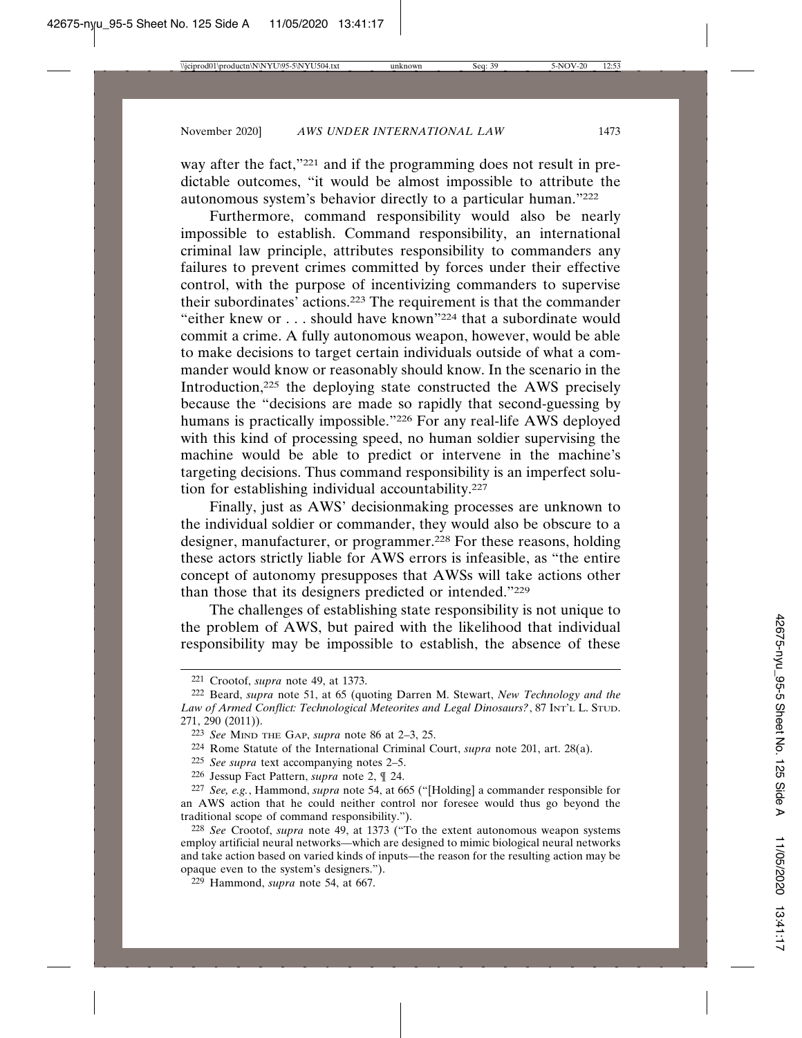way after the fact,"[221] and if the programming does not result in predictable outcomes, "it would be almost impossible to attribute the autonomous system's behavior directly to a particular human."[222]

Furthermore, command responsibility would also be nearly impossible to establish. Command responsibility, an international criminal law principle, attributes responsibility to commanders any failures to prevent crimes committed by forces under their effective control, with the purpose of incentivizing commanders to supervise their subordinates' actions.[223] The requirement is that the commander "either knew or . . . should have known"[224] that a subordinate would commit a crime. A fully autonomous weapon, however, would be able to make decisions to target certain individuals outside of what a commander would know or reasonably should know. In the scenario in the Introduction,[225] the deploying state constructed the AWS precisely because the "decisions are made so rapidly that second-guessing by humans is practically impossible."[226] For any real-life AWS deployed with this kind of processing speed, no human soldier supervising the machine would be able to predict or intervene in the machine's targeting decisions. Thus command responsibility is an imperfect solution for establishing individual accountability.[227]

Finally, just as AWS' decisionmaking processes are unknown to the individual soldier or commander, they would also be obscure to a designer, manufacturer, or programmer.[228] For these reasons, holding these actors strictly liable for AWS errors is infeasible, as "the entire concept of autonomy presupposes that AWSs will take actions other than those that its designers predicted or intended."[229]

The challenges of establishing state responsibility is not unique to the problem of AWS, but paired with the likelihood that individual responsibility may be impossible to establish, the absence of these

---

[221] Crootof, *supra* note 49, at 1373.

[222] Beard, *supra* note 51, at 65 (quoting Darren M. Stewart, *New Technology and the Law of Armed Conflict: Technological Meteorites and Legal Dinosaurs?*, 87 INT'L L. STUD. 271, 290 (2011)).

[223] *See* MIND THE GAP, *supra* note 86 at 2–3, 25.

[224] Rome Statute of the International Criminal Court, *supra* note 201, art. 28(a).

[225] *See supra* text accompanying notes 2–5.

[226] Jessup Fact Pattern, *supra* note 2, ¶ 24.

[227] *See, e.g.*, Hammond, *supra* note 54, at 665 ("[Holding] a commander responsible for an AWS action that he could neither control nor foresee would thus go beyond the traditional scope of command responsibility.").

[228] *See* Crootof, *supra* note 49, at 1373 ("To the extent autonomous weapon systems employ artificial neural networks—which are designed to mimic biological neural networks and take action based on varied kinds of inputs—the reason for the resulting action may be opaque even to the system's designers.").

[229] Hammond, *supra* note 54, at 667.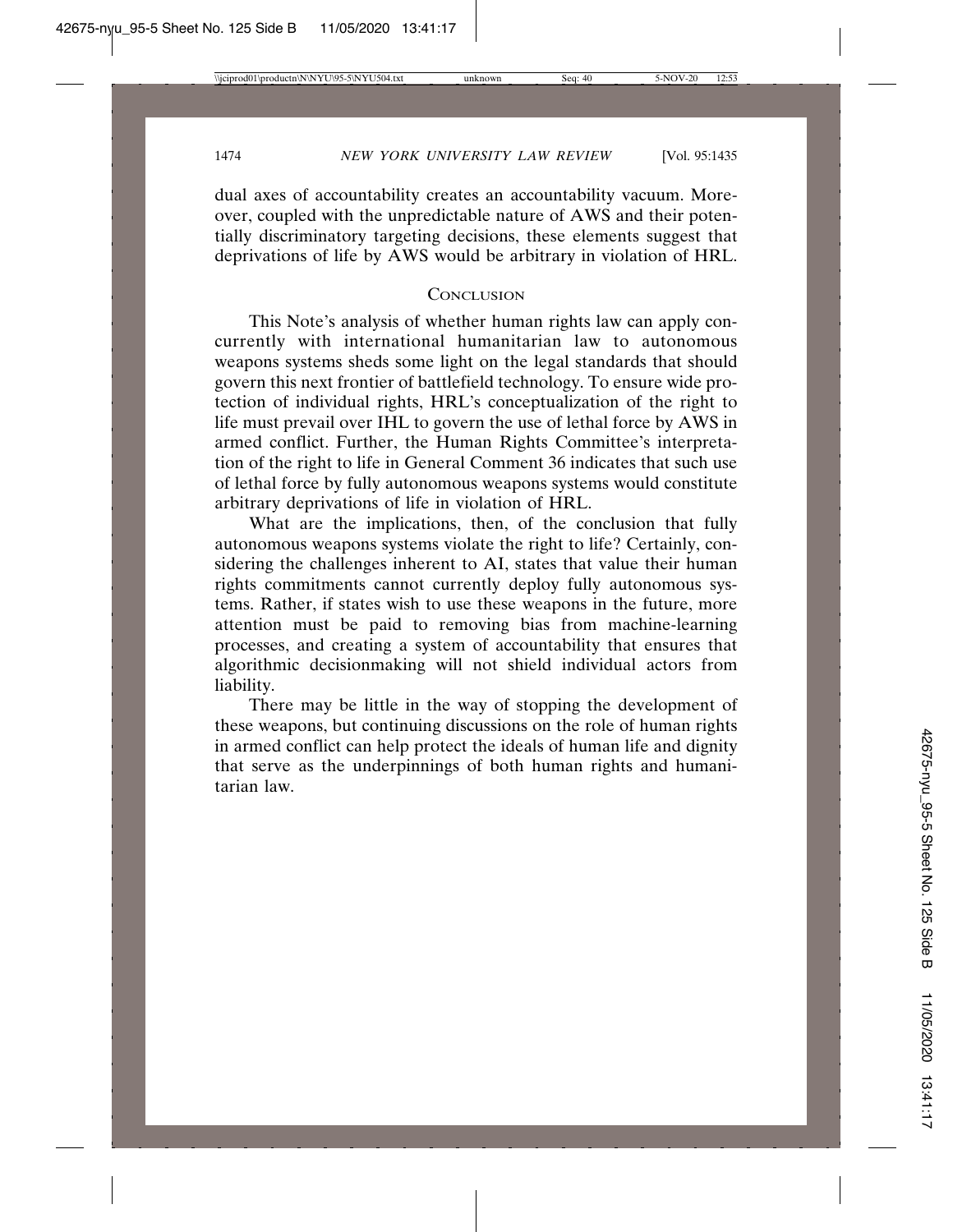dual axes of accountability creates an accountability vacuum. Moreover, coupled with the unpredictable nature of AWS and their potentially discriminatory targeting decisions, these elements suggest that deprivations of life by AWS would be arbitrary in violation of HRL.

## Conclusion

This Note's analysis of whether human rights law can apply concurrently with international humanitarian law to autonomous weapons systems sheds some light on the legal standards that should govern this next frontier of battlefield technology. To ensure wide protection of individual rights, HRL's conceptualization of the right to life must prevail over IHL to govern the use of lethal force by AWS in armed conflict. Further, the Human Rights Committee's interpretation of the right to life in General Comment 36 indicates that such use of lethal force by fully autonomous weapons systems would constitute arbitrary deprivations of life in violation of HRL.

What are the implications, then, of the conclusion that fully autonomous weapons systems violate the right to life? Certainly, considering the challenges inherent to AI, states that value their human rights commitments cannot currently deploy fully autonomous systems. Rather, if states wish to use these weapons in the future, more attention must be paid to removing bias from machine-learning processes, and creating a system of accountability that ensures that algorithmic decisionmaking will not shield individual actors from liability.

There may be little in the way of stopping the development of these weapons, but continuing discussions on the role of human rights in armed conflict can help protect the ideals of human life and dignity that serve as the underpinnings of both human rights and humanitarian law.